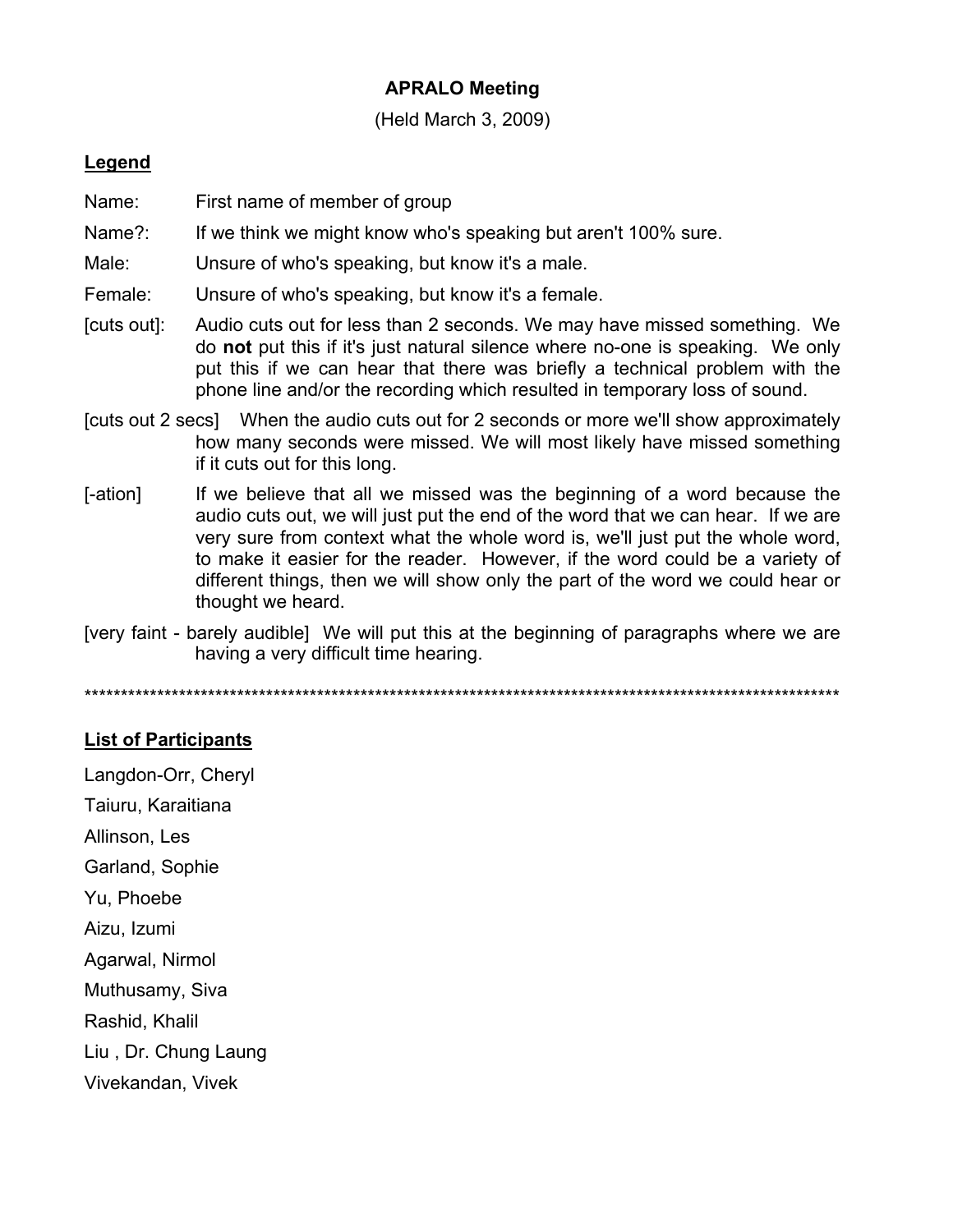# APRALO Meeting

(Held March 3, 2009)

## Legend

Name: First name of member of group

Name?: If we think we might know who's speaking but aren't 100% sure.

Male: Unsure of who's speaking, but know it's a male.

Female: Unsure of who's speaking, but know it's a female.

[cuts out]: Audio cuts out for less than 2 seconds. We may have missed something. We do **not** put this if it's just natural silence where no-one is speaking. We only put this if we can hear that there was briefly a technical problem with the phone line and/or the recording which resulted in temporary loss of sound.

[cuts out 2 secs] When the audio cuts out for 2 seconds or more we'll show approximately how many seconds were missed. We will most likely have missed something if it cuts out for this long.

[-ation] If we believe that all we missed was the beginning of a word because the audio cuts out, we will just put the end of the word that we can hear. If we are very sure from context what the whole word is, we'll just put the whole word, to make it easier for the reader. However, if the word could be a variety of different things, then we will show only the part of the word we could hear or thought we heard.

[very faint - barely audible] We will put this at the beginning of paragraphs where we are having a very difficult time hearing.

*****************************************************************************************************************

## List of Participants

Langdon-Orr, Cheryl

Taiuru, Karaitiana

Allinson, Les

Garland, Sophie

Yu, Phoebe

Aizu, Izumi

Agarwal, Nirmol

Muthusamy, Siva

Rashid, Khalil

Liu , Dr. Chung Laung

Vivekandan, Vivek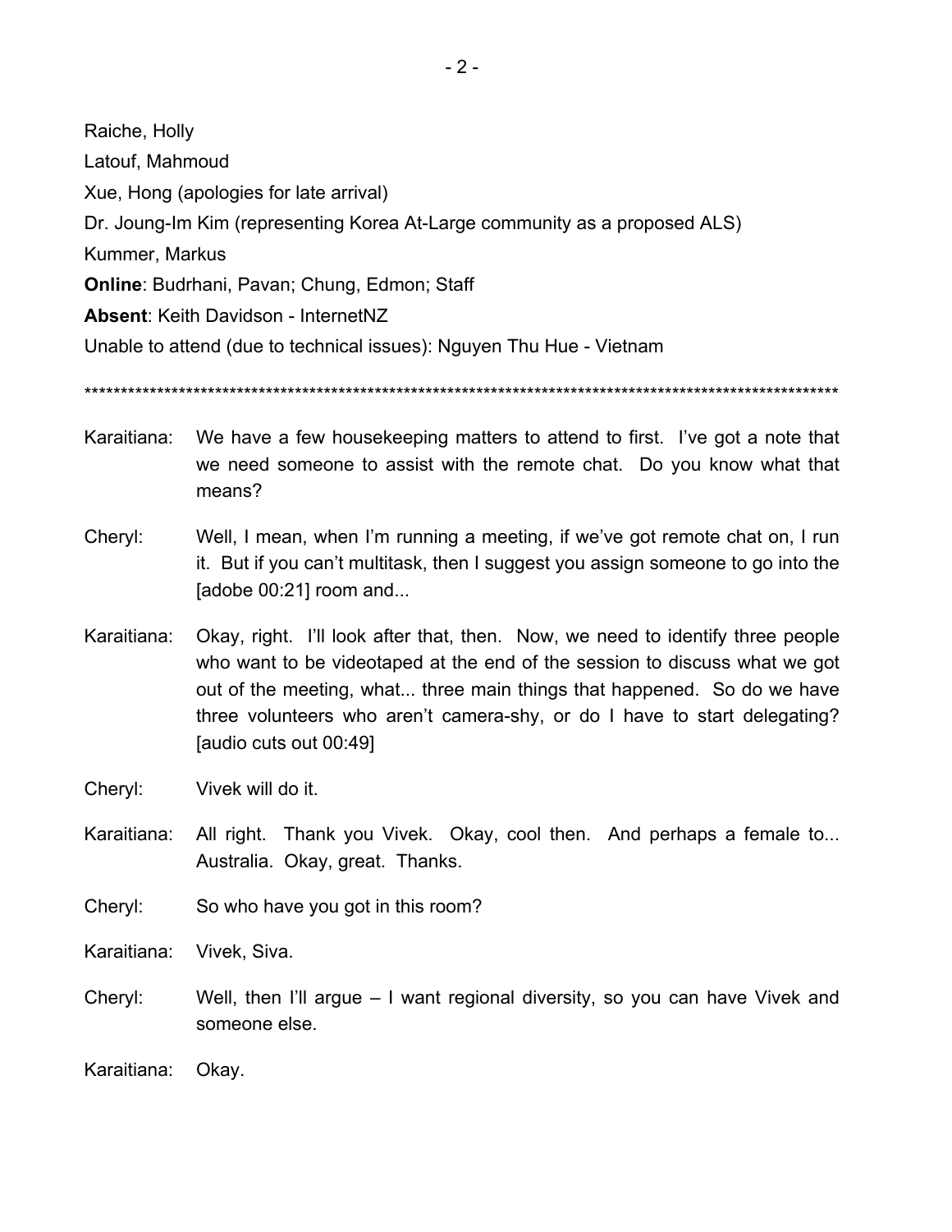Raiche, Holly

Latouf, Mahmoud

Xue, Hong (apologies for late arrival)

Dr. Joung-Im Kim (representing Korea At-Large community as a proposed ALS)

Kummer, Markus

**Online**: Budrhani, Pavan; Chung, Edmon; Staff

**Absent**: Keith Davidson - InternetNZ

Unable to attend (due to technical issues): Nguyen Thu Hue - Vietnam

*************************************************************************************************************

Karaitiana: We have a few housekeeping matters to attend to first. I've got a note that we need someone to assist with the remote chat. Do you know what that means?

Cheryl: Well, I mean, when I'm running a meeting, if we've got remote chat on, I run it. But if you can't multitask, then I suggest you assign someone to go into the [adobe 00:21] room and...

Karaitiana: Okay, right. I'll look after that, then. Now, we need to identify three people who want to be videotaped at the end of the session to discuss what we got out of the meeting, what... three main things that happened. So do we have three volunteers who aren't camera-shy, or do I have to start delegating? [audio cuts out 00:49]

Cheryl: Vivek will do it.

Karaitiana: All right. Thank you Vivek. Okay, cool then. And perhaps a female to... Australia. Okay, great. Thanks.

Cheryl: So who have you got in this room?

Karaitiana: Vivek, Siva.

Cheryl: Well, then I'll argue – I want regional diversity, so you can have Vivek and someone else.

Karaitiana: Okay.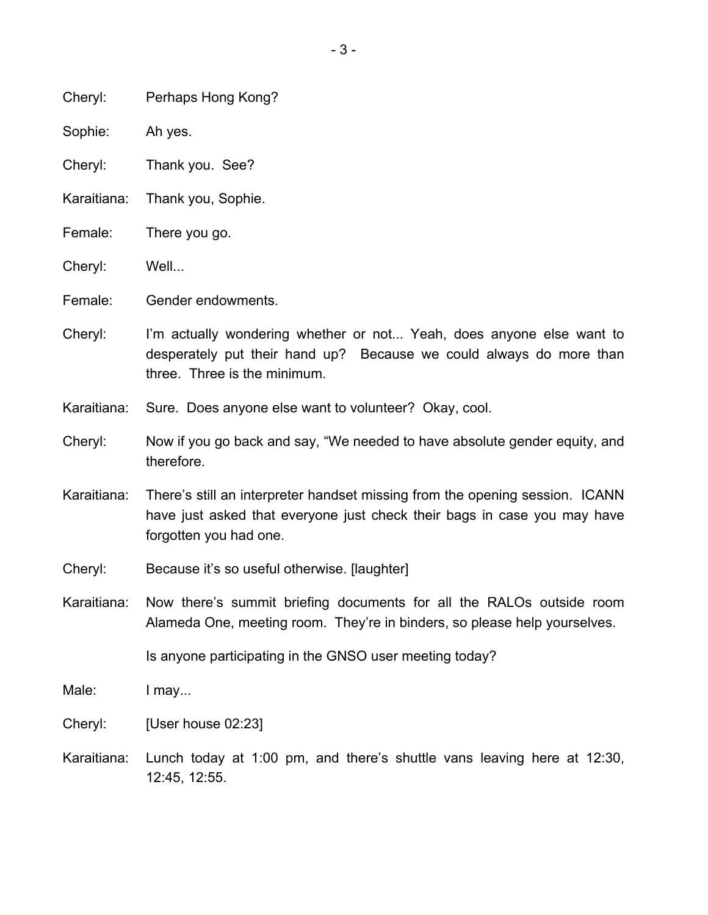Cheryl: Perhaps Hong Kong?

Sophie: Ah yes.

Cheryl: Thank you. See?

Karaitiana: Thank you, Sophie.

Female: There you go.

Cheryl: Well...

Female: Gender endowments.

Cheryl: I'm actually wondering whether or not... Yeah, does anyone else want to desperately put their hand up? Because we could always do more than three. Three is the minimum.

Karaitiana: Sure. Does anyone else want to volunteer? Okay, cool.

Cheryl: Now if you go back and say, "We needed to have absolute gender equity, and therefore.

Karaitiana: There's still an interpreter handset missing from the opening session. ICANN have just asked that everyone just check their bags in case you may have forgotten you had one.

Cheryl: Because it's so useful otherwise. [laughter]

Karaitiana: Now there's summit briefing documents for all the RALOs outside room Alameda One, meeting room. They're in binders, so please help yourselves.

Is anyone participating in the GNSO user meeting today?

Male: I may...

Cheryl: [User house 02:23]

Karaitiana: Lunch today at 1:00 pm, and there's shuttle vans leaving here at 12:30, 12:45, 12:55.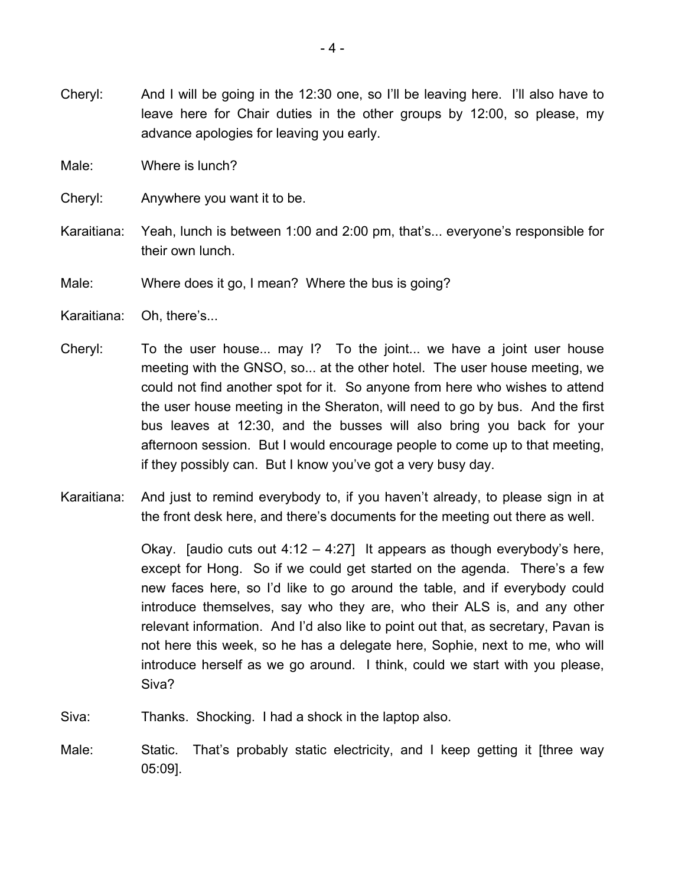Cheryl: And I will be going in the 12:30 one, so I'll be leaving here. I'll also have to leave here for Chair duties in the other groups by 12:00, so please, my advance apologies for leaving you early.

Male: Where is lunch?

Cheryl: Anywhere you want it to be.

Karaitiana: Yeah, lunch is between 1:00 and 2:00 pm, that's... everyone's responsible for their own lunch.

Male: Where does it go, I mean? Where the bus is going?

Karaitiana: Oh, there's...

Cheryl: To the user house... may I? To the joint... we have a joint user house meeting with the GNSO, so... at the other hotel. The user house meeting, we could not find another spot for it. So anyone from here who wishes to attend the user house meeting in the Sheraton, will need to go by bus. And the first bus leaves at 12:30, and the busses will also bring you back for your afternoon session. But I would encourage people to come up to that meeting, if they possibly can. But I know you've got a very busy day.

Karaitiana: And just to remind everybody to, if you haven't already, to please sign in at the front desk here, and there's documents for the meeting out there as well.

Okay. [audio cuts out 4:12 – 4:27] It appears as though everybody's here, except for Hong. So if we could get started on the agenda. There's a few new faces here, so I'd like to go around the table, and if everybody could introduce themselves, say who they are, who their ALS is, and any other relevant information. And I'd also like to point out that, as secretary, Pavan is not here this week, so he has a delegate here, Sophie, next to me, who will introduce herself as we go around. I think, could we start with you please, Siva?

Siva: Thanks. Shocking. I had a shock in the laptop also.

Male: Static. That's probably static electricity, and I keep getting it [three way 05:09].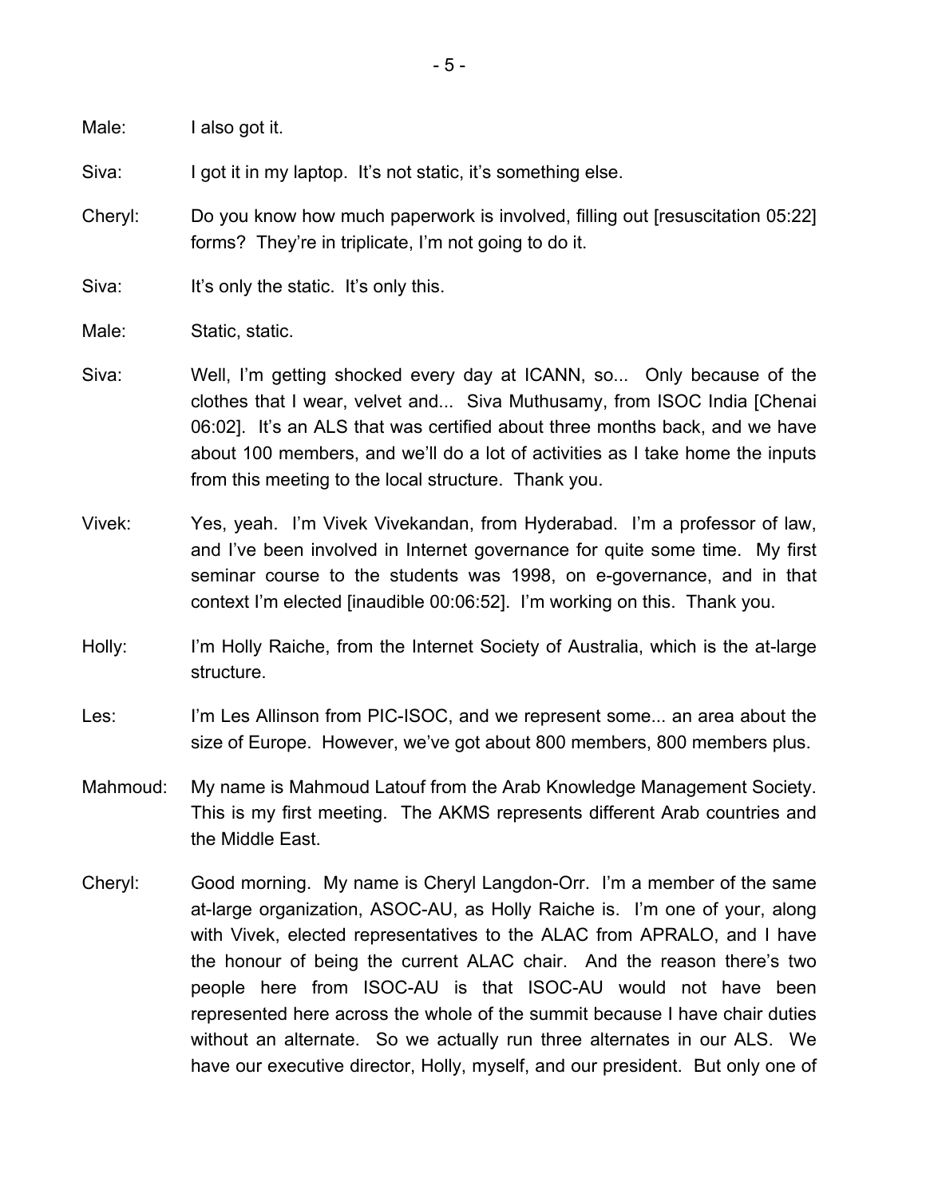Male: I also got it.

Siva: I got it in my laptop. It's not static, it's something else.

Cheryl: Do you know how much paperwork is involved, filling out [resuscitation 05:22] forms? They're in triplicate, I'm not going to do it.

Siva: It's only the static. It's only this.

Male: Static, static.

Siva: Well, I'm getting shocked every day at ICANN, so... Only because of the clothes that I wear, velvet and... Siva Muthusamy, from ISOC India [Chenai 06:02]. It's an ALS that was certified about three months back, and we have about 100 members, and we'll do a lot of activities as I take home the inputs from this meeting to the local structure. Thank you.

Vivek: Yes, yeah. I'm Vivek Vivekandan, from Hyderabad. I'm a professor of law, and I've been involved in Internet governance for quite some time. My first seminar course to the students was 1998, on e-governance, and in that context I'm elected [inaudible 00:06:52]. I'm working on this. Thank you.

Holly: I'm Holly Raiche, from the Internet Society of Australia, which is the at-large structure.

Les: I'm Les Allinson from PIC-ISOC, and we represent some... an area about the size of Europe. However, we've got about 800 members, 800 members plus.

Mahmoud: My name is Mahmoud Latouf from the Arab Knowledge Management Society. This is my first meeting. The AKMS represents different Arab countries and the Middle East.

Cheryl: Good morning. My name is Cheryl Langdon-Orr. I'm a member of the same at-large organization, ASOC-AU, as Holly Raiche is. I'm one of your, along with Vivek, elected representatives to the ALAC from APRALO, and I have the honour of being the current ALAC chair. And the reason there's two people here from ISOC-AU is that ISOC-AU would not have been represented here across the whole of the summit because I have chair duties without an alternate. So we actually run three alternates in our ALS. We have our executive director, Holly, myself, and our president. But only one of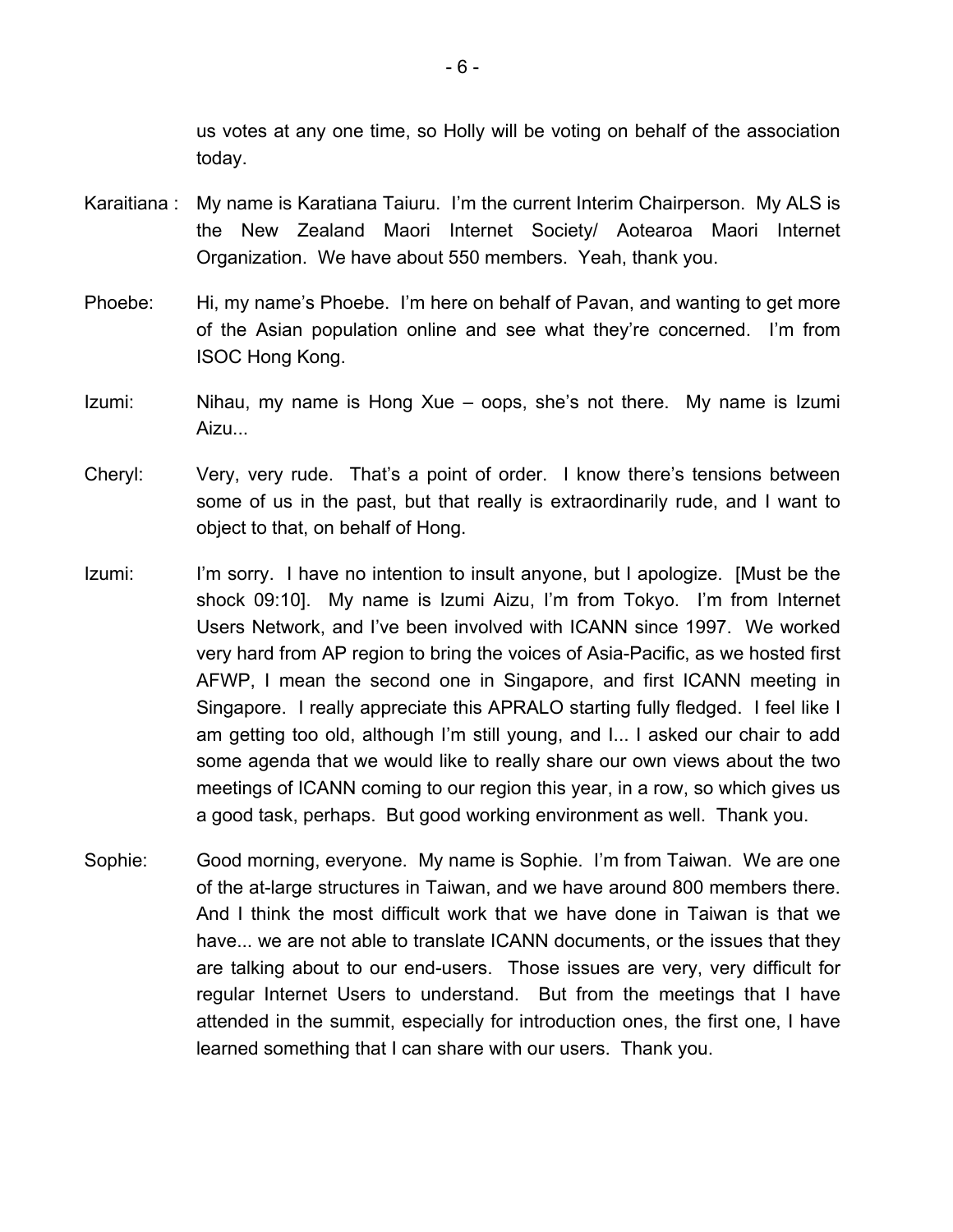us votes at any one time, so Holly will be voting on behalf of the association today.

Karaitiana : My name is Karatiana Taiuru. I'm the current Interim Chairperson. My ALS is the New Zealand Maori Internet Society/ Aotearoa Maori Internet Organization. We have about 550 members. Yeah, thank you.

Phoebe: Hi, my name's Phoebe. I'm here on behalf of Pavan, and wanting to get more of the Asian population online and see what they're concerned. I'm from ISOC Hong Kong.

Izumi: Nihau, my name is Hong Xue – oops, she's not there. My name is Izumi Aizu...

Cheryl: Very, very rude. That's a point of order. I know there's tensions between some of us in the past, but that really is extraordinarily rude, and I want to object to that, on behalf of Hong.

Izumi: I'm sorry. I have no intention to insult anyone, but I apologize. [Must be the shock 09:10]. My name is Izumi Aizu, I'm from Tokyo. I'm from Internet Users Network, and I've been involved with ICANN since 1997. We worked very hard from AP region to bring the voices of Asia-Pacific, as we hosted first AFWP, I mean the second one in Singapore, and first ICANN meeting in Singapore. I really appreciate this APRALO starting fully fledged. I feel like I am getting too old, although I'm still young, and I... I asked our chair to add some agenda that we would like to really share our own views about the two meetings of ICANN coming to our region this year, in a row, so which gives us a good task, perhaps. But good working environment as well. Thank you.

Sophie: Good morning, everyone. My name is Sophie. I'm from Taiwan. We are one of the at-large structures in Taiwan, and we have around 800 members there. And I think the most difficult work that we have done in Taiwan is that we have... we are not able to translate ICANN documents, or the issues that they are talking about to our end-users. Those issues are very, very difficult for regular Internet Users to understand. But from the meetings that I have attended in the summit, especially for introduction ones, the first one, I have learned something that I can share with our users. Thank you.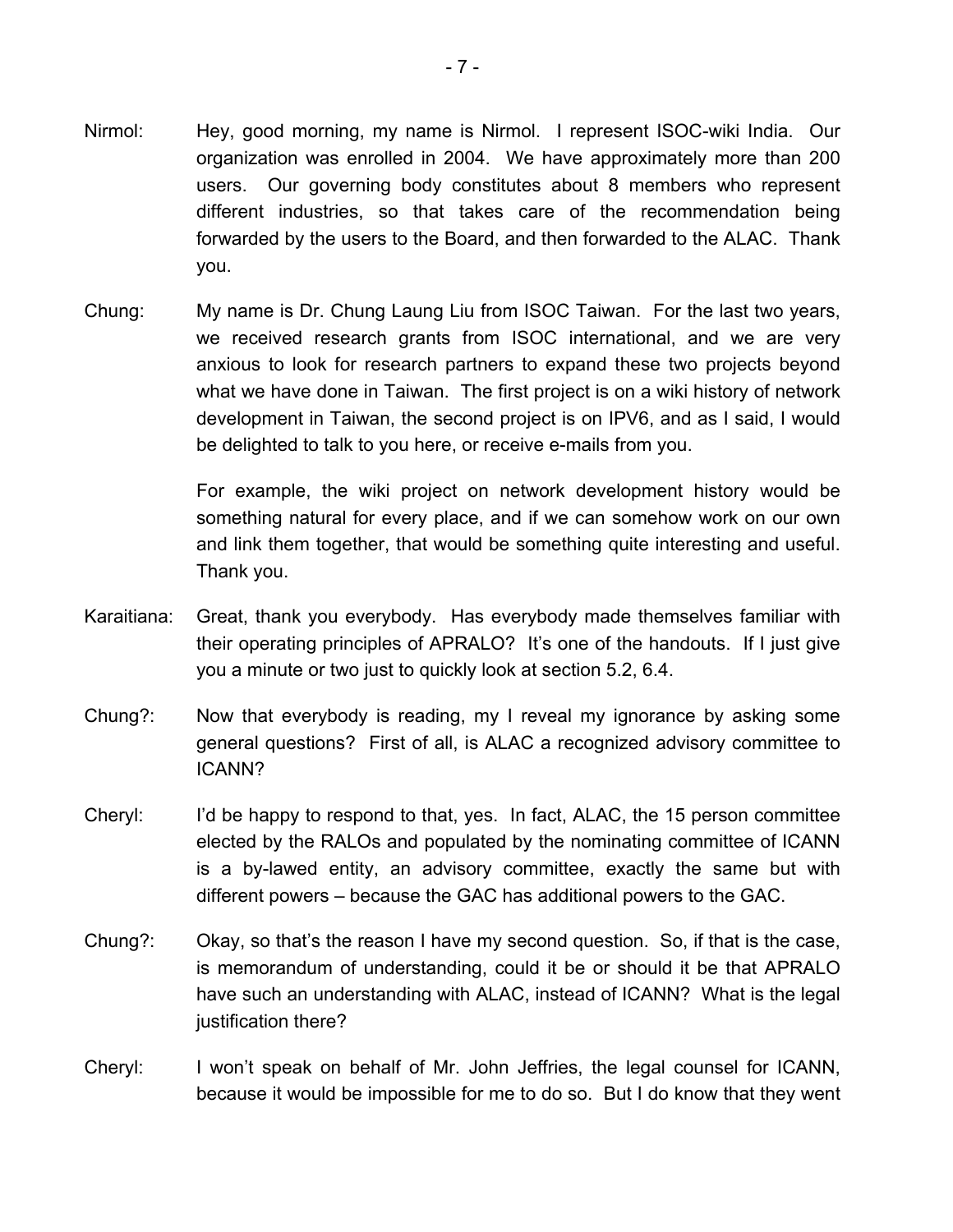Nirmol: Hey, good morning, my name is Nirmol. I represent ISOC-wiki India. Our organization was enrolled in 2004. We have approximately more than 200 users. Our governing body constitutes about 8 members who represent different industries, so that takes care of the recommendation being forwarded by the users to the Board, and then forwarded to the ALAC. Thank you.

Chung: My name is Dr. Chung Laung Liu from ISOC Taiwan. For the last two years, we received research grants from ISOC international, and we are very anxious to look for research partners to expand these two projects beyond what we have done in Taiwan. The first project is on a wiki history of network development in Taiwan, the second project is on IPV6, and as I said, I would be delighted to talk to you here, or receive e-mails from you.

For example, the wiki project on network development history would be something natural for every place, and if we can somehow work on our own and link them together, that would be something quite interesting and useful. Thank you.

Karaitiana: Great, thank you everybody. Has everybody made themselves familiar with their operating principles of APRALO? It's one of the handouts. If I just give you a minute or two just to quickly look at section 5.2, 6.4.

Chung?: Now that everybody is reading, my I reveal my ignorance by asking some general questions? First of all, is ALAC a recognized advisory committee to ICANN?

Cheryl: I'd be happy to respond to that, yes. In fact, ALAC, the 15 person committee elected by the RALOs and populated by the nominating committee of ICANN is a by-lawed entity, an advisory committee, exactly the same but with different powers – because the GAC has additional powers to the GAC.

Chung?: Okay, so that's the reason I have my second question. So, if that is the case, is memorandum of understanding, could it be or should it be that APRALO have such an understanding with ALAC, instead of ICANN? What is the legal justification there?

Cheryl: I won't speak on behalf of Mr. John Jeffries, the legal counsel for ICANN, because it would be impossible for me to do so. But I do know that they went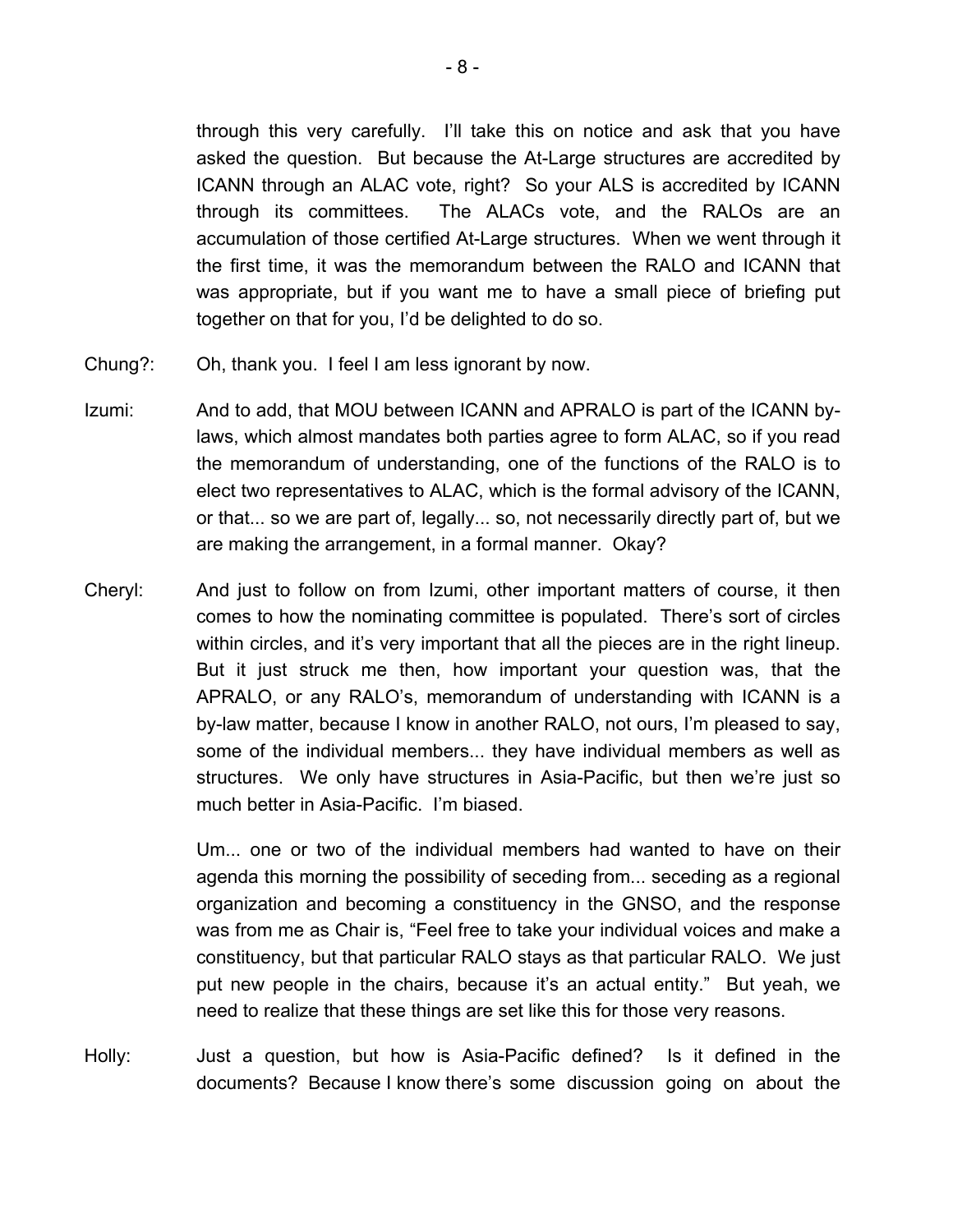through this very carefully. I'll take this on notice and ask that you have asked the question. But because the At-Large structures are accredited by ICANN through an ALAC vote, right? So your ALS is accredited by ICANN through its committees. The ALACs vote, and the RALOs are an accumulation of those certified At-Large structures. When we went through it the first time, it was the memorandum between the RALO and ICANN that was appropriate, but if you want me to have a small piece of briefing put together on that for you, I'd be delighted to do so.

Chung?: Oh, thank you. I feel I am less ignorant by now.

Izumi: And to add, that MOU between ICANN and APRALO is part of the ICANN by-laws, which almost mandates both parties agree to form ALAC, so if you read the memorandum of understanding, one of the functions of the RALO is to elect two representatives to ALAC, which is the formal advisory of the ICANN, or that... so we are part of, legally... so, not necessarily directly part of, but we are making the arrangement, in a formal manner. Okay?

Cheryl: And just to follow on from Izumi, other important matters of course, it then comes to how the nominating committee is populated. There's sort of circles within circles, and it's very important that all the pieces are in the right lineup. But it just struck me then, how important your question was, that the APRALO, or any RALO's, memorandum of understanding with ICANN is a by-law matter, because I know in another RALO, not ours, I'm pleased to say, some of the individual members... they have individual members as well as structures. We only have structures in Asia-Pacific, but then we're just so much better in Asia-Pacific. I'm biased.

Um... one or two of the individual members had wanted to have on their agenda this morning the possibility of seceding from... seceding as a regional organization and becoming a constituency in the GNSO, and the response was from me as Chair is, "Feel free to take your individual voices and make a constituency, but that particular RALO stays as that particular RALO. We just put new people in the chairs, because it's an actual entity." But yeah, we need to realize that these things are set like this for those very reasons.

Holly: Just a question, but how is Asia-Pacific defined? Is it defined in the documents? Because I know there's some discussion going on about the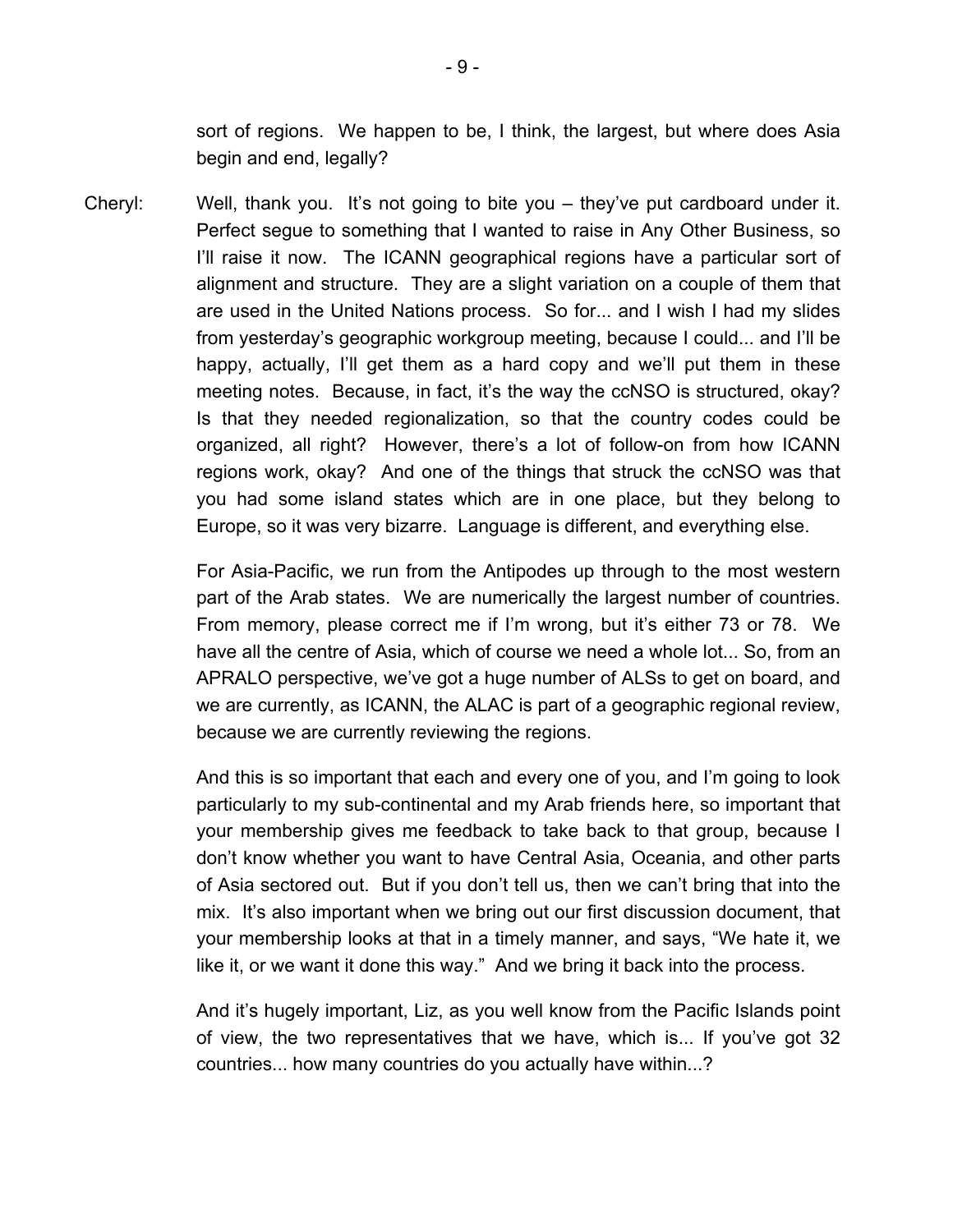sort of regions. We happen to be, I think, the largest, but where does Asia begin and end, legally?

Cheryl: Well, thank you. It's not going to bite you – they've put cardboard under it. Perfect segue to something that I wanted to raise in Any Other Business, so I'll raise it now. The ICANN geographical regions have a particular sort of alignment and structure. They are a slight variation on a couple of them that are used in the United Nations process. So for... and I wish I had my slides from yesterday's geographic workgroup meeting, because I could... and I'll be happy, actually, I'll get them as a hard copy and we'll put them in these meeting notes. Because, in fact, it's the way the ccNSO is structured, okay? Is that they needed regionalization, so that the country codes could be organized, all right? However, there's a lot of follow-on from how ICANN regions work, okay? And one of the things that struck the ccNSO was that you had some island states which are in one place, but they belong to Europe, so it was very bizarre. Language is different, and everything else.

For Asia-Pacific, we run from the Antipodes up through to the most western part of the Arab states. We are numerically the largest number of countries. From memory, please correct me if I'm wrong, but it's either 73 or 78. We have all the centre of Asia, which of course we need a whole lot... So, from an APRALO perspective, we've got a huge number of ALSs to get on board, and we are currently, as ICANN, the ALAC is part of a geographic regional review, because we are currently reviewing the regions.

And this is so important that each and every one of you, and I'm going to look particularly to my sub-continental and my Arab friends here, so important that your membership gives me feedback to take back to that group, because I don't know whether you want to have Central Asia, Oceania, and other parts of Asia sectored out. But if you don't tell us, then we can't bring that into the mix. It's also important when we bring out our first discussion document, that your membership looks at that in a timely manner, and says, "We hate it, we like it, or we want it done this way." And we bring it back into the process.

And it's hugely important, Liz, as you well know from the Pacific Islands point of view, the two representatives that we have, which is... If you've got 32 countries... how many countries do you actually have within...?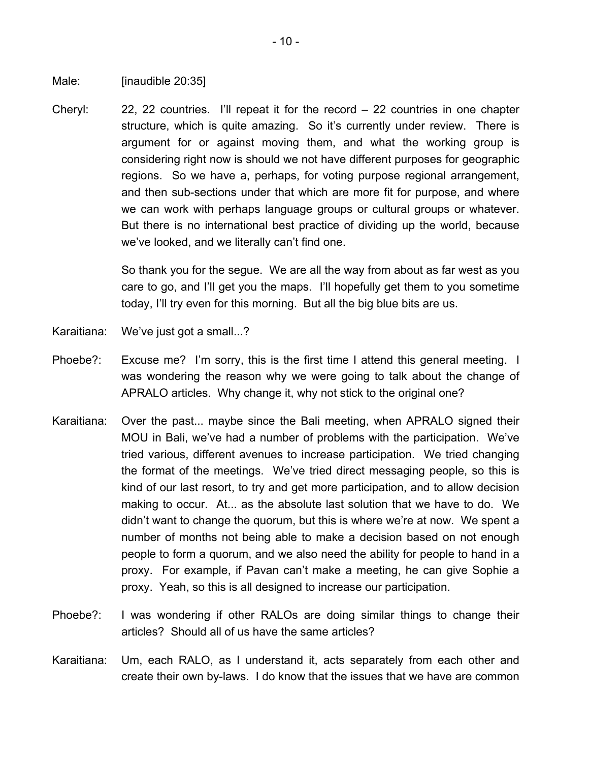Male: [inaudible 20:35]

Cheryl: 22, 22 countries. I'll repeat it for the record – 22 countries in one chapter structure, which is quite amazing. So it's currently under review. There is argument for or against moving them, and what the working group is considering right now is should we not have different purposes for geographic regions. So we have a, perhaps, for voting purpose regional arrangement, and then sub-sections under that which are more fit for purpose, and where we can work with perhaps language groups or cultural groups or whatever. But there is no international best practice of dividing up the world, because we've looked, and we literally can't find one.

So thank you for the segue. We are all the way from about as far west as you care to go, and I'll get you the maps. I'll hopefully get them to you sometime today, I'll try even for this morning. But all the big blue bits are us.

Karaitiana: We've just got a small...?

Phoebe?: Excuse me? I'm sorry, this is the first time I attend this general meeting. I was wondering the reason why we were going to talk about the change of APRALO articles. Why change it, why not stick to the original one?

Karaitiana: Over the past... maybe since the Bali meeting, when APRALO signed their MOU in Bali, we've had a number of problems with the participation. We've tried various, different avenues to increase participation. We tried changing the format of the meetings. We've tried direct messaging people, so this is kind of our last resort, to try and get more participation, and to allow decision making to occur. At... as the absolute last solution that we have to do. We didn't want to change the quorum, but this is where we're at now. We spent a number of months not being able to make a decision based on not enough people to form a quorum, and we also need the ability for people to hand in a proxy. For example, if Pavan can't make a meeting, he can give Sophie a proxy. Yeah, so this is all designed to increase our participation.

Phoebe?: I was wondering if other RALOs are doing similar things to change their articles? Should all of us have the same articles?

Karaitiana: Um, each RALO, as I understand it, acts separately from each other and create their own by-laws. I do know that the issues that we have are common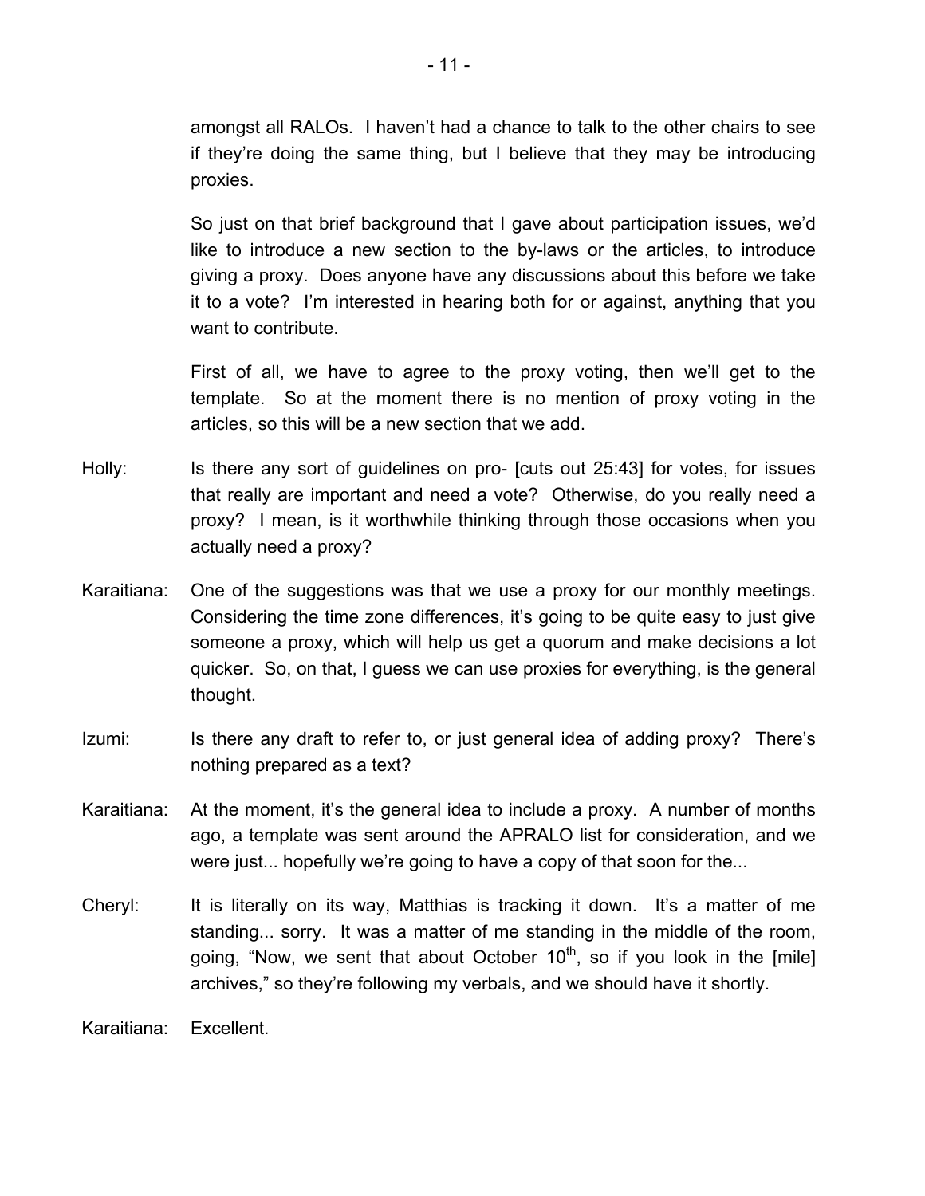amongst all RALOs. I haven't had a chance to talk to the other chairs to see if they're doing the same thing, but I believe that they may be introducing proxies.

So just on that brief background that I gave about participation issues, we'd like to introduce a new section to the by-laws or the articles, to introduce giving a proxy. Does anyone have any discussions about this before we take it to a vote? I'm interested in hearing both for or against, anything that you want to contribute.

First of all, we have to agree to the proxy voting, then we'll get to the template. So at the moment there is no mention of proxy voting in the articles, so this will be a new section that we add.

Holly: Is there any sort of guidelines on pro- [cuts out 25:43] for votes, for issues that really are important and need a vote? Otherwise, do you really need a proxy? I mean, is it worthwhile thinking through those occasions when you actually need a proxy?

Karaitiana: One of the suggestions was that we use a proxy for our monthly meetings. Considering the time zone differences, it's going to be quite easy to just give someone a proxy, which will help us get a quorum and make decisions a lot quicker. So, on that, I guess we can use proxies for everything, is the general thought.

Izumi: Is there any draft to refer to, or just general idea of adding proxy? There's nothing prepared as a text?

Karaitiana: At the moment, it's the general idea to include a proxy. A number of months ago, a template was sent around the APRALO list for consideration, and we were just... hopefully we're going to have a copy of that soon for the...

Cheryl: It is literally on its way, Matthias is tracking it down. It's a matter of me standing... sorry. It was a matter of me standing in the middle of the room, going, "Now, we sent that about October 10th, so if you look in the [mile] archives," so they're following my verbals, and we should have it shortly.

Karaitiana: Excellent.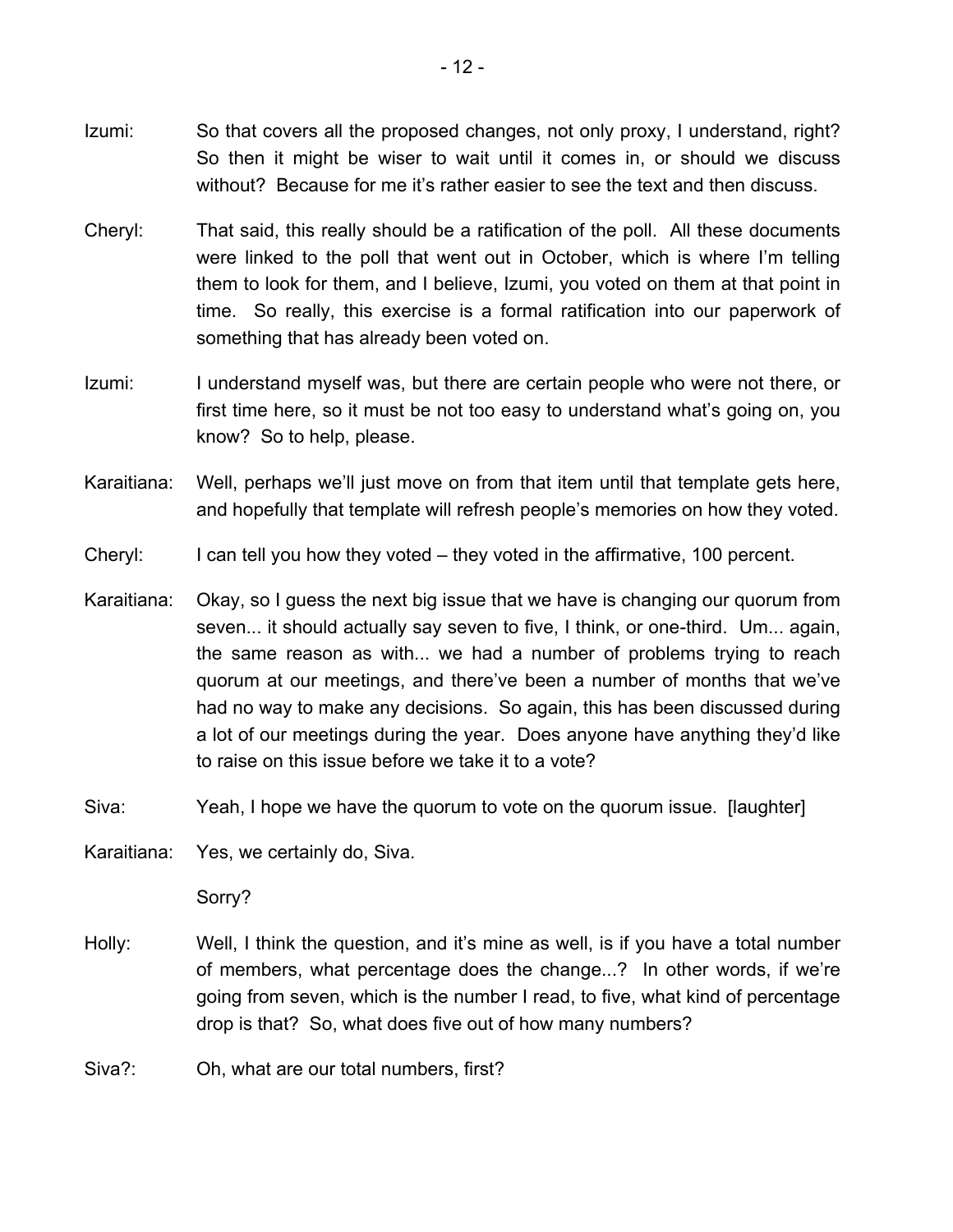Izumi: So that covers all the proposed changes, not only proxy, I understand, right? So then it might be wiser to wait until it comes in, or should we discuss without? Because for me it's rather easier to see the text and then discuss.

Cheryl: That said, this really should be a ratification of the poll. All these documents were linked to the poll that went out in October, which is where I'm telling them to look for them, and I believe, Izumi, you voted on them at that point in time. So really, this exercise is a formal ratification into our paperwork of something that has already been voted on.

Izumi: I understand myself was, but there are certain people who were not there, or first time here, so it must be not too easy to understand what's going on, you know? So to help, please.

Karaitiana: Well, perhaps we'll just move on from that item until that template gets here, and hopefully that template will refresh people's memories on how they voted.

Cheryl: I can tell you how they voted – they voted in the affirmative, 100 percent.

Karaitiana: Okay, so I guess the next big issue that we have is changing our quorum from seven... it should actually say seven to five, I think, or one-third. Um... again, the same reason as with... we had a number of problems trying to reach quorum at our meetings, and there've been a number of months that we've had no way to make any decisions. So again, this has been discussed during a lot of our meetings during the year. Does anyone have anything they'd like to raise on this issue before we take it to a vote?

Siva: Yeah, I hope we have the quorum to vote on the quorum issue. [laughter]

Karaitiana: Yes, we certainly do, Siva.

Sorry?

Holly: Well, I think the question, and it's mine as well, is if you have a total number of members, what percentage does the change...? In other words, if we're going from seven, which is the number I read, to five, what kind of percentage drop is that? So, what does five out of how many numbers?

Siva?: Oh, what are our total numbers, first?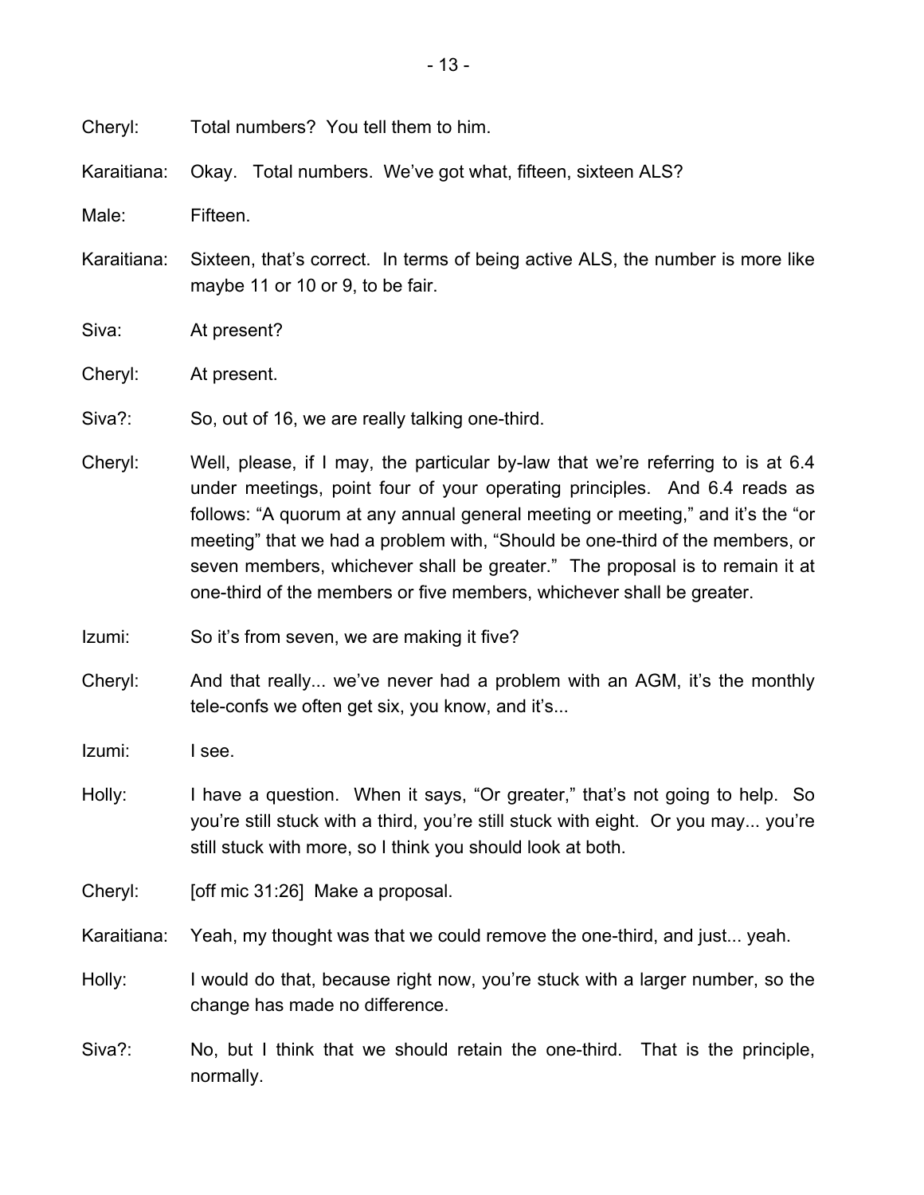Cheryl: Total numbers? You tell them to him.

Karaitiana: Okay. Total numbers. We've got what, fifteen, sixteen ALS?

Male: Fifteen.

Karaitiana: Sixteen, that's correct. In terms of being active ALS, the number is more like maybe 11 or 10 or 9, to be fair.

Siva: At present?

Cheryl: At present.

Siva?: So, out of 16, we are really talking one-third.

Cheryl: Well, please, if I may, the particular by-law that we're referring to is at 6.4 under meetings, point four of your operating principles. And 6.4 reads as follows: "A quorum at any annual general meeting or meeting," and it's the "or meeting" that we had a problem with, "Should be one-third of the members, or seven members, whichever shall be greater." The proposal is to remain it at one-third of the members or five members, whichever shall be greater.

Izumi: So it's from seven, we are making it five?

Cheryl: And that really... we've never had a problem with an AGM, it's the monthly tele-confs we often get six, you know, and it's...

Izumi: I see.

Holly: I have a question. When it says, "Or greater," that's not going to help. So you're still stuck with a third, you're still stuck with eight. Or you may... you're still stuck with more, so I think you should look at both.

Cheryl: [off mic 31:26] Make a proposal.

Karaitiana: Yeah, my thought was that we could remove the one-third, and just... yeah.

Holly: I would do that, because right now, you're stuck with a larger number, so the change has made no difference.

Siva?: No, but I think that we should retain the one-third. That is the principle, normally.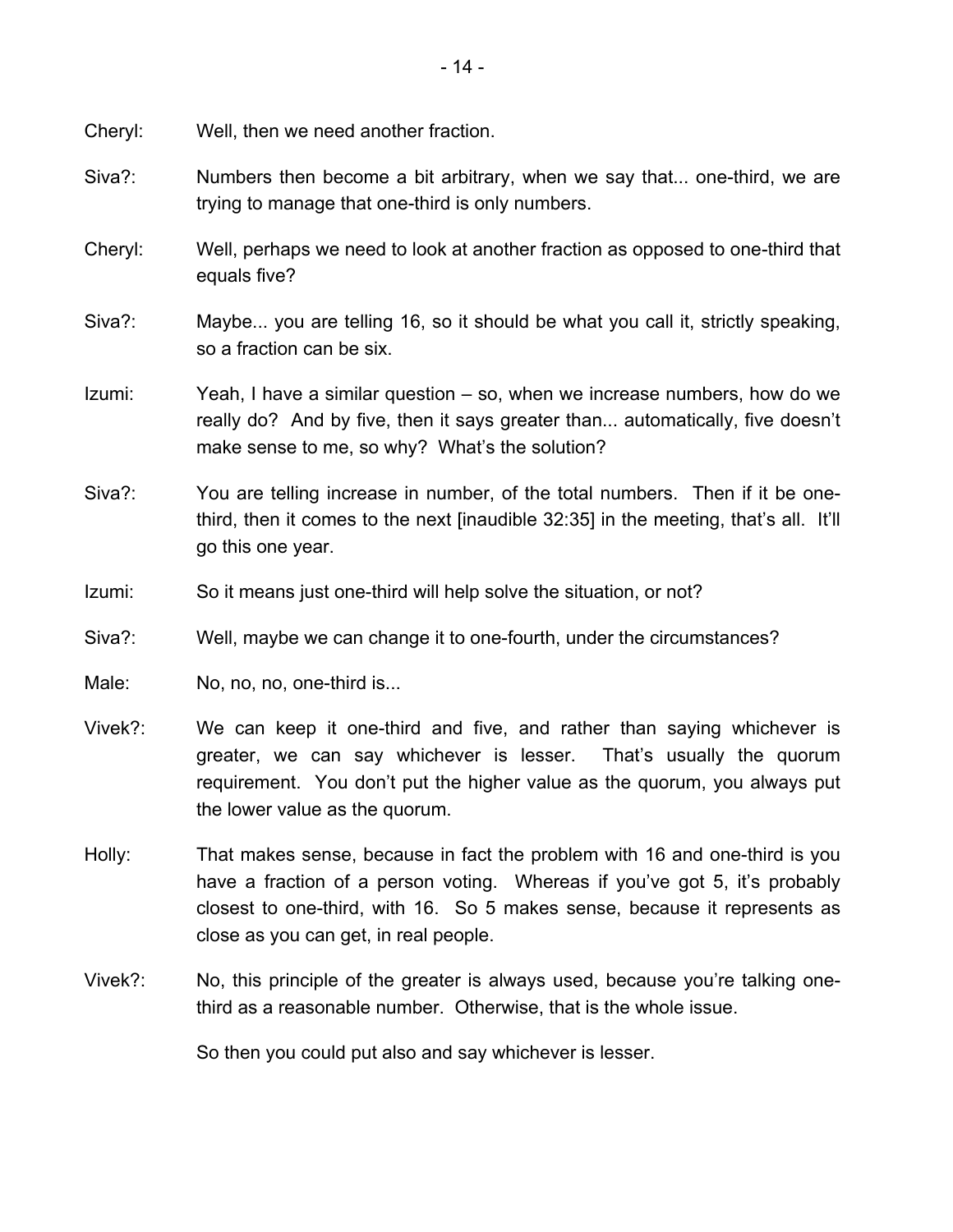Cheryl: Well, then we need another fraction.

Siva?: Numbers then become a bit arbitrary, when we say that... one-third, we are trying to manage that one-third is only numbers.

Cheryl: Well, perhaps we need to look at another fraction as opposed to one-third that equals five?

Siva?: Maybe... you are telling 16, so it should be what you call it, strictly speaking, so a fraction can be six.

Izumi: Yeah, I have a similar question – so, when we increase numbers, how do we really do? And by five, then it says greater than... automatically, five doesn't make sense to me, so why? What's the solution?

Siva?: You are telling increase in number, of the total numbers. Then if it be one-third, then it comes to the next [inaudible 32:35] in the meeting, that's all. It'll go this one year.

Izumi: So it means just one-third will help solve the situation, or not?

Siva?: Well, maybe we can change it to one-fourth, under the circumstances?

Male: No, no, no, one-third is...

Vivek?: We can keep it one-third and five, and rather than saying whichever is greater, we can say whichever is lesser. That's usually the quorum requirement. You don't put the higher value as the quorum, you always put the lower value as the quorum.

Holly: That makes sense, because in fact the problem with 16 and one-third is you have a fraction of a person voting. Whereas if you've got 5, it's probably closest to one-third, with 16. So 5 makes sense, because it represents as close as you can get, in real people.

Vivek?: No, this principle of the greater is always used, because you're talking one-third as a reasonable number. Otherwise, that is the whole issue.

So then you could put also and say whichever is lesser.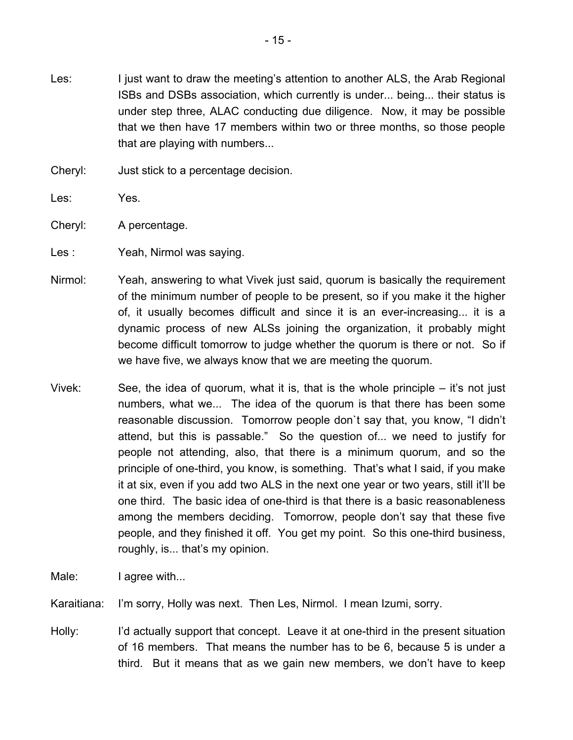Les: I just want to draw the meeting's attention to another ALS, the Arab Regional ISBs and DSBs association, which currently is under... being... their status is under step three, ALAC conducting due diligence. Now, it may be possible that we then have 17 members within two or three months, so those people that are playing with numbers...

Cheryl: Just stick to a percentage decision.

Les: Yes.

Cheryl: A percentage.

Les : Yeah, Nirmol was saying.

Nirmol: Yeah, answering to what Vivek just said, quorum is basically the requirement of the minimum number of people to be present, so if you make it the higher of, it usually becomes difficult and since it is an ever-increasing... it is a dynamic process of new ALSs joining the organization, it probably might become difficult tomorrow to judge whether the quorum is there or not. So if we have five, we always know that we are meeting the quorum.

Vivek: See, the idea of quorum, what it is, that is the whole principle – it's not just numbers, what we... The idea of the quorum is that there has been some reasonable discussion. Tomorrow people don`t say that, you know, "I didn't attend, but this is passable." So the question of... we need to justify for people not attending, also, that there is a minimum quorum, and so the principle of one-third, you know, is something. That's what I said, if you make it at six, even if you add two ALS in the next one year or two years, still it'll be one third. The basic idea of one-third is that there is a basic reasonableness among the members deciding. Tomorrow, people don't say that these five people, and they finished it off. You get my point. So this one-third business, roughly, is... that's my opinion.

Male: I agree with...

Karaitiana: I'm sorry, Holly was next. Then Les, Nirmol. I mean Izumi, sorry.

Holly: I'd actually support that concept. Leave it at one-third in the present situation of 16 members. That means the number has to be 6, because 5 is under a third. But it means that as we gain new members, we don't have to keep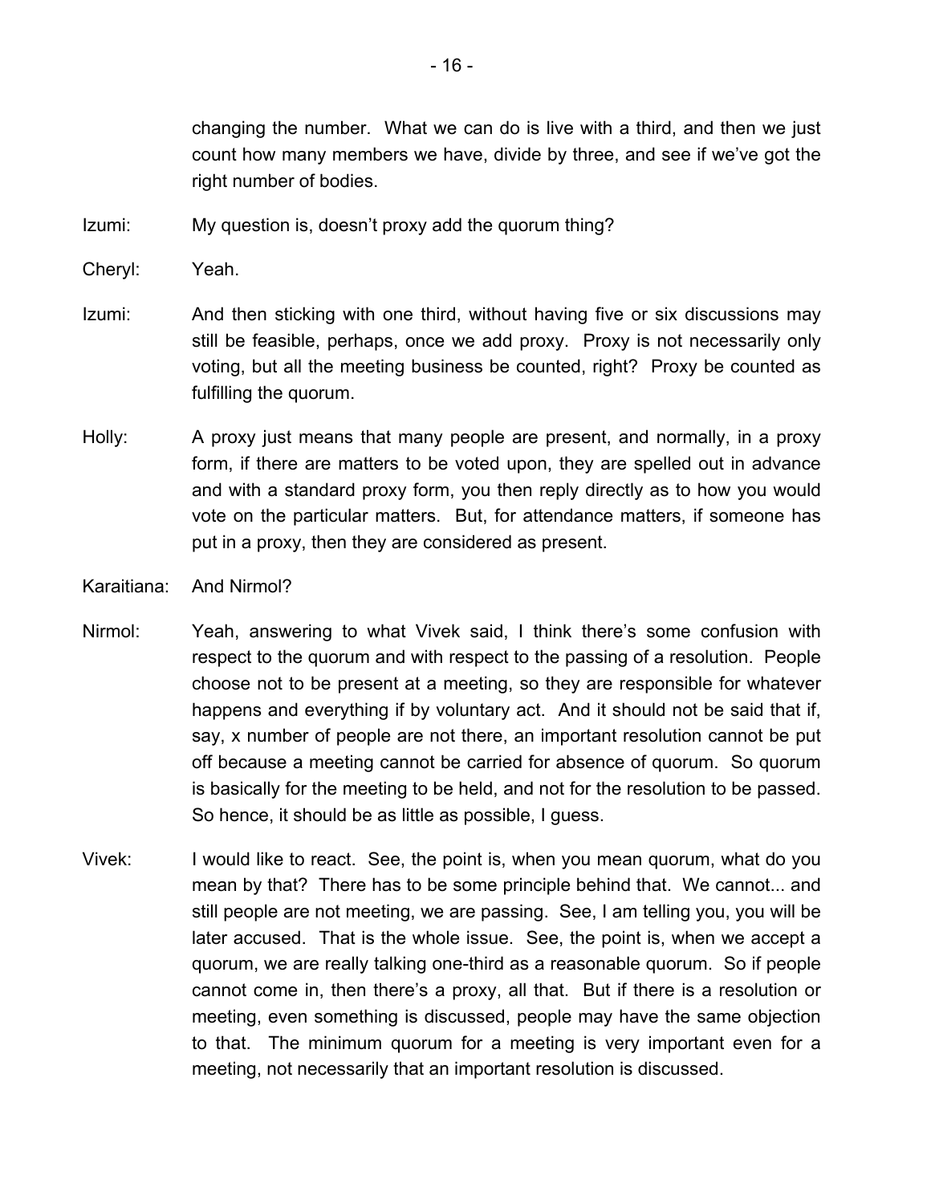changing the number. What we can do is live with a third, and then we just count how many members we have, divide by three, and see if we've got the right number of bodies.

Izumi: My question is, doesn't proxy add the quorum thing?

Cheryl: Yeah.

Izumi: And then sticking with one third, without having five or six discussions may still be feasible, perhaps, once we add proxy. Proxy is not necessarily only voting, but all the meeting business be counted, right? Proxy be counted as fulfilling the quorum.

Holly: A proxy just means that many people are present, and normally, in a proxy form, if there are matters to be voted upon, they are spelled out in advance and with a standard proxy form, you then reply directly as to how you would vote on the particular matters. But, for attendance matters, if someone has put in a proxy, then they are considered as present.

Karaitiana: And Nirmol?

Nirmol: Yeah, answering to what Vivek said, I think there's some confusion with respect to the quorum and with respect to the passing of a resolution. People choose not to be present at a meeting, so they are responsible for whatever happens and everything if by voluntary act. And it should not be said that if, say, x number of people are not there, an important resolution cannot be put off because a meeting cannot be carried for absence of quorum. So quorum is basically for the meeting to be held, and not for the resolution to be passed. So hence, it should be as little as possible, I guess.

Vivek: I would like to react. See, the point is, when you mean quorum, what do you mean by that? There has to be some principle behind that. We cannot... and still people are not meeting, we are passing. See, I am telling you, you will be later accused. That is the whole issue. See, the point is, when we accept a quorum, we are really talking one-third as a reasonable quorum. So if people cannot come in, then there's a proxy, all that. But if there is a resolution or meeting, even something is discussed, people may have the same objection to that. The minimum quorum for a meeting is very important even for a meeting, not necessarily that an important resolution is discussed.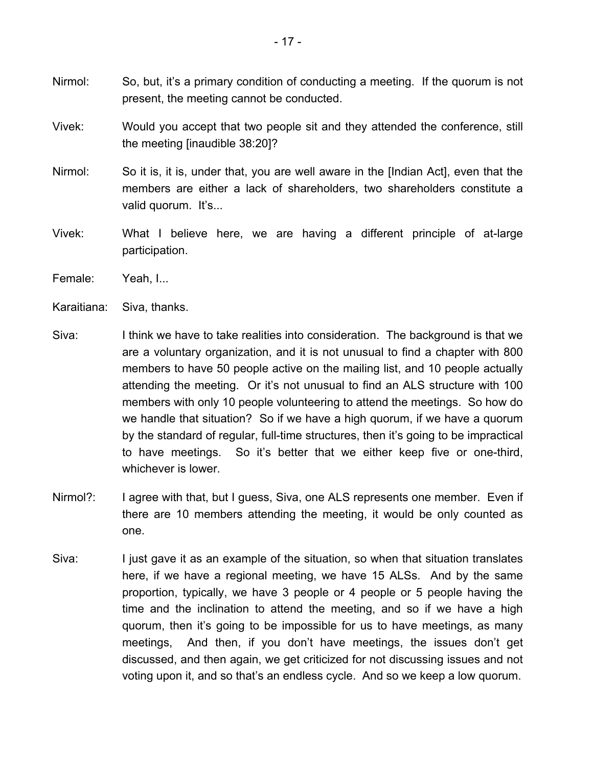Nirmol: So, but, it's a primary condition of conducting a meeting. If the quorum is not present, the meeting cannot be conducted.

Vivek: Would you accept that two people sit and they attended the conference, still the meeting [inaudible 38:20]?

Nirmol: So it is, it is, under that, you are well aware in the [Indian Act], even that the members are either a lack of shareholders, two shareholders constitute a valid quorum. It's...

Vivek: What I believe here, we are having a different principle of at-large participation.

Female: Yeah, I...

Karaitiana: Siva, thanks.

Siva: I think we have to take realities into consideration. The background is that we are a voluntary organization, and it is not unusual to find a chapter with 800 members to have 50 people active on the mailing list, and 10 people actually attending the meeting. Or it's not unusual to find an ALS structure with 100 members with only 10 people volunteering to attend the meetings. So how do we handle that situation? So if we have a high quorum, if we have a quorum by the standard of regular, full-time structures, then it's going to be impractical to have meetings. So it's better that we either keep five or one-third, whichever is lower.

Nirmol?: I agree with that, but I guess, Siva, one ALS represents one member. Even if there are 10 members attending the meeting, it would be only counted as one.

Siva: I just gave it as an example of the situation, so when that situation translates here, if we have a regional meeting, we have 15 ALSs. And by the same proportion, typically, we have 3 people or 4 people or 5 people having the time and the inclination to attend the meeting, and so if we have a high quorum, then it's going to be impossible for us to have meetings, as many meetings, And then, if you don't have meetings, the issues don't get discussed, and then again, we get criticized for not discussing issues and not voting upon it, and so that's an endless cycle. And so we keep a low quorum.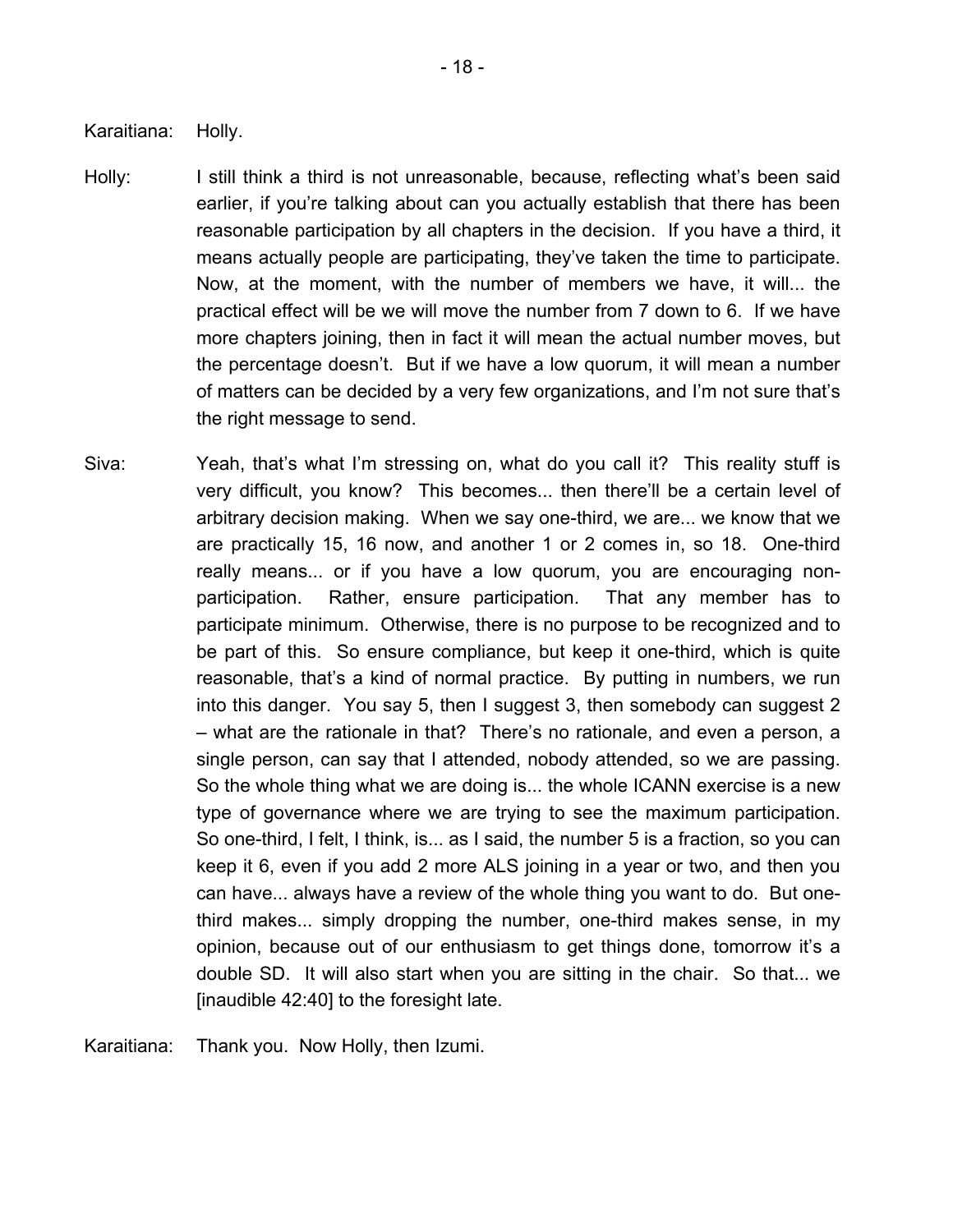Karaitiana: Holly.

Holly: I still think a third is not unreasonable, because, reflecting what's been said earlier, if you're talking about can you actually establish that there has been reasonable participation by all chapters in the decision. If you have a third, it means actually people are participating, they've taken the time to participate. Now, at the moment, with the number of members we have, it will... the practical effect will be we will move the number from 7 down to 6. If we have more chapters joining, then in fact it will mean the actual number moves, but the percentage doesn't. But if we have a low quorum, it will mean a number of matters can be decided by a very few organizations, and I'm not sure that's the right message to send.

Siva: Yeah, that's what I'm stressing on, what do you call it? This reality stuff is very difficult, you know? This becomes... then there'll be a certain level of arbitrary decision making. When we say one-third, we are... we know that we are practically 15, 16 now, and another 1 or 2 comes in, so 18. One-third really means... or if you have a low quorum, you are encouraging non-participation. Rather, ensure participation. That any member has to participate minimum. Otherwise, there is no purpose to be recognized and to be part of this. So ensure compliance, but keep it one-third, which is quite reasonable, that's a kind of normal practice. By putting in numbers, we run into this danger. You say 5, then I suggest 3, then somebody can suggest 2 – what are the rationale in that? There's no rationale, and even a person, a single person, can say that I attended, nobody attended, so we are passing. So the whole thing what we are doing is... the whole ICANN exercise is a new type of governance where we are trying to see the maximum participation. So one-third, I felt, I think, is... as I said, the number 5 is a fraction, so you can keep it 6, even if you add 2 more ALS joining in a year or two, and then you can have... always have a review of the whole thing you want to do. But one-third makes... simply dropping the number, one-third makes sense, in my opinion, because out of our enthusiasm to get things done, tomorrow it's a double SD. It will also start when you are sitting in the chair. So that... we [inaudible 42:40] to the foresight late.

Karaitiana: Thank you. Now Holly, then Izumi.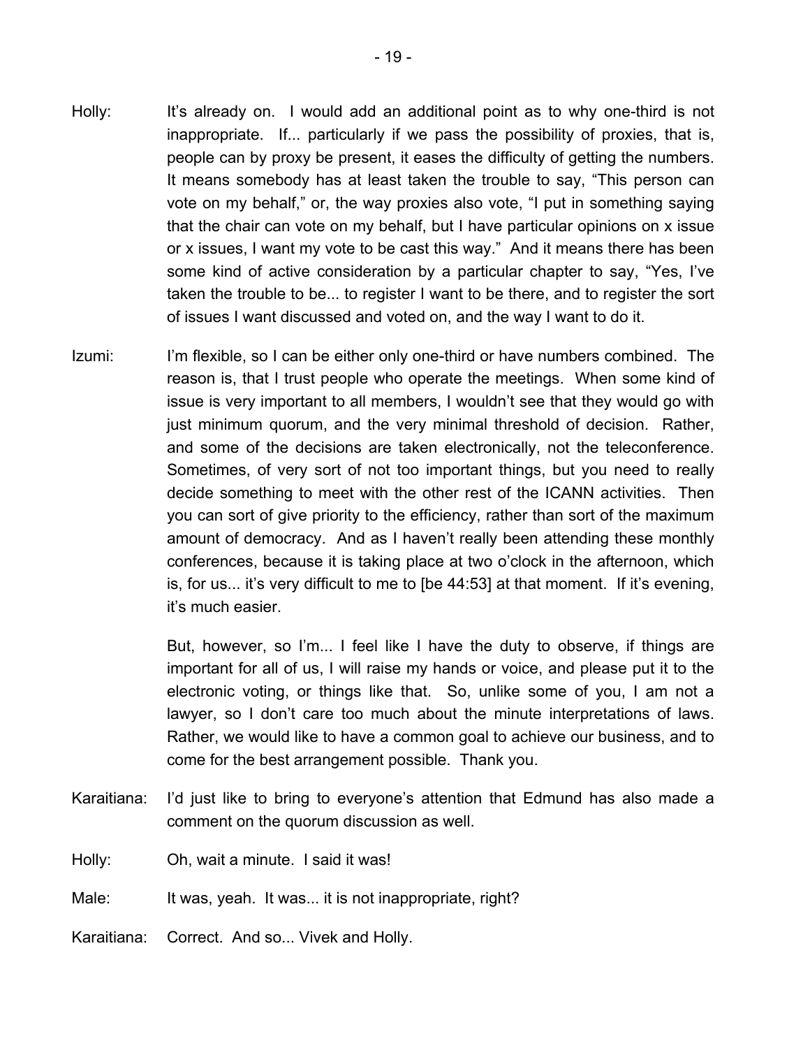Holly: It's already on. I would add an additional point as to why one-third is not inappropriate. If... particularly if we pass the possibility of proxies, that is, people can by proxy be present, it eases the difficulty of getting the numbers. It means somebody has at least taken the trouble to say, "This person can vote on my behalf," or, the way proxies also vote, "I put in something saying that the chair can vote on my behalf, but I have particular opinions on x issue or x issues, I want my vote to be cast this way." And it means there has been some kind of active consideration by a particular chapter to say, "Yes, I've taken the trouble to be... to register I want to be there, and to register the sort of issues I want discussed and voted on, and the way I want to do it.

Izumi: I'm flexible, so I can be either only one-third or have numbers combined. The reason is, that I trust people who operate the meetings. When some kind of issue is very important to all members, I wouldn't see that they would go with just minimum quorum, and the very minimal threshold of decision. Rather, and some of the decisions are taken electronically, not the teleconference. Sometimes, of very sort of not too important things, but you need to really decide something to meet with the other rest of the ICANN activities. Then you can sort of give priority to the efficiency, rather than sort of the maximum amount of democracy. And as I haven't really been attending these monthly conferences, because it is taking place at two o'clock in the afternoon, which is, for us... it's very difficult to me to [be 44:53] at that moment. If it's evening, it's much easier.

But, however, so I'm... I feel like I have the duty to observe, if things are important for all of us, I will raise my hands or voice, and please put it to the electronic voting, or things like that. So, unlike some of you, I am not a lawyer, so I don't care too much about the minute interpretations of laws. Rather, we would like to have a common goal to achieve our business, and to come for the best arrangement possible. Thank you.

Karaitiana: I'd just like to bring to everyone's attention that Edmund has also made a comment on the quorum discussion as well.

Holly: Oh, wait a minute. I said it was!

Male: It was, yeah. It was... it is not inappropriate, right?

Karaitiana: Correct. And so... Vivek and Holly.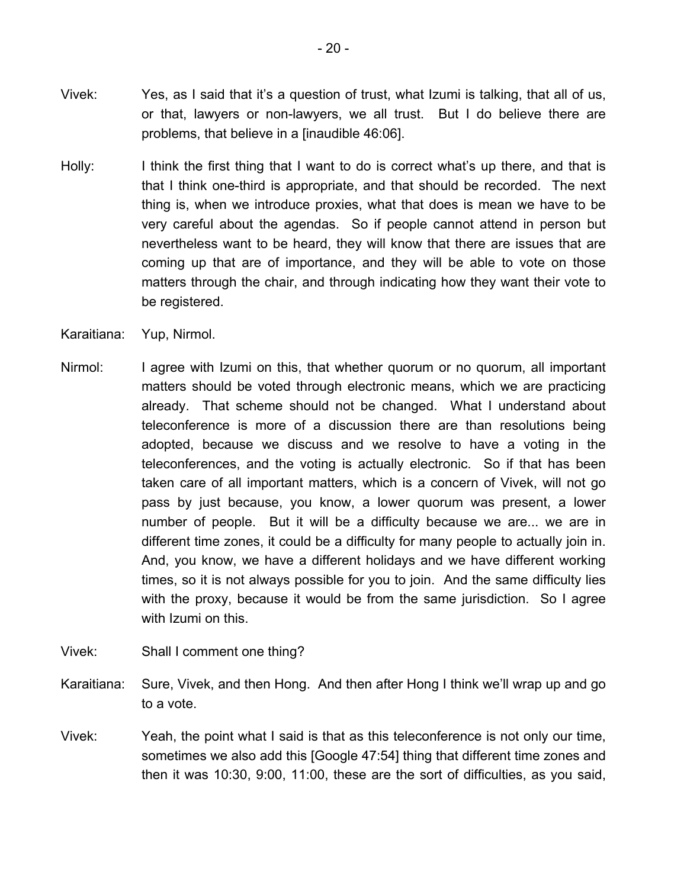Vivek: Yes, as I said that it's a question of trust, what Izumi is talking, that all of us, or that, lawyers or non-lawyers, we all trust. But I do believe there are problems, that believe in a [inaudible 46:06].

Holly: I think the first thing that I want to do is correct what's up there, and that is that I think one-third is appropriate, and that should be recorded. The next thing is, when we introduce proxies, what that does is mean we have to be very careful about the agendas. So if people cannot attend in person but nevertheless want to be heard, they will know that there are issues that are coming up that are of importance, and they will be able to vote on those matters through the chair, and through indicating how they want their vote to be registered.

Karaitiana: Yup, Nirmol.

Nirmol: I agree with Izumi on this, that whether quorum or no quorum, all important matters should be voted through electronic means, which we are practicing already. That scheme should not be changed. What I understand about teleconference is more of a discussion there are than resolutions being adopted, because we discuss and we resolve to have a voting in the teleconferences, and the voting is actually electronic. So if that has been taken care of all important matters, which is a concern of Vivek, will not go pass by just because, you know, a lower quorum was present, a lower number of people. But it will be a difficulty because we are... we are in different time zones, it could be a difficulty for many people to actually join in. And, you know, we have a different holidays and we have different working times, so it is not always possible for you to join. And the same difficulty lies with the proxy, because it would be from the same jurisdiction. So I agree with Izumi on this.

Vivek: Shall I comment one thing?

Karaitiana: Sure, Vivek, and then Hong. And then after Hong I think we'll wrap up and go to a vote.

Vivek: Yeah, the point what I said is that as this teleconference is not only our time, sometimes we also add this [Google 47:54] thing that different time zones and then it was 10:30, 9:00, 11:00, these are the sort of difficulties, as you said,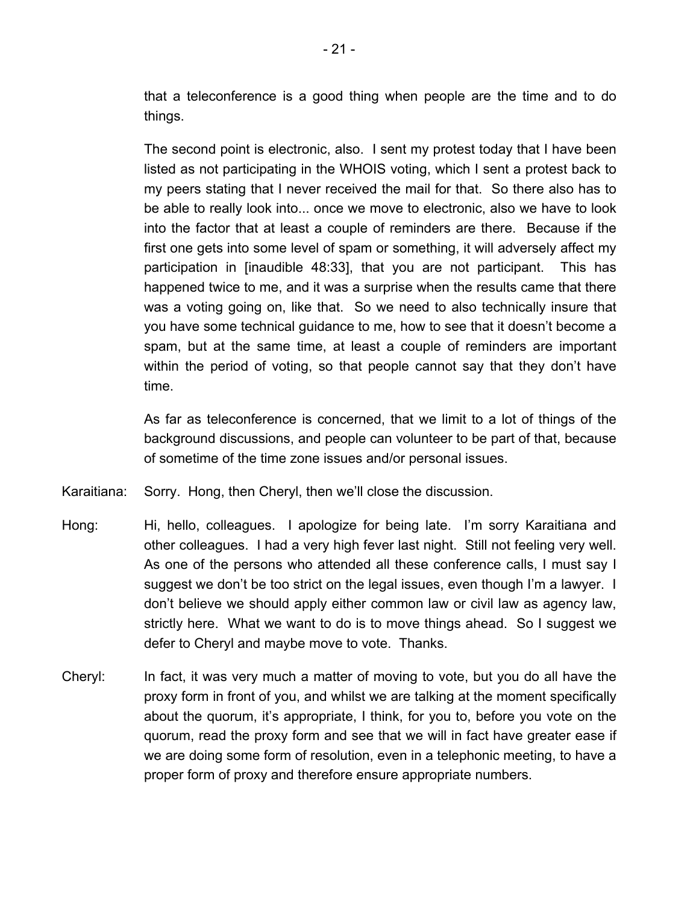that a teleconference is a good thing when people are the time and to do things.

The second point is electronic, also. I sent my protest today that I have been listed as not participating in the WHOIS voting, which I sent a protest back to my peers stating that I never received the mail for that. So there also has to be able to really look into... once we move to electronic, also we have to look into the factor that at least a couple of reminders are there. Because if the first one gets into some level of spam or something, it will adversely affect my participation in [inaudible 48:33], that you are not participant. This has happened twice to me, and it was a surprise when the results came that there was a voting going on, like that. So we need to also technically insure that you have some technical guidance to me, how to see that it doesn't become a spam, but at the same time, at least a couple of reminders are important within the period of voting, so that people cannot say that they don't have time.

As far as teleconference is concerned, that we limit to a lot of things of the background discussions, and people can volunteer to be part of that, because of sometime of the time zone issues and/or personal issues.

Karaitiana: Sorry. Hong, then Cheryl, then we'll close the discussion.

Hong: Hi, hello, colleagues. I apologize for being late. I'm sorry Karaitiana and other colleagues. I had a very high fever last night. Still not feeling very well. As one of the persons who attended all these conference calls, I must say I suggest we don't be too strict on the legal issues, even though I'm a lawyer. I don't believe we should apply either common law or civil law as agency law, strictly here. What we want to do is to move things ahead. So I suggest we defer to Cheryl and maybe move to vote. Thanks.

Cheryl: In fact, it was very much a matter of moving to vote, but you do all have the proxy form in front of you, and whilst we are talking at the moment specifically about the quorum, it's appropriate, I think, for you to, before you vote on the quorum, read the proxy form and see that we will in fact have greater ease if we are doing some form of resolution, even in a telephonic meeting, to have a proper form of proxy and therefore ensure appropriate numbers.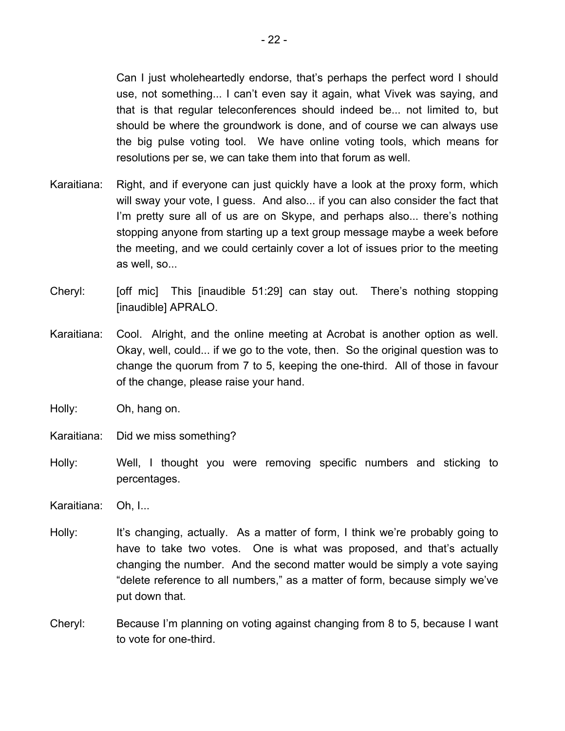Can I just wholeheartedly endorse, that's perhaps the perfect word I should use, not something... I can't even say it again, what Vivek was saying, and that is that regular teleconferences should indeed be... not limited to, but should be where the groundwork is done, and of course we can always use the big pulse voting tool. We have online voting tools, which means for resolutions per se, we can take them into that forum as well.

Karaitiana: Right, and if everyone can just quickly have a look at the proxy form, which will sway your vote, I guess. And also... if you can also consider the fact that I'm pretty sure all of us are on Skype, and perhaps also... there's nothing stopping anyone from starting up a text group message maybe a week before the meeting, and we could certainly cover a lot of issues prior to the meeting as well, so...

Cheryl: [off mic] This [inaudible 51:29] can stay out. There's nothing stopping [inaudible] APRALO.

Karaitiana: Cool. Alright, and the online meeting at Acrobat is another option as well. Okay, well, could... if we go to the vote, then. So the original question was to change the quorum from 7 to 5, keeping the one-third. All of those in favour of the change, please raise your hand.

Holly: Oh, hang on.

Karaitiana: Did we miss something?

Holly: Well, I thought you were removing specific numbers and sticking to percentages.

Karaitiana: Oh, I...

Holly: It's changing, actually. As a matter of form, I think we're probably going to have to take two votes. One is what was proposed, and that's actually changing the number. And the second matter would be simply a vote saying "delete reference to all numbers," as a matter of form, because simply we've put down that.

Cheryl: Because I'm planning on voting against changing from 8 to 5, because I want to vote for one-third.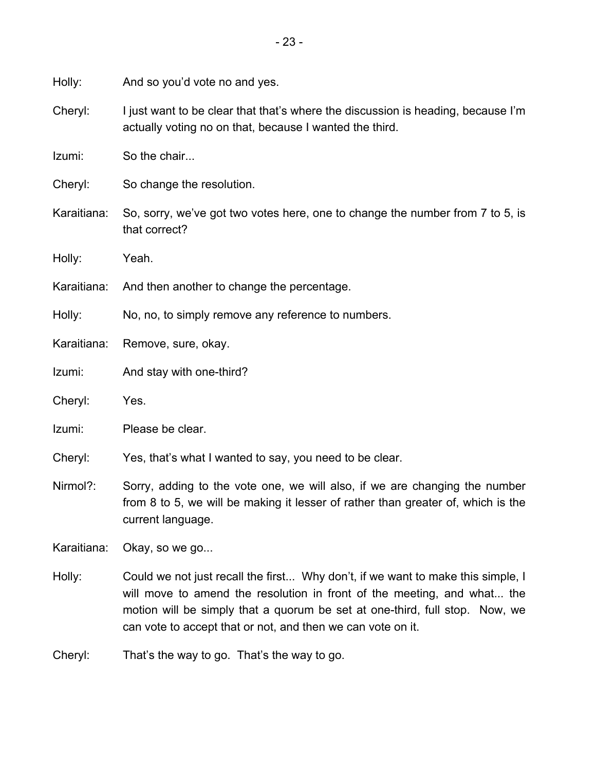Holly: And so you'd vote no and yes.

Cheryl: I just want to be clear that that's where the discussion is heading, because I'm actually voting no on that, because I wanted the third.

Izumi: So the chair...

Cheryl: So change the resolution.

Karaitiana: So, sorry, we've got two votes here, one to change the number from 7 to 5, is that correct?

Holly: Yeah.

Karaitiana: And then another to change the percentage.

Holly: No, no, to simply remove any reference to numbers.

Karaitiana: Remove, sure, okay.

Izumi: And stay with one-third?

Cheryl: Yes.

Izumi: Please be clear.

Cheryl: Yes, that's what I wanted to say, you need to be clear.

Nirmol?: Sorry, adding to the vote one, we will also, if we are changing the number from 8 to 5, we will be making it lesser of rather than greater of, which is the current language.

Karaitiana: Okay, so we go...

Holly: Could we not just recall the first... Why don't, if we want to make this simple, I will move to amend the resolution in front of the meeting, and what... the motion will be simply that a quorum be set at one-third, full stop. Now, we can vote to accept that or not, and then we can vote on it.

Cheryl: That's the way to go. That's the way to go.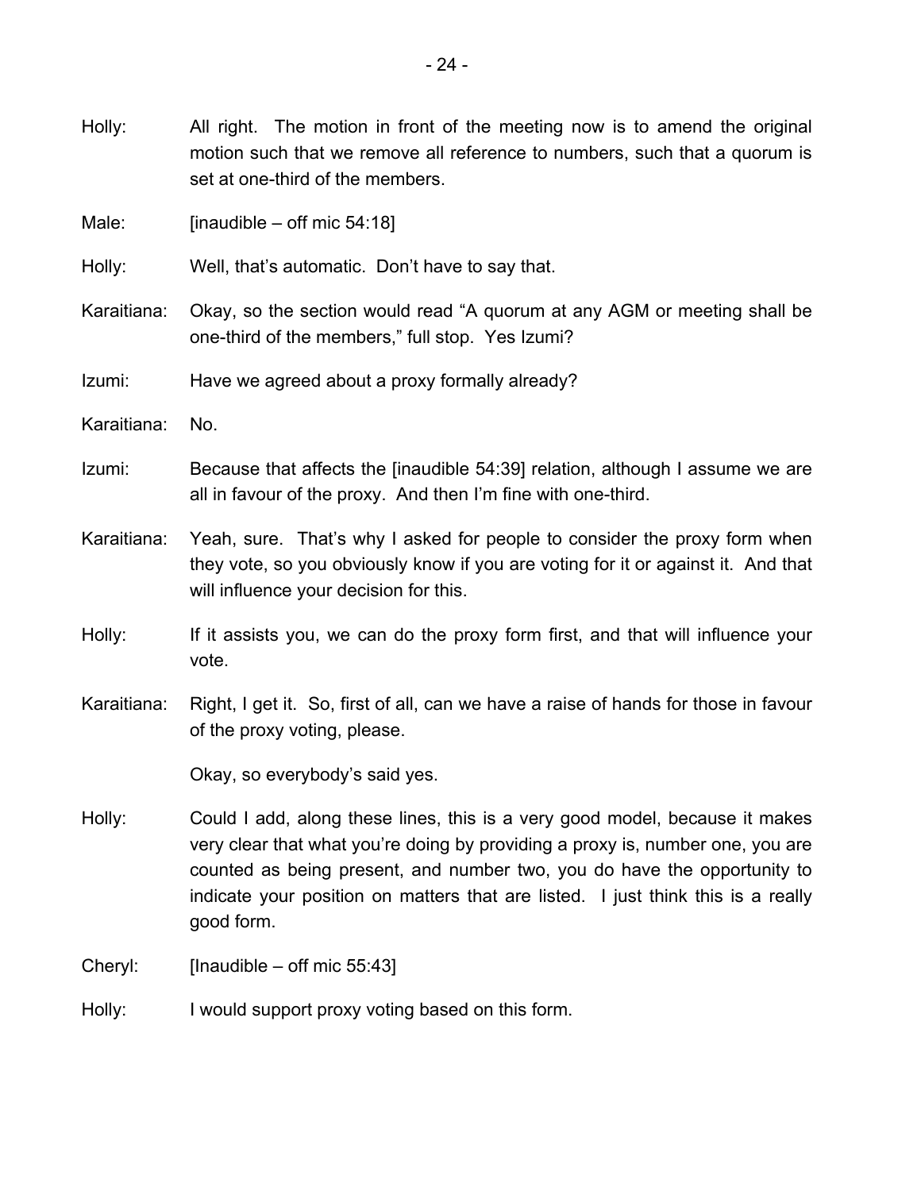Holly: All right. The motion in front of the meeting now is to amend the original motion such that we remove all reference to numbers, such that a quorum is set at one-third of the members.

Male: [inaudible – off mic 54:18]

Holly: Well, that's automatic. Don't have to say that.

Karaitiana: Okay, so the section would read "A quorum at any AGM or meeting shall be one-third of the members," full stop. Yes Izumi?

Izumi: Have we agreed about a proxy formally already?

Karaitiana: No.

Izumi: Because that affects the [inaudible 54:39] relation, although I assume we are all in favour of the proxy. And then I'm fine with one-third.

Karaitiana: Yeah, sure. That's why I asked for people to consider the proxy form when they vote, so you obviously know if you are voting for it or against it. And that will influence your decision for this.

Holly: If it assists you, we can do the proxy form first, and that will influence your vote.

Karaitiana: Right, I get it. So, first of all, can we have a raise of hands for those in favour of the proxy voting, please.

Okay, so everybody's said yes.

Holly: Could I add, along these lines, this is a very good model, because it makes very clear that what you're doing by providing a proxy is, number one, you are counted as being present, and number two, you do have the opportunity to indicate your position on matters that are listed. I just think this is a really good form.

Cheryl: [Inaudible – off mic 55:43]

Holly: I would support proxy voting based on this form.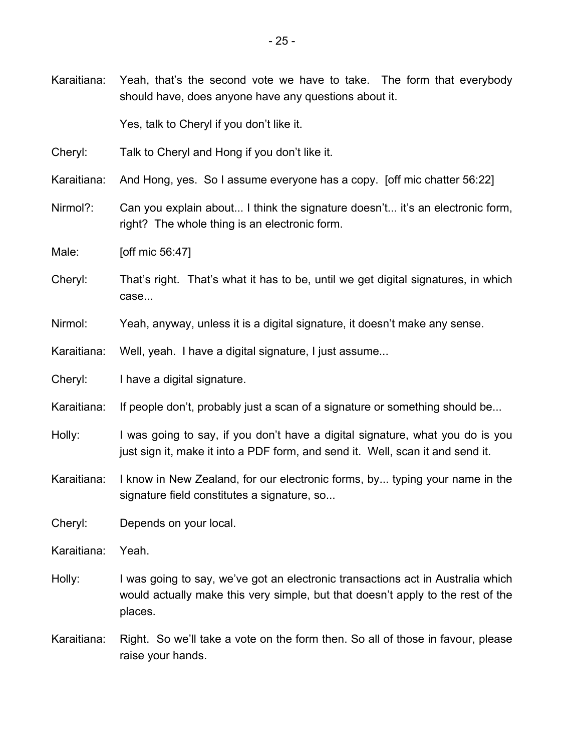Karaitiana: Yeah, that's the second vote we have to take. The form that everybody should have, does anyone have any questions about it.

Yes, talk to Cheryl if you don't like it.

Cheryl: Talk to Cheryl and Hong if you don't like it.

Karaitiana: And Hong, yes. So I assume everyone has a copy. [off mic chatter 56:22]

Nirmol?: Can you explain about... I think the signature doesn't... it's an electronic form, right? The whole thing is an electronic form.

Male: [off mic 56:47]

Cheryl: That's right. That's what it has to be, until we get digital signatures, in which case...

Nirmol: Yeah, anyway, unless it is a digital signature, it doesn't make any sense.

Karaitiana: Well, yeah. I have a digital signature, I just assume...

Cheryl: I have a digital signature.

Karaitiana: If people don't, probably just a scan of a signature or something should be...

Holly: I was going to say, if you don't have a digital signature, what you do is you just sign it, make it into a PDF form, and send it. Well, scan it and send it.

Karaitiana: I know in New Zealand, for our electronic forms, by... typing your name in the signature field constitutes a signature, so...

Cheryl: Depends on your local.

Karaitiana: Yeah.

Holly: I was going to say, we've got an electronic transactions act in Australia which would actually make this very simple, but that doesn't apply to the rest of the places.

Karaitiana: Right. So we'll take a vote on the form then. So all of those in favour, please raise your hands.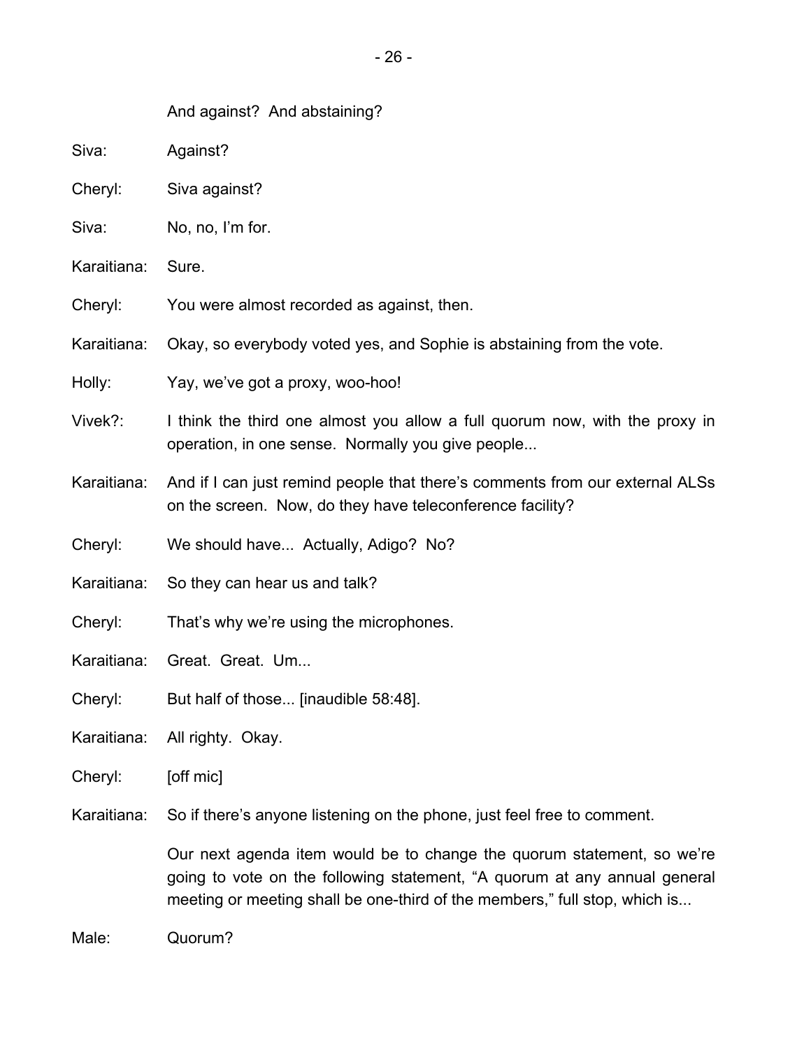And against? And abstaining?

Siva: Against?

Cheryl: Siva against?

Siva: No, no, I'm for.

Karaitiana: Sure.

Cheryl: You were almost recorded as against, then.

Karaitiana: Okay, so everybody voted yes, and Sophie is abstaining from the vote.

Holly: Yay, we've got a proxy, woo-hoo!

Vivek?: I think the third one almost you allow a full quorum now, with the proxy in operation, in one sense. Normally you give people...

Karaitiana: And if I can just remind people that there's comments from our external ALSs on the screen. Now, do they have teleconference facility?

Cheryl: We should have... Actually, Adigo? No?

Karaitiana: So they can hear us and talk?

Cheryl: That's why we're using the microphones.

Karaitiana: Great. Great. Um...

Cheryl: But half of those... [inaudible 58:48].

Karaitiana: All righty. Okay.

Cheryl: [off mic]

Karaitiana: So if there's anyone listening on the phone, just feel free to comment.

Our next agenda item would be to change the quorum statement, so we're going to vote on the following statement, "A quorum at any annual general meeting or meeting shall be one-third of the members," full stop, which is...

Male: Quorum?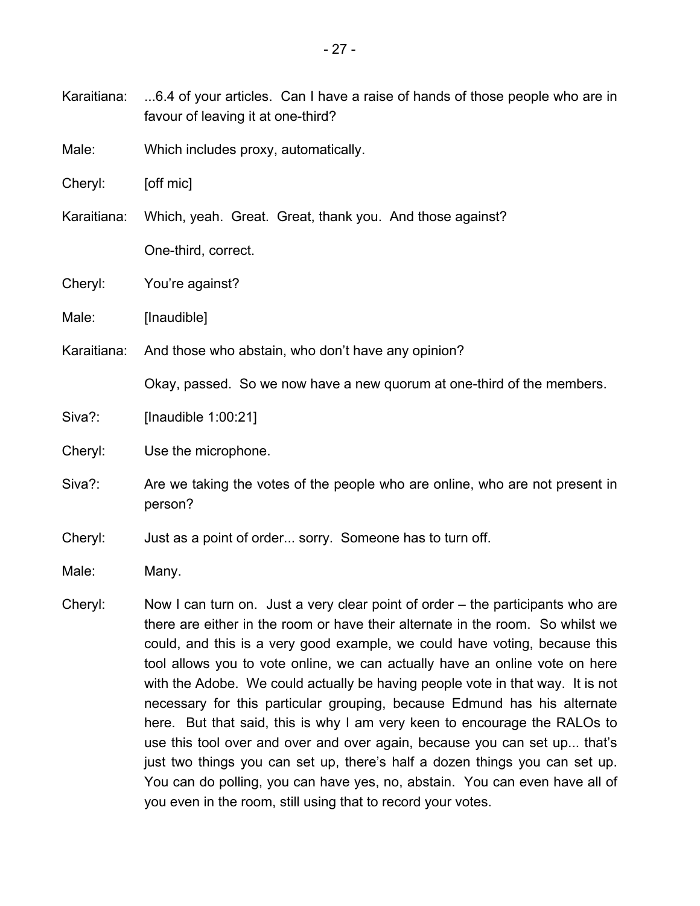Karaitiana: ...6.4 of your articles. Can I have a raise of hands of those people who are in favour of leaving it at one-third?

Male: Which includes proxy, automatically.

Cheryl: [off mic]

Karaitiana: Which, yeah. Great. Great, thank you. And those against?

One-third, correct.

Cheryl: You're against?

Male: [Inaudible]

Karaitiana: And those who abstain, who don't have any opinion?

Okay, passed. So we now have a new quorum at one-third of the members.

Siva?: [Inaudible 1:00:21]

Cheryl: Use the microphone.

Siva?: Are we taking the votes of the people who are online, who are not present in person?

Cheryl: Just as a point of order... sorry. Someone has to turn off.

Male: Many.

Cheryl: Now I can turn on. Just a very clear point of order – the participants who are there are either in the room or have their alternate in the room. So whilst we could, and this is a very good example, we could have voting, because this tool allows you to vote online, we can actually have an online vote on here with the Adobe. We could actually be having people vote in that way. It is not necessary for this particular grouping, because Edmund has his alternate here. But that said, this is why I am very keen to encourage the RALOs to use this tool over and over and over again, because you can set up... that's just two things you can set up, there's half a dozen things you can set up. You can do polling, you can have yes, no, abstain. You can even have all of you even in the room, still using that to record your votes.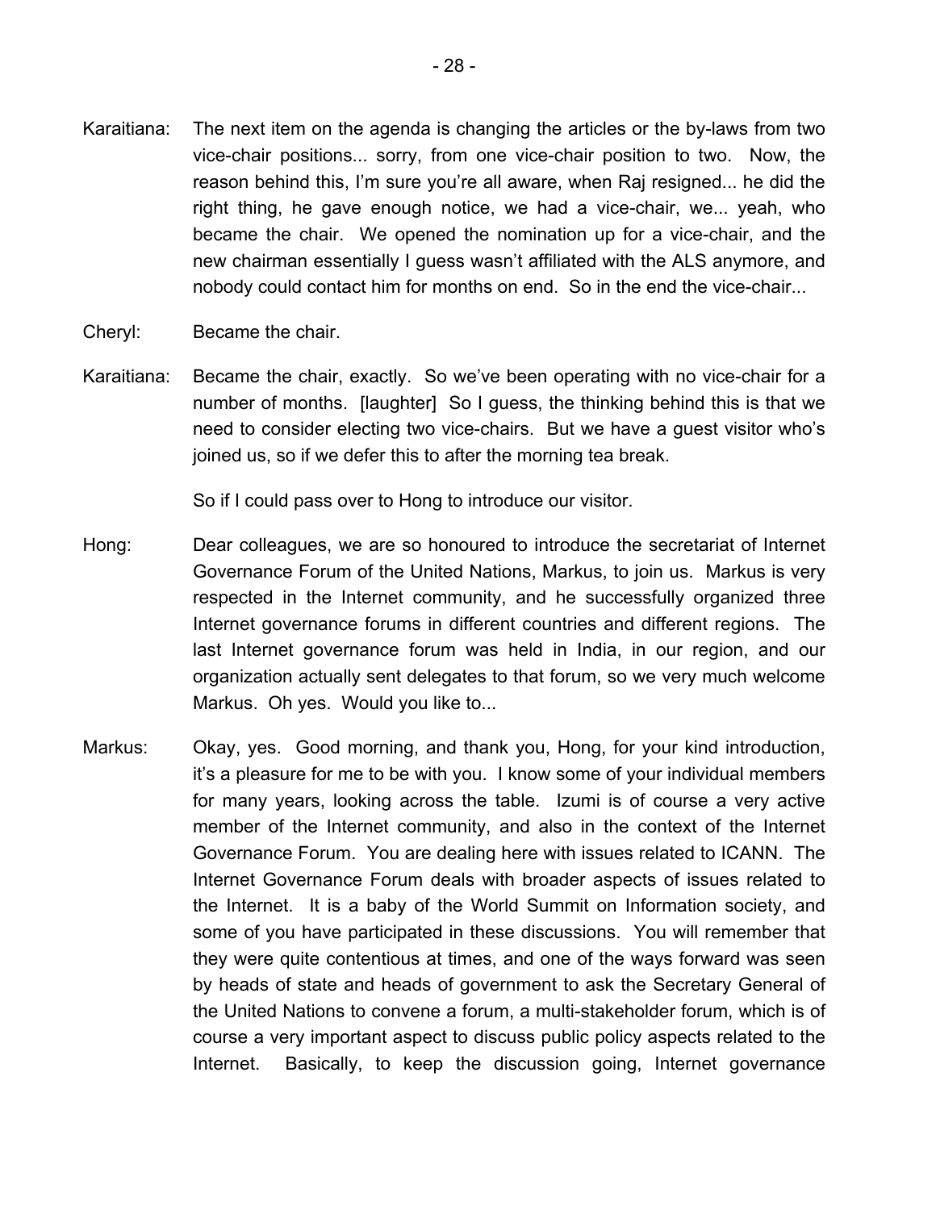Karaitiana: The next item on the agenda is changing the articles or the by-laws from two vice-chair positions... sorry, from one vice-chair position to two. Now, the reason behind this, I'm sure you're all aware, when Raj resigned... he did the right thing, he gave enough notice, we had a vice-chair, we... yeah, who became the chair. We opened the nomination up for a vice-chair, and the new chairman essentially I guess wasn't affiliated with the ALS anymore, and nobody could contact him for months on end. So in the end the vice-chair...

Cheryl: Became the chair.

Karaitiana: Became the chair, exactly. So we've been operating with no vice-chair for a number of months. [laughter] So I guess, the thinking behind this is that we need to consider electing two vice-chairs. But we have a guest visitor who's joined us, so if we defer this to after the morning tea break.

So if I could pass over to Hong to introduce our visitor.

Hong: Dear colleagues, we are so honoured to introduce the secretariat of Internet Governance Forum of the United Nations, Markus, to join us. Markus is very respected in the Internet community, and he successfully organized three Internet governance forums in different countries and different regions. The last Internet governance forum was held in India, in our region, and our organization actually sent delegates to that forum, so we very much welcome Markus. Oh yes. Would you like to...

Markus: Okay, yes. Good morning, and thank you, Hong, for your kind introduction, it's a pleasure for me to be with you. I know some of your individual members for many years, looking across the table. Izumi is of course a very active member of the Internet community, and also in the context of the Internet Governance Forum. You are dealing here with issues related to ICANN. The Internet Governance Forum deals with broader aspects of issues related to the Internet. It is a baby of the World Summit on Information society, and some of you have participated in these discussions. You will remember that they were quite contentious at times, and one of the ways forward was seen by heads of state and heads of government to ask the Secretary General of the United Nations to convene a forum, a multi-stakeholder forum, which is of course a very important aspect to discuss public policy aspects related to the Internet. Basically, to keep the discussion going, Internet governance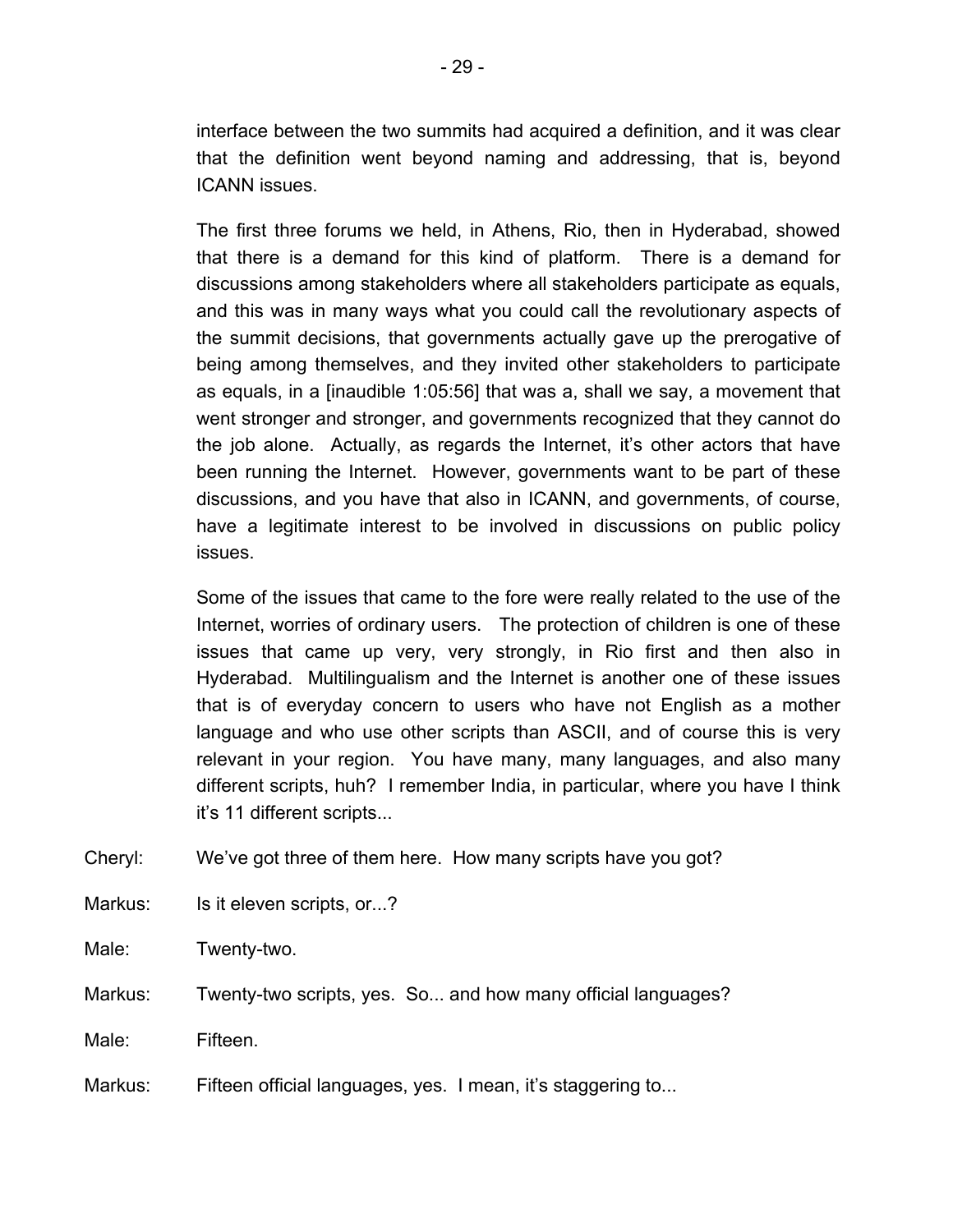interface between the two summits had acquired a definition, and it was clear that the definition went beyond naming and addressing, that is, beyond ICANN issues.

The first three forums we held, in Athens, Rio, then in Hyderabad, showed that there is a demand for this kind of platform. There is a demand for discussions among stakeholders where all stakeholders participate as equals, and this was in many ways what you could call the revolutionary aspects of the summit decisions, that governments actually gave up the prerogative of being among themselves, and they invited other stakeholders to participate as equals, in a [inaudible 1:05:56] that was a, shall we say, a movement that went stronger and stronger, and governments recognized that they cannot do the job alone. Actually, as regards the Internet, it's other actors that have been running the Internet. However, governments want to be part of these discussions, and you have that also in ICANN, and governments, of course, have a legitimate interest to be involved in discussions on public policy issues.

Some of the issues that came to the fore were really related to the use of the Internet, worries of ordinary users. The protection of children is one of these issues that came up very, very strongly, in Rio first and then also in Hyderabad. Multilingualism and the Internet is another one of these issues that is of everyday concern to users who have not English as a mother language and who use other scripts than ASCII, and of course this is very relevant in your region. You have many, many languages, and also many different scripts, huh? I remember India, in particular, where you have I think it's 11 different scripts...

Cheryl: We've got three of them here. How many scripts have you got?

Markus: Is it eleven scripts, or...?

Male: Twenty-two.

Markus: Twenty-two scripts, yes. So... and how many official languages?

Male: Fifteen.

Markus: Fifteen official languages, yes. I mean, it's staggering to...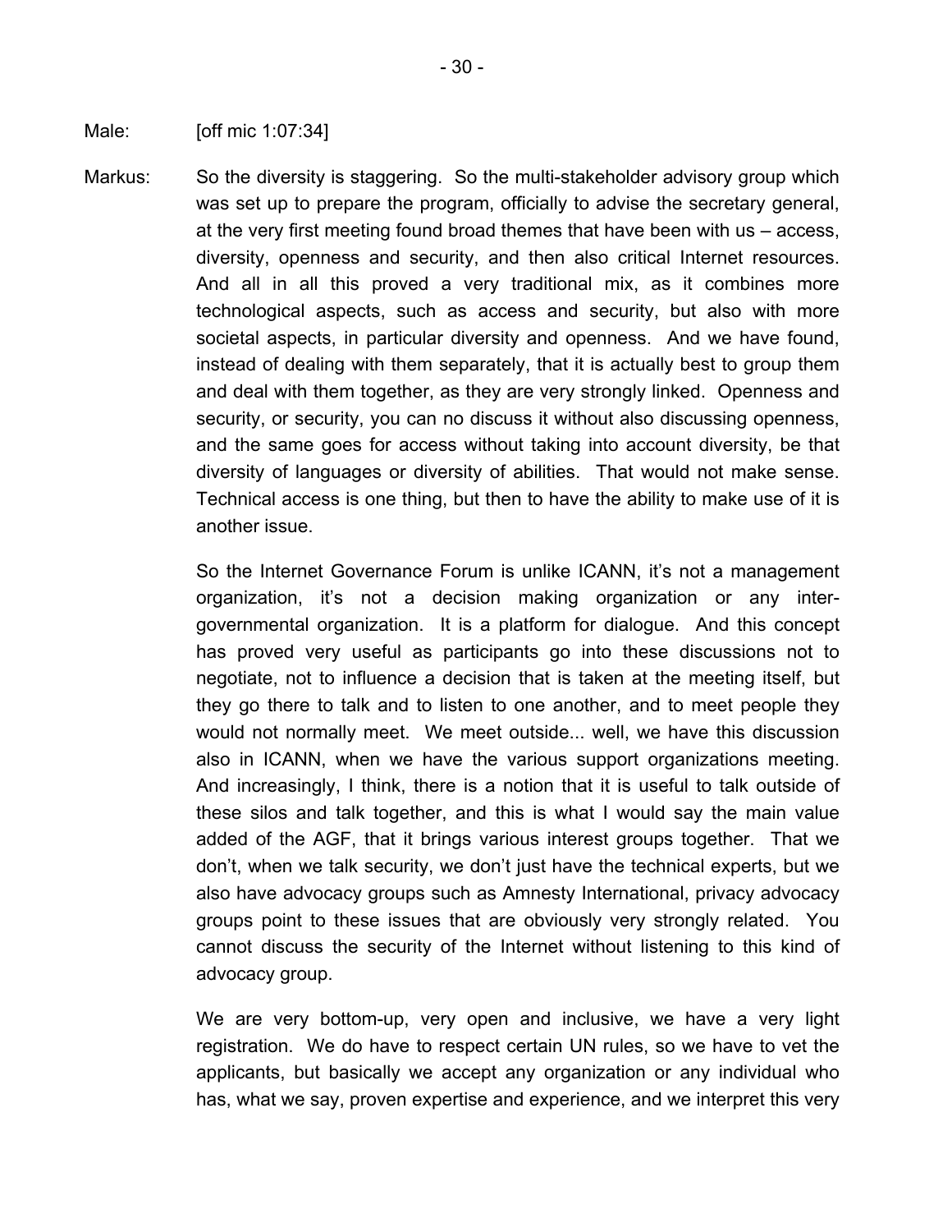Male: [off mic 1:07:34]

Markus: So the diversity is staggering. So the multi-stakeholder advisory group which was set up to prepare the program, officially to advise the secretary general, at the very first meeting found broad themes that have been with us – access, diversity, openness and security, and then also critical Internet resources. And all in all this proved a very traditional mix, as it combines more technological aspects, such as access and security, but also with more societal aspects, in particular diversity and openness. And we have found, instead of dealing with them separately, that it is actually best to group them and deal with them together, as they are very strongly linked. Openness and security, or security, you can no discuss it without also discussing openness, and the same goes for access without taking into account diversity, be that diversity of languages or diversity of abilities. That would not make sense. Technical access is one thing, but then to have the ability to make use of it is another issue.

So the Internet Governance Forum is unlike ICANN, it's not a management organization, it's not a decision making organization or any inter-governmental organization. It is a platform for dialogue. And this concept has proved very useful as participants go into these discussions not to negotiate, not to influence a decision that is taken at the meeting itself, but they go there to talk and to listen to one another, and to meet people they would not normally meet. We meet outside... well, we have this discussion also in ICANN, when we have the various support organizations meeting. And increasingly, I think, there is a notion that it is useful to talk outside of these silos and talk together, and this is what I would say the main value added of the AGF, that it brings various interest groups together. That we don't, when we talk security, we don't just have the technical experts, but we also have advocacy groups such as Amnesty International, privacy advocacy groups point to these issues that are obviously very strongly related. You cannot discuss the security of the Internet without listening to this kind of advocacy group.

We are very bottom-up, very open and inclusive, we have a very light registration. We do have to respect certain UN rules, so we have to vet the applicants, but basically we accept any organization or any individual who has, what we say, proven expertise and experience, and we interpret this very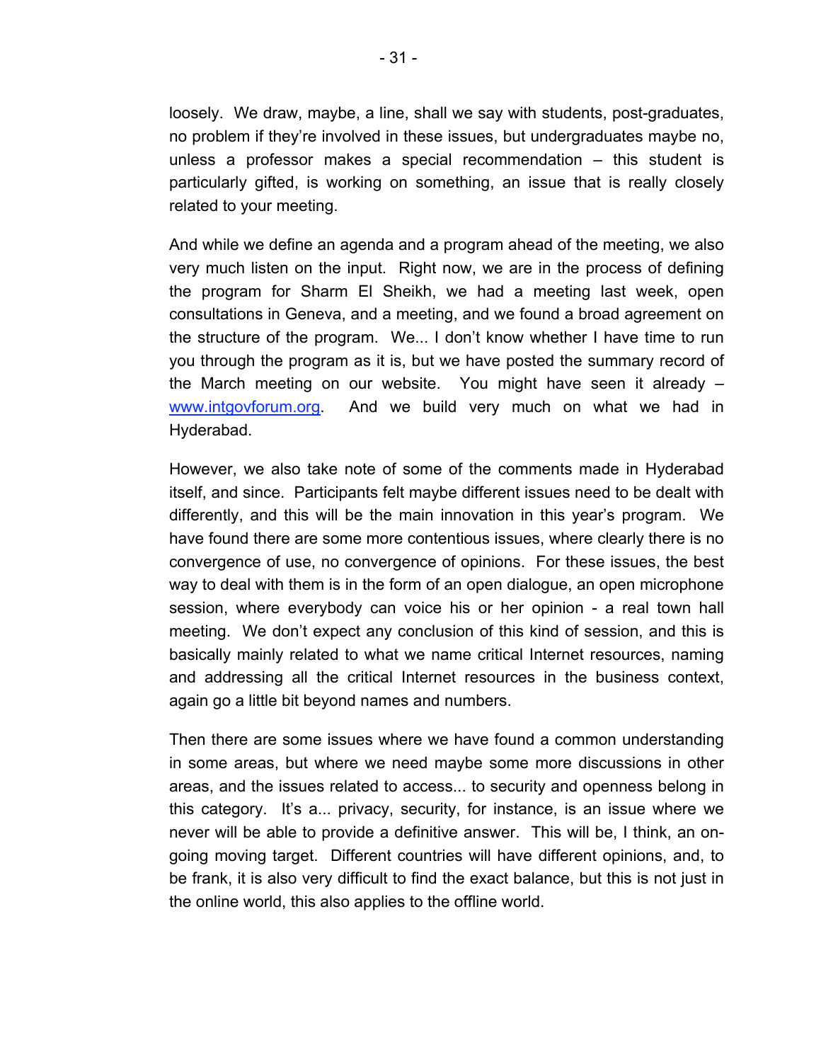loosely. We draw, maybe, a line, shall we say with students, post-graduates, no problem if they're involved in these issues, but undergraduates maybe no, unless a professor makes a special recommendation – this student is particularly gifted, is working on something, an issue that is really closely related to your meeting.

And while we define an agenda and a program ahead of the meeting, we also very much listen on the input. Right now, we are in the process of defining the program for Sharm El Sheikh, we had a meeting last week, open consultations in Geneva, and a meeting, and we found a broad agreement on the structure of the program. We... I don't know whether I have time to run you through the program as it is, but we have posted the summary record of the March meeting on our website. You might have seen it already – www.intgovforum.org. And we build very much on what we had in Hyderabad.

However, we also take note of some of the comments made in Hyderabad itself, and since. Participants felt maybe different issues need to be dealt with differently, and this will be the main innovation in this year's program. We have found there are some more contentious issues, where clearly there is no convergence of use, no convergence of opinions. For these issues, the best way to deal with them is in the form of an open dialogue, an open microphone session, where everybody can voice his or her opinion - a real town hall meeting. We don't expect any conclusion of this kind of session, and this is basically mainly related to what we name critical Internet resources, naming and addressing all the critical Internet resources in the business context, again go a little bit beyond names and numbers.

Then there are some issues where we have found a common understanding in some areas, but where we need maybe some more discussions in other areas, and the issues related to access... to security and openness belong in this category. It's a... privacy, security, for instance, is an issue where we never will be able to provide a definitive answer. This will be, I think, an on-going moving target. Different countries will have different opinions, and, to be frank, it is also very difficult to find the exact balance, but this is not just in the online world, this also applies to the offline world.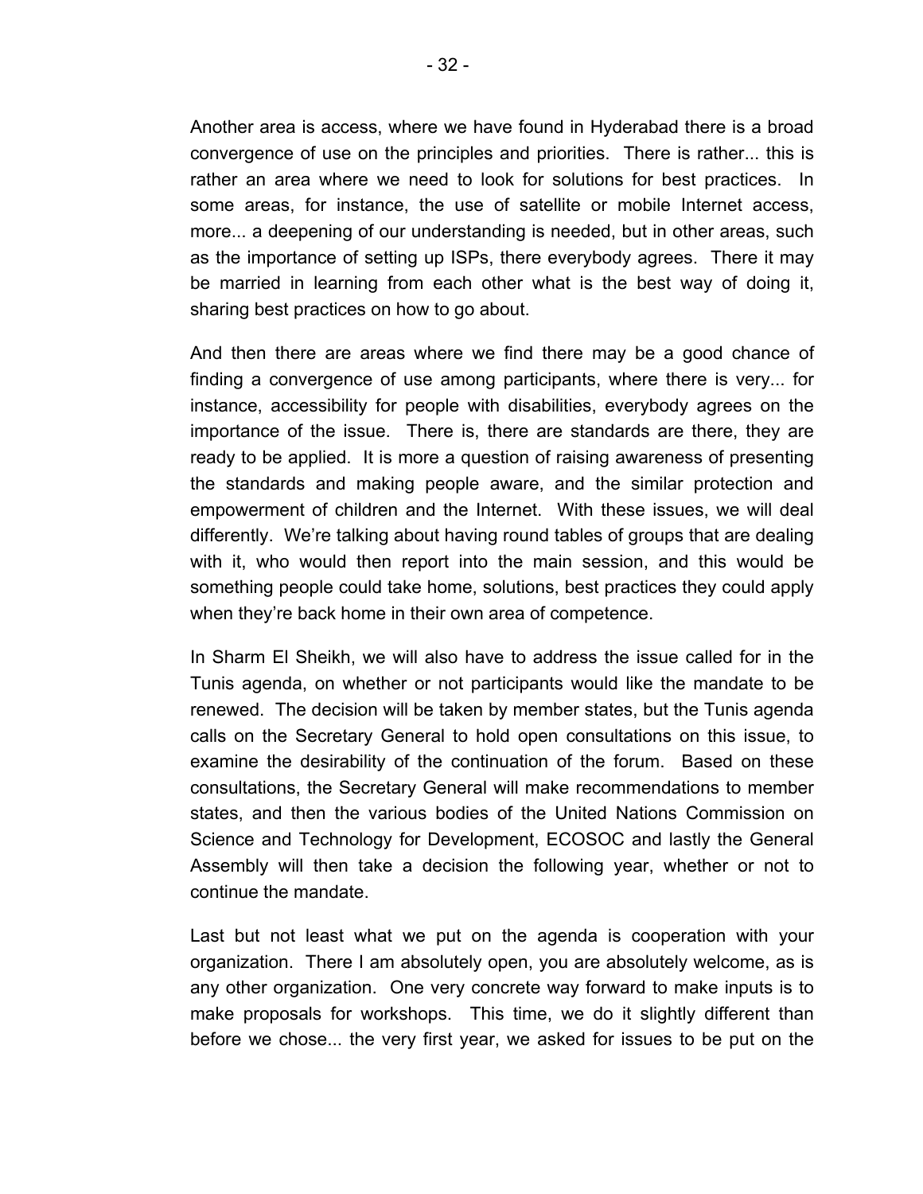Another area is access, where we have found in Hyderabad there is a broad convergence of use on the principles and priorities. There is rather... this is rather an area where we need to look for solutions for best practices. In some areas, for instance, the use of satellite or mobile Internet access, more... a deepening of our understanding is needed, but in other areas, such as the importance of setting up ISPs, there everybody agrees. There it may be married in learning from each other what is the best way of doing it, sharing best practices on how to go about.

And then there are areas where we find there may be a good chance of finding a convergence of use among participants, where there is very... for instance, accessibility for people with disabilities, everybody agrees on the importance of the issue. There is, there are standards are there, they are ready to be applied. It is more a question of raising awareness of presenting the standards and making people aware, and the similar protection and empowerment of children and the Internet. With these issues, we will deal differently. We're talking about having round tables of groups that are dealing with it, who would then report into the main session, and this would be something people could take home, solutions, best practices they could apply when they're back home in their own area of competence.

In Sharm El Sheikh, we will also have to address the issue called for in the Tunis agenda, on whether or not participants would like the mandate to be renewed. The decision will be taken by member states, but the Tunis agenda calls on the Secretary General to hold open consultations on this issue, to examine the desirability of the continuation of the forum. Based on these consultations, the Secretary General will make recommendations to member states, and then the various bodies of the United Nations Commission on Science and Technology for Development, ECOSOC and lastly the General Assembly will then take a decision the following year, whether or not to continue the mandate.

Last but not least what we put on the agenda is cooperation with your organization. There I am absolutely open, you are absolutely welcome, as is any other organization. One very concrete way forward to make inputs is to make proposals for workshops. This time, we do it slightly different than before we chose... the very first year, we asked for issues to be put on the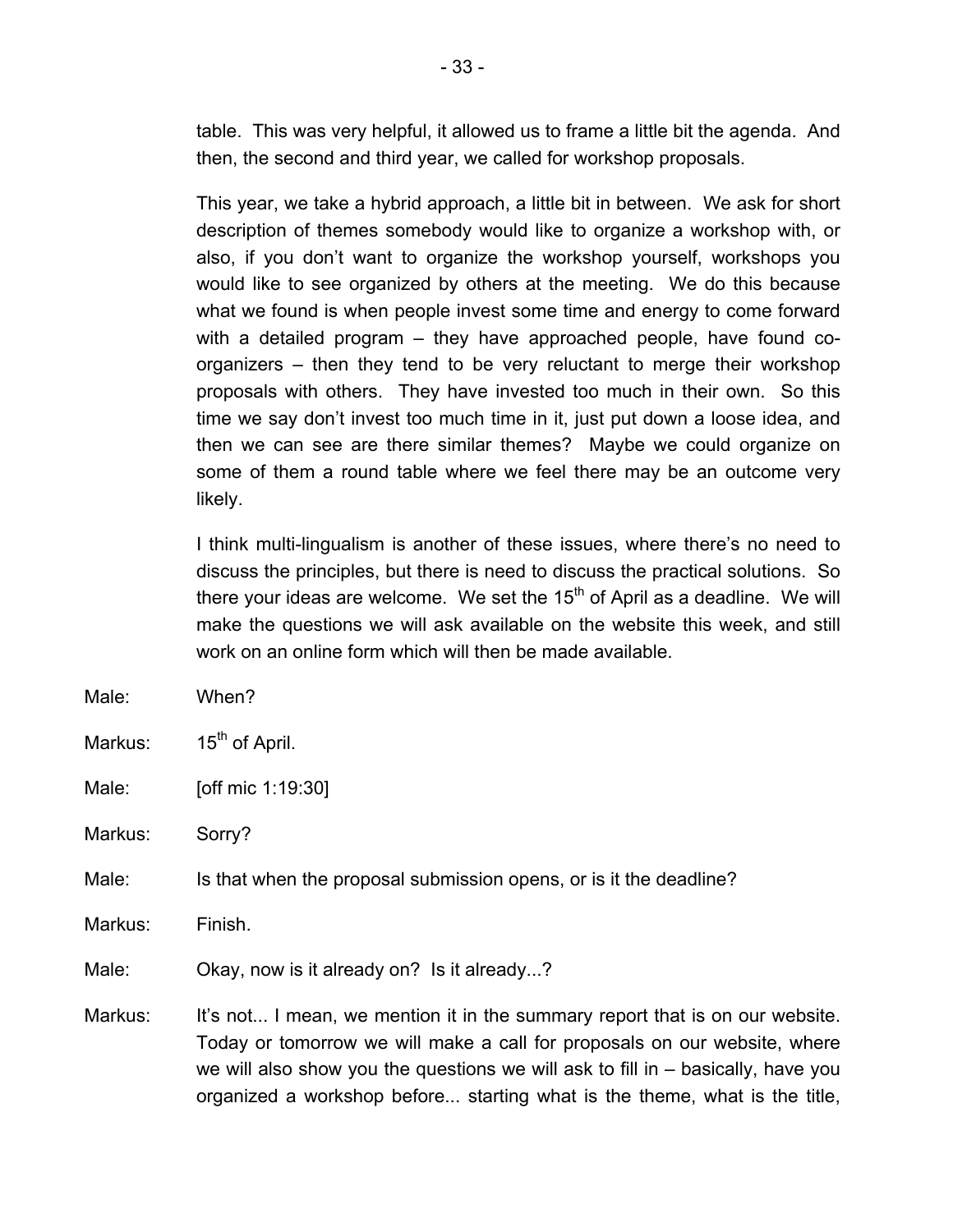table. This was very helpful, it allowed us to frame a little bit the agenda. And then, the second and third year, we called for workshop proposals.

This year, we take a hybrid approach, a little bit in between. We ask for short description of themes somebody would like to organize a workshop with, or also, if you don't want to organize the workshop yourself, workshops you would like to see organized by others at the meeting. We do this because what we found is when people invest some time and energy to come forward with a detailed program – they have approached people, have found co-organizers – then they tend to be very reluctant to merge their workshop proposals with others. They have invested too much in their own. So this time we say don't invest too much time in it, just put down a loose idea, and then we can see are there similar themes? Maybe we could organize on some of them a round table where we feel there may be an outcome very likely.

I think multi-lingualism is another of these issues, where there's no need to discuss the principles, but there is need to discuss the practical solutions. So there your ideas are welcome. We set the 15th of April as a deadline. We will make the questions we will ask available on the website this week, and still work on an online form which will then be made available.

Male: When?

Markus: 15th of April.

Male: [off mic 1:19:30]

Markus: Sorry?

Male: Is that when the proposal submission opens, or is it the deadline?

Markus: Finish.

Male: Okay, now is it already on? Is it already...?

Markus: It's not... I mean, we mention it in the summary report that is on our website. Today or tomorrow we will make a call for proposals on our website, where we will also show you the questions we will ask to fill in – basically, have you organized a workshop before... starting what is the theme, what is the title,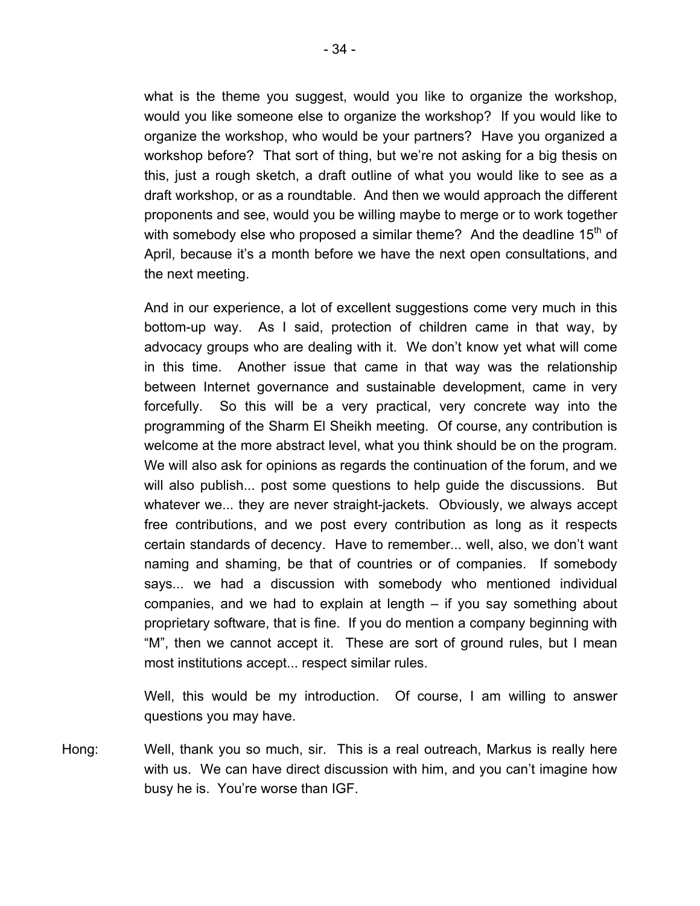what is the theme you suggest, would you like to organize the workshop, would you like someone else to organize the workshop? If you would like to organize the workshop, who would be your partners? Have you organized a workshop before? That sort of thing, but we're not asking for a big thesis on this, just a rough sketch, a draft outline of what you would like to see as a draft workshop, or as a roundtable. And then we would approach the different proponents and see, would you be willing maybe to merge or to work together with somebody else who proposed a similar theme? And the deadline 15th of April, because it's a month before we have the next open consultations, and the next meeting.

And in our experience, a lot of excellent suggestions come very much in this bottom-up way. As I said, protection of children came in that way, by advocacy groups who are dealing with it. We don't know yet what will come in this time. Another issue that came in that way was the relationship between Internet governance and sustainable development, came in very forcefully. So this will be a very practical, very concrete way into the programming of the Sharm El Sheikh meeting. Of course, any contribution is welcome at the more abstract level, what you think should be on the program. We will also ask for opinions as regards the continuation of the forum, and we will also publish... post some questions to help guide the discussions. But whatever we... they are never straight-jackets. Obviously, we always accept free contributions, and we post every contribution as long as it respects certain standards of decency. Have to remember... well, also, we don't want naming and shaming, be that of countries or of companies. If somebody says... we had a discussion with somebody who mentioned individual companies, and we had to explain at length – if you say something about proprietary software, that is fine. If you do mention a company beginning with "M", then we cannot accept it. These are sort of ground rules, but I mean most institutions accept... respect similar rules.

Well, this would be my introduction. Of course, I am willing to answer questions you may have.

Hong: Well, thank you so much, sir. This is a real outreach, Markus is really here with us. We can have direct discussion with him, and you can't imagine how busy he is. You're worse than IGF.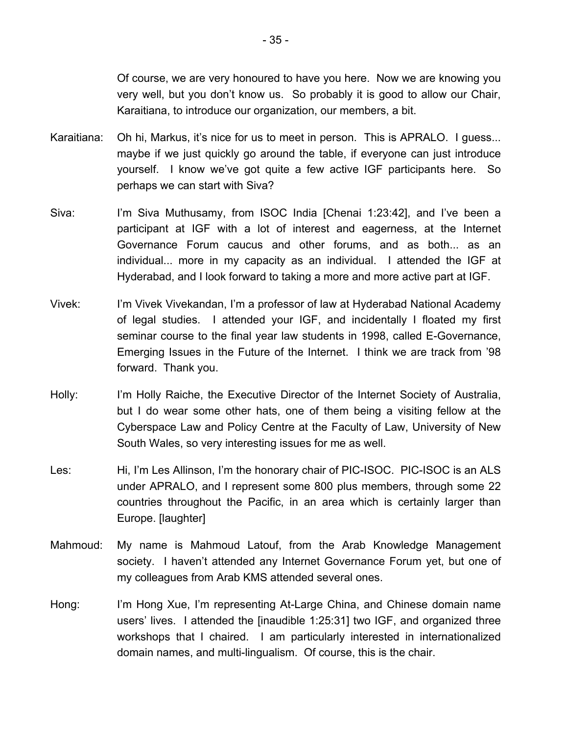Of course, we are very honoured to have you here. Now we are knowing you very well, but you don't know us. So probably it is good to allow our Chair, Karaitiana, to introduce our organization, our members, a bit.

Karaitiana: Oh hi, Markus, it's nice for us to meet in person. This is APRALO. I guess... maybe if we just quickly go around the table, if everyone can just introduce yourself. I know we've got quite a few active IGF participants here. So perhaps we can start with Siva?

Siva: I'm Siva Muthusamy, from ISOC India [Chenai 1:23:42], and I've been a participant at IGF with a lot of interest and eagerness, at the Internet Governance Forum caucus and other forums, and as both... as an individual... more in my capacity as an individual. I attended the IGF at Hyderabad, and I look forward to taking a more and more active part at IGF.

Vivek: I'm Vivek Vivekandan, I'm a professor of law at Hyderabad National Academy of legal studies. I attended your IGF, and incidentally I floated my first seminar course to the final year law students in 1998, called E-Governance, Emerging Issues in the Future of the Internet. I think we are track from '98 forward. Thank you.

Holly: I'm Holly Raiche, the Executive Director of the Internet Society of Australia, but I do wear some other hats, one of them being a visiting fellow at the Cyberspace Law and Policy Centre at the Faculty of Law, University of New South Wales, so very interesting issues for me as well.

Les: Hi, I'm Les Allinson, I'm the honorary chair of PIC-ISOC. PIC-ISOC is an ALS under APRALO, and I represent some 800 plus members, through some 22 countries throughout the Pacific, in an area which is certainly larger than Europe. [laughter]

Mahmoud: My name is Mahmoud Latouf, from the Arab Knowledge Management society. I haven't attended any Internet Governance Forum yet, but one of my colleagues from Arab KMS attended several ones.

Hong: I'm Hong Xue, I'm representing At-Large China, and Chinese domain name users' lives. I attended the [inaudible 1:25:31] two IGF, and organized three workshops that I chaired. I am particularly interested in internationalized domain names, and multi-lingualism. Of course, this is the chair.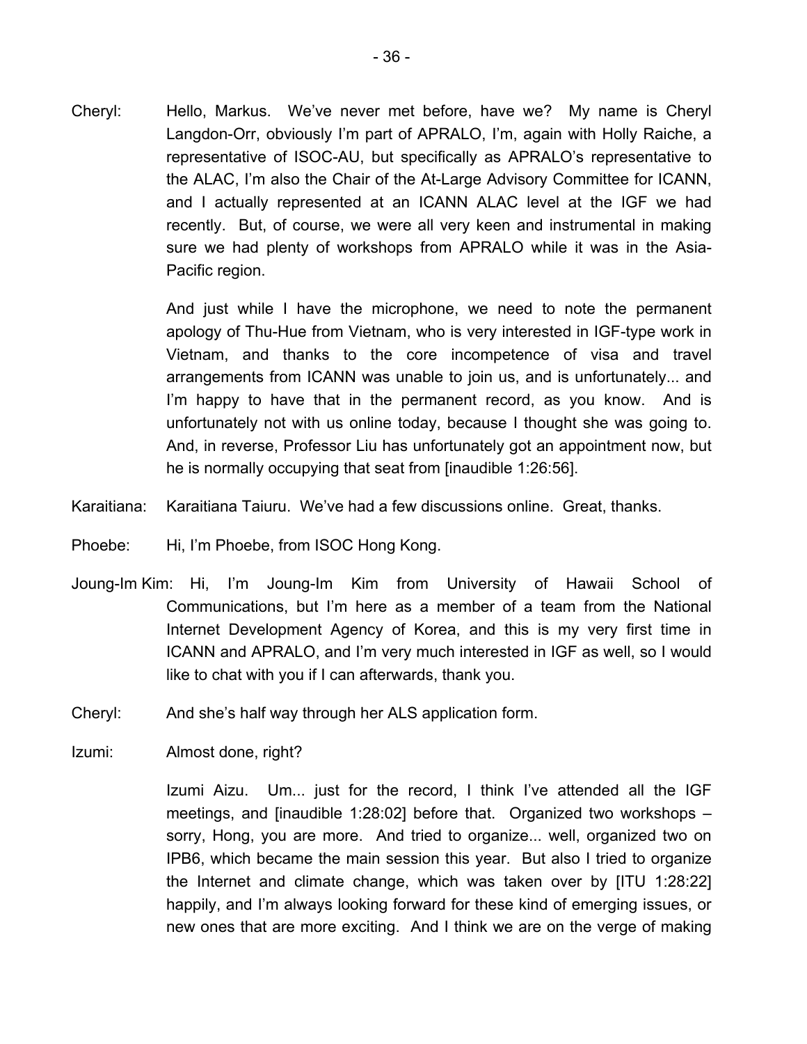Cheryl: Hello, Markus. We've never met before, have we? My name is Cheryl Langdon-Orr, obviously I'm part of APRALO, I'm, again with Holly Raiche, a representative of ISOC-AU, but specifically as APRALO's representative to the ALAC, I'm also the Chair of the At-Large Advisory Committee for ICANN, and I actually represented at an ICANN ALAC level at the IGF we had recently. But, of course, we were all very keen and instrumental in making sure we had plenty of workshops from APRALO while it was in the Asia-Pacific region.

And just while I have the microphone, we need to note the permanent apology of Thu-Hue from Vietnam, who is very interested in IGF-type work in Vietnam, and thanks to the core incompetence of visa and travel arrangements from ICANN was unable to join us, and is unfortunately... and I'm happy to have that in the permanent record, as you know. And is unfortunately not with us online today, because I thought she was going to. And, in reverse, Professor Liu has unfortunately got an appointment now, but he is normally occupying that seat from [inaudible 1:26:56].

Karaitiana: Karaitiana Taiuru. We've had a few discussions online. Great, thanks.

Phoebe: Hi, I'm Phoebe, from ISOC Hong Kong.

Joung-Im Kim: Hi, I'm Joung-Im Kim from University of Hawaii School of Communications, but I'm here as a member of a team from the National Internet Development Agency of Korea, and this is my very first time in ICANN and APRALO, and I'm very much interested in IGF as well, so I would like to chat with you if I can afterwards, thank you.

Cheryl: And she's half way through her ALS application form.

Izumi: Almost done, right?

Izumi Aizu. Um... just for the record, I think I've attended all the IGF meetings, and [inaudible 1:28:02] before that. Organized two workshops – sorry, Hong, you are more. And tried to organize... well, organized two on IPB6, which became the main session this year. But also I tried to organize the Internet and climate change, which was taken over by [ITU 1:28:22] happily, and I'm always looking forward for these kind of emerging issues, or new ones that are more exciting. And I think we are on the verge of making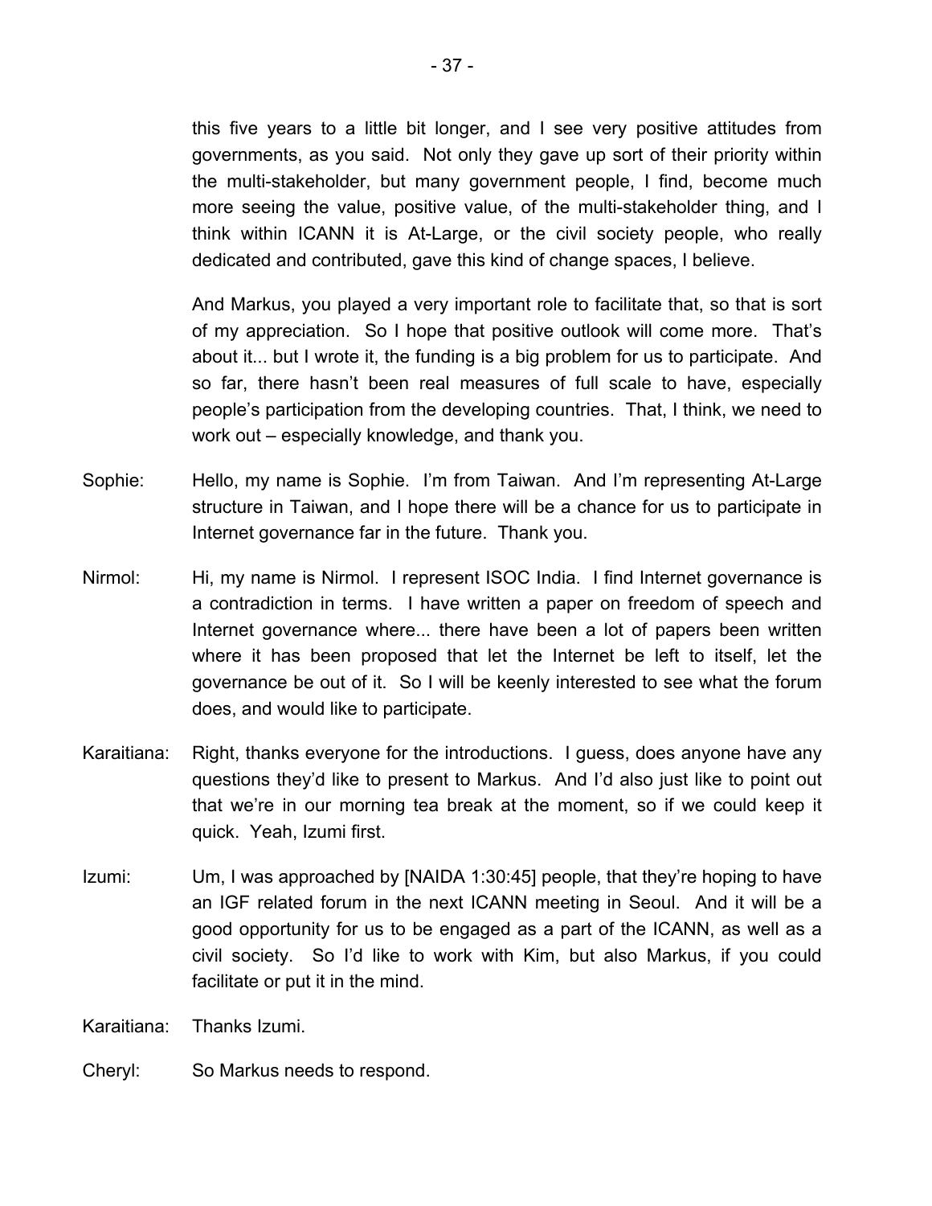this five years to a little bit longer, and I see very positive attitudes from governments, as you said. Not only they gave up sort of their priority within the multi-stakeholder, but many government people, I find, become much more seeing the value, positive value, of the multi-stakeholder thing, and I think within ICANN it is At-Large, or the civil society people, who really dedicated and contributed, gave this kind of change spaces, I believe.

And Markus, you played a very important role to facilitate that, so that is sort of my appreciation. So I hope that positive outlook will come more. That's about it... but I wrote it, the funding is a big problem for us to participate. And so far, there hasn't been real measures of full scale to have, especially people's participation from the developing countries. That, I think, we need to work out – especially knowledge, and thank you.

Sophie: Hello, my name is Sophie. I'm from Taiwan. And I'm representing At-Large structure in Taiwan, and I hope there will be a chance for us to participate in Internet governance far in the future. Thank you.

Nirmol: Hi, my name is Nirmol. I represent ISOC India. I find Internet governance is a contradiction in terms. I have written a paper on freedom of speech and Internet governance where... there have been a lot of papers been written where it has been proposed that let the Internet be left to itself, let the governance be out of it. So I will be keenly interested to see what the forum does, and would like to participate.

Karaitiana: Right, thanks everyone for the introductions. I guess, does anyone have any questions they'd like to present to Markus. And I'd also just like to point out that we're in our morning tea break at the moment, so if we could keep it quick. Yeah, Izumi first.

Izumi: Um, I was approached by [NAIDA 1:30:45] people, that they're hoping to have an IGF related forum in the next ICANN meeting in Seoul. And it will be a good opportunity for us to be engaged as a part of the ICANN, as well as a civil society. So I'd like to work with Kim, but also Markus, if you could facilitate or put it in the mind.

Karaitiana: Thanks Izumi.

Cheryl: So Markus needs to respond.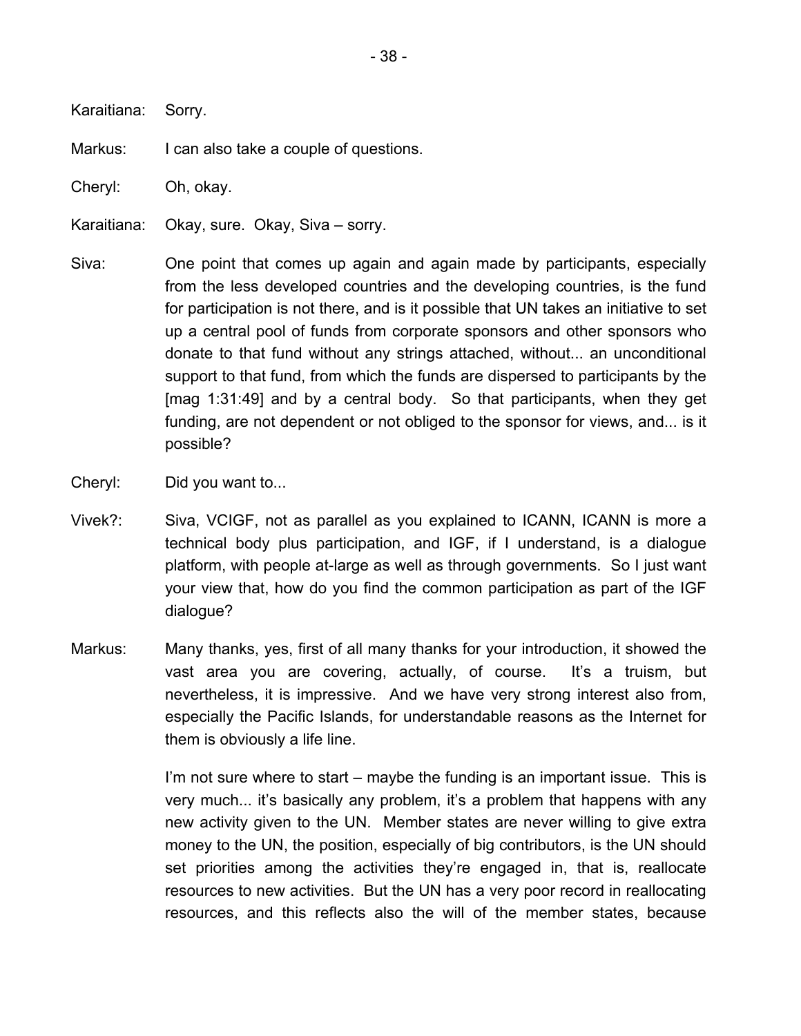Karaitiana: Sorry.

Markus: I can also take a couple of questions.

Cheryl: Oh, okay.

Karaitiana: Okay, sure. Okay, Siva – sorry.

Siva: One point that comes up again and again made by participants, especially from the less developed countries and the developing countries, is the fund for participation is not there, and is it possible that UN takes an initiative to set up a central pool of funds from corporate sponsors and other sponsors who donate to that fund without any strings attached, without... an unconditional support to that fund, from which the funds are dispersed to participants by the [mag 1:31:49] and by a central body. So that participants, when they get funding, are not dependent or not obliged to the sponsor for views, and... is it possible?

Cheryl: Did you want to...

Vivek?: Siva, VCIGF, not as parallel as you explained to ICANN, ICANN is more a technical body plus participation, and IGF, if I understand, is a dialogue platform, with people at-large as well as through governments. So I just want your view that, how do you find the common participation as part of the IGF dialogue?

Markus: Many thanks, yes, first of all many thanks for your introduction, it showed the vast area you are covering, actually, of course. It's a truism, but nevertheless, it is impressive. And we have very strong interest also from, especially the Pacific Islands, for understandable reasons as the Internet for them is obviously a life line.

I'm not sure where to start – maybe the funding is an important issue. This is very much... it's basically any problem, it's a problem that happens with any new activity given to the UN. Member states are never willing to give extra money to the UN, the position, especially of big contributors, is the UN should set priorities among the activities they're engaged in, that is, reallocate resources to new activities. But the UN has a very poor record in reallocating resources, and this reflects also the will of the member states, because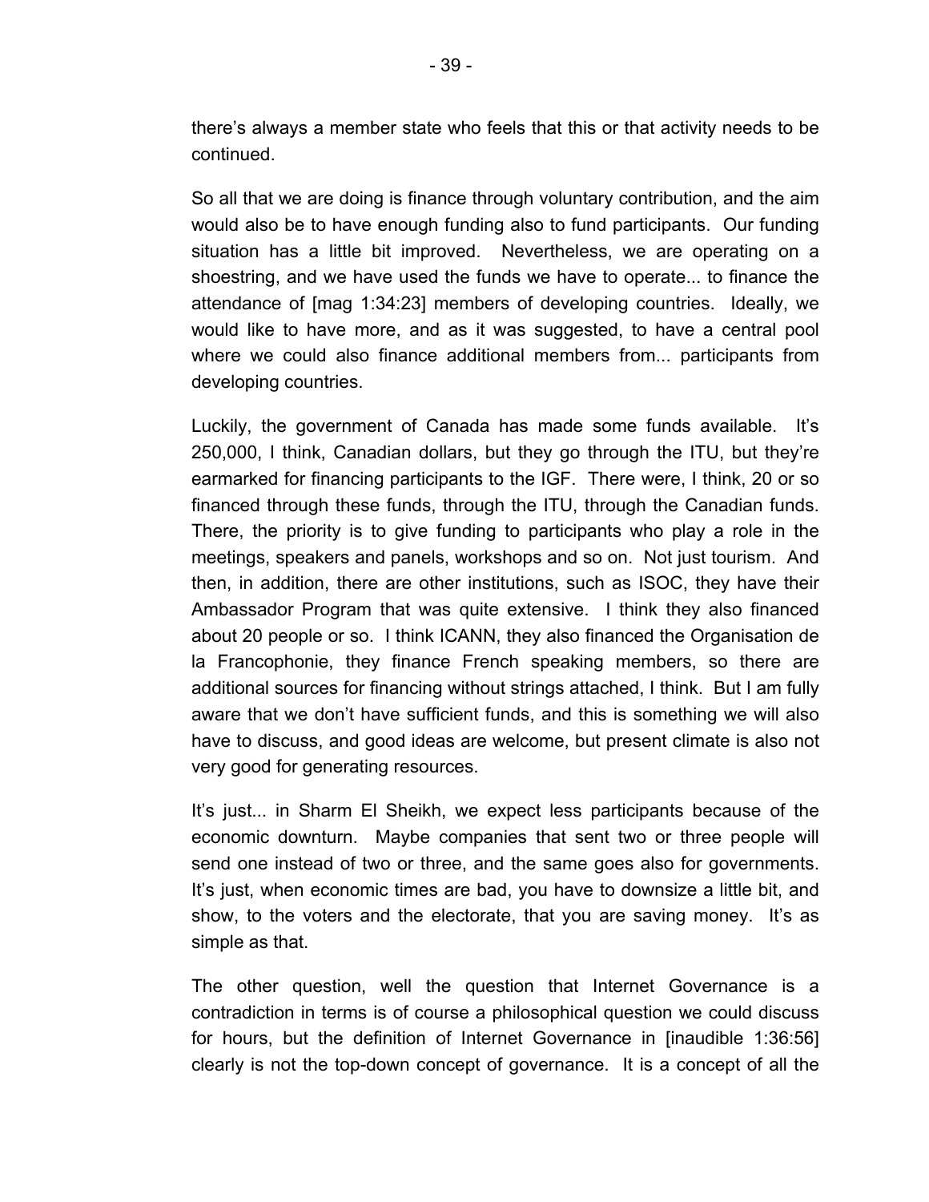there's always a member state who feels that this or that activity needs to be continued.

So all that we are doing is finance through voluntary contribution, and the aim would also be to have enough funding also to fund participants. Our funding situation has a little bit improved. Nevertheless, we are operating on a shoestring, and we have used the funds we have to operate... to finance the attendance of [mag 1:34:23] members of developing countries. Ideally, we would like to have more, and as it was suggested, to have a central pool where we could also finance additional members from... participants from developing countries.

Luckily, the government of Canada has made some funds available. It's 250,000, I think, Canadian dollars, but they go through the ITU, but they're earmarked for financing participants to the IGF. There were, I think, 20 or so financed through these funds, through the ITU, through the Canadian funds. There, the priority is to give funding to participants who play a role in the meetings, speakers and panels, workshops and so on. Not just tourism. And then, in addition, there are other institutions, such as ISOC, they have their Ambassador Program that was quite extensive. I think they also financed about 20 people or so. I think ICANN, they also financed the Organisation de la Francophonie, they finance French speaking members, so there are additional sources for financing without strings attached, I think. But I am fully aware that we don't have sufficient funds, and this is something we will also have to discuss, and good ideas are welcome, but present climate is also not very good for generating resources.

It's just... in Sharm El Sheikh, we expect less participants because of the economic downturn. Maybe companies that sent two or three people will send one instead of two or three, and the same goes also for governments. It's just, when economic times are bad, you have to downsize a little bit, and show, to the voters and the electorate, that you are saving money. It's as simple as that.

The other question, well the question that Internet Governance is a contradiction in terms is of course a philosophical question we could discuss for hours, but the definition of Internet Governance in [inaudible 1:36:56] clearly is not the top-down concept of governance. It is a concept of all the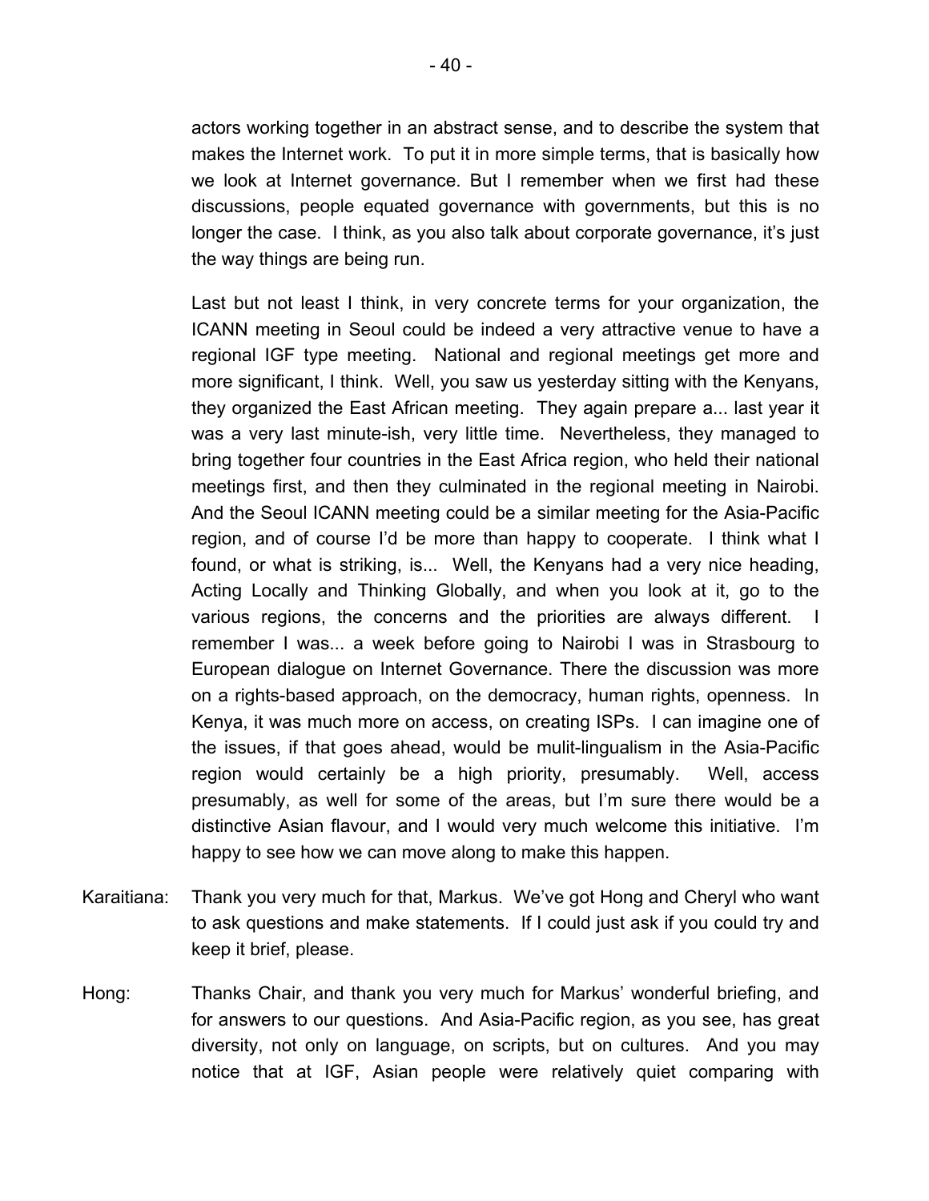actors working together in an abstract sense, and to describe the system that makes the Internet work. To put it in more simple terms, that is basically how we look at Internet governance. But I remember when we first had these discussions, people equated governance with governments, but this is no longer the case. I think, as you also talk about corporate governance, it's just the way things are being run.

Last but not least I think, in very concrete terms for your organization, the ICANN meeting in Seoul could be indeed a very attractive venue to have a regional IGF type meeting. National and regional meetings get more and more significant, I think. Well, you saw us yesterday sitting with the Kenyans, they organized the East African meeting. They again prepare a... last year it was a very last minute-ish, very little time. Nevertheless, they managed to bring together four countries in the East Africa region, who held their national meetings first, and then they culminated in the regional meeting in Nairobi. And the Seoul ICANN meeting could be a similar meeting for the Asia-Pacific region, and of course I'd be more than happy to cooperate. I think what I found, or what is striking, is... Well, the Kenyans had a very nice heading, Acting Locally and Thinking Globally, and when you look at it, go to the various regions, the concerns and the priorities are always different. I remember I was... a week before going to Nairobi I was in Strasbourg to European dialogue on Internet Governance. There the discussion was more on a rights-based approach, on the democracy, human rights, openness. In Kenya, it was much more on access, on creating ISPs. I can imagine one of the issues, if that goes ahead, would be mulit-lingualism in the Asia-Pacific region would certainly be a high priority, presumably. Well, access presumably, as well for some of the areas, but I'm sure there would be a distinctive Asian flavour, and I would very much welcome this initiative. I'm happy to see how we can move along to make this happen.

Karaitiana: Thank you very much for that, Markus. We've got Hong and Cheryl who want to ask questions and make statements. If I could just ask if you could try and keep it brief, please.

Hong: Thanks Chair, and thank you very much for Markus' wonderful briefing, and for answers to our questions. And Asia-Pacific region, as you see, has great diversity, not only on language, on scripts, but on cultures. And you may notice that at IGF, Asian people were relatively quiet comparing with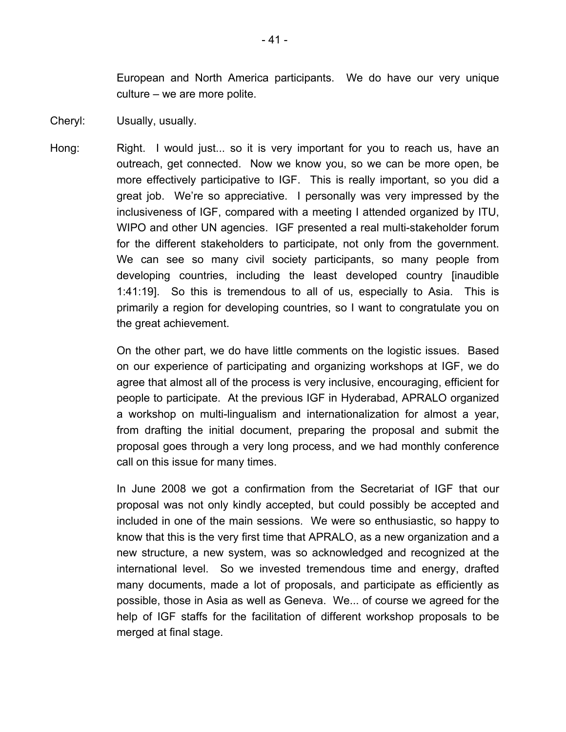European and North America participants. We do have our very unique culture – we are more polite.

Cheryl: Usually, usually.

Hong: Right. I would just... so it is very important for you to reach us, have an outreach, get connected. Now we know you, so we can be more open, be more effectively participative to IGF. This is really important, so you did a great job. We're so appreciative. I personally was very impressed by the inclusiveness of IGF, compared with a meeting I attended organized by ITU, WIPO and other UN agencies. IGF presented a real multi-stakeholder forum for the different stakeholders to participate, not only from the government. We can see so many civil society participants, so many people from developing countries, including the least developed country [inaudible 1:41:19]. So this is tremendous to all of us, especially to Asia. This is primarily a region for developing countries, so I want to congratulate you on the great achievement.

On the other part, we do have little comments on the logistic issues. Based on our experience of participating and organizing workshops at IGF, we do agree that almost all of the process is very inclusive, encouraging, efficient for people to participate. At the previous IGF in Hyderabad, APRALO organized a workshop on multi-lingualism and internationalization for almost a year, from drafting the initial document, preparing the proposal and submit the proposal goes through a very long process, and we had monthly conference call on this issue for many times.

In June 2008 we got a confirmation from the Secretariat of IGF that our proposal was not only kindly accepted, but could possibly be accepted and included in one of the main sessions. We were so enthusiastic, so happy to know that this is the very first time that APRALO, as a new organization and a new structure, a new system, was so acknowledged and recognized at the international level. So we invested tremendous time and energy, drafted many documents, made a lot of proposals, and participate as efficiently as possible, those in Asia as well as Geneva. We... of course we agreed for the help of IGF staffs for the facilitation of different workshop proposals to be merged at final stage.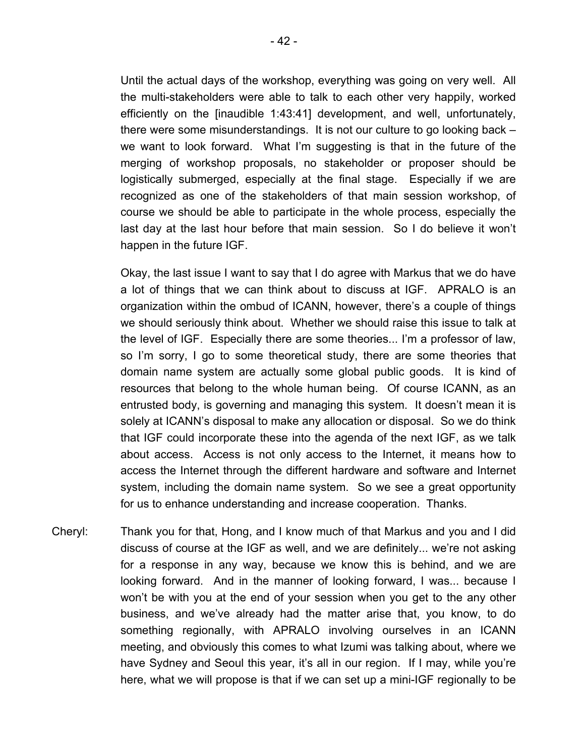Until the actual days of the workshop, everything was going on very well. All the multi-stakeholders were able to talk to each other very happily, worked efficiently on the [inaudible 1:43:41] development, and well, unfortunately, there were some misunderstandings. It is not our culture to go looking back – we want to look forward. What I'm suggesting is that in the future of the merging of workshop proposals, no stakeholder or proposer should be logistically submerged, especially at the final stage. Especially if we are recognized as one of the stakeholders of that main session workshop, of course we should be able to participate in the whole process, especially the last day at the last hour before that main session. So I do believe it won't happen in the future IGF.

Okay, the last issue I want to say that I do agree with Markus that we do have a lot of things that we can think about to discuss at IGF. APRALO is an organization within the ombud of ICANN, however, there's a couple of things we should seriously think about. Whether we should raise this issue to talk at the level of IGF. Especially there are some theories... I'm a professor of law, so I'm sorry, I go to some theoretical study, there are some theories that domain name system are actually some global public goods. It is kind of resources that belong to the whole human being. Of course ICANN, as an entrusted body, is governing and managing this system. It doesn't mean it is solely at ICANN's disposal to make any allocation or disposal. So we do think that IGF could incorporate these into the agenda of the next IGF, as we talk about access. Access is not only access to the Internet, it means how to access the Internet through the different hardware and software and Internet system, including the domain name system. So we see a great opportunity for us to enhance understanding and increase cooperation. Thanks.

Cheryl: Thank you for that, Hong, and I know much of that Markus and you and I did discuss of course at the IGF as well, and we are definitely... we're not asking for a response in any way, because we know this is behind, and we are looking forward. And in the manner of looking forward, I was... because I won't be with you at the end of your session when you get to the any other business, and we've already had the matter arise that, you know, to do something regionally, with APRALO involving ourselves in an ICANN meeting, and obviously this comes to what Izumi was talking about, where we have Sydney and Seoul this year, it's all in our region. If I may, while you're here, what we will propose is that if we can set up a mini-IGF regionally to be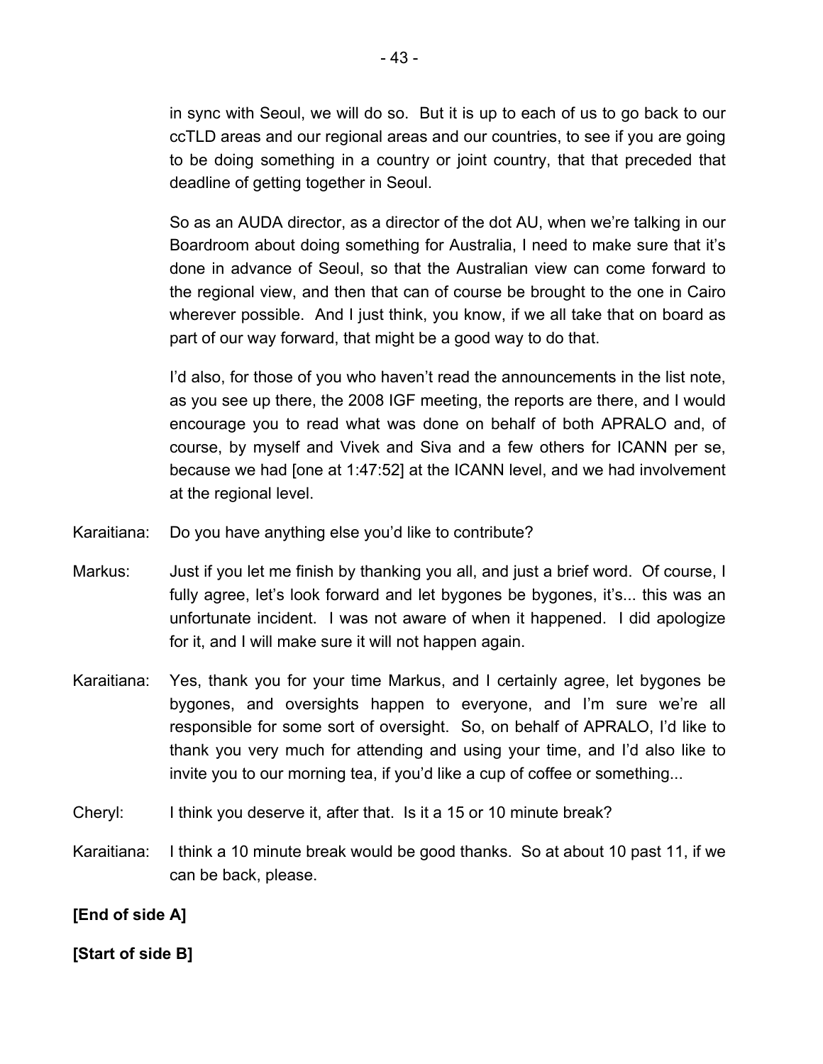in sync with Seoul, we will do so. But it is up to each of us to go back to our ccTLD areas and our regional areas and our countries, to see if you are going to be doing something in a country or joint country, that that preceded that deadline of getting together in Seoul.

So as an AUDA director, as a director of the dot AU, when we're talking in our Boardroom about doing something for Australia, I need to make sure that it's done in advance of Seoul, so that the Australian view can come forward to the regional view, and then that can of course be brought to the one in Cairo wherever possible. And I just think, you know, if we all take that on board as part of our way forward, that might be a good way to do that.

I'd also, for those of you who haven't read the announcements in the list note, as you see up there, the 2008 IGF meeting, the reports are there, and I would encourage you to read what was done on behalf of both APRALO and, of course, by myself and Vivek and Siva and a few others for ICANN per se, because we had [one at 1:47:52] at the ICANN level, and we had involvement at the regional level.

Karaitiana: Do you have anything else you'd like to contribute?

Markus: Just if you let me finish by thanking you all, and just a brief word. Of course, I fully agree, let's look forward and let bygones be bygones, it's... this was an unfortunate incident. I was not aware of when it happened. I did apologize for it, and I will make sure it will not happen again.

Karaitiana: Yes, thank you for your time Markus, and I certainly agree, let bygones be bygones, and oversights happen to everyone, and I'm sure we're all responsible for some sort of oversight. So, on behalf of APRALO, I'd like to thank you very much for attending and using your time, and I'd also like to invite you to our morning tea, if you'd like a cup of coffee or something...

Cheryl: I think you deserve it, after that. Is it a 15 or 10 minute break?

Karaitiana: I think a 10 minute break would be good thanks. So at about 10 past 11, if we can be back, please.

**[End of side A]**

**[Start of side B]**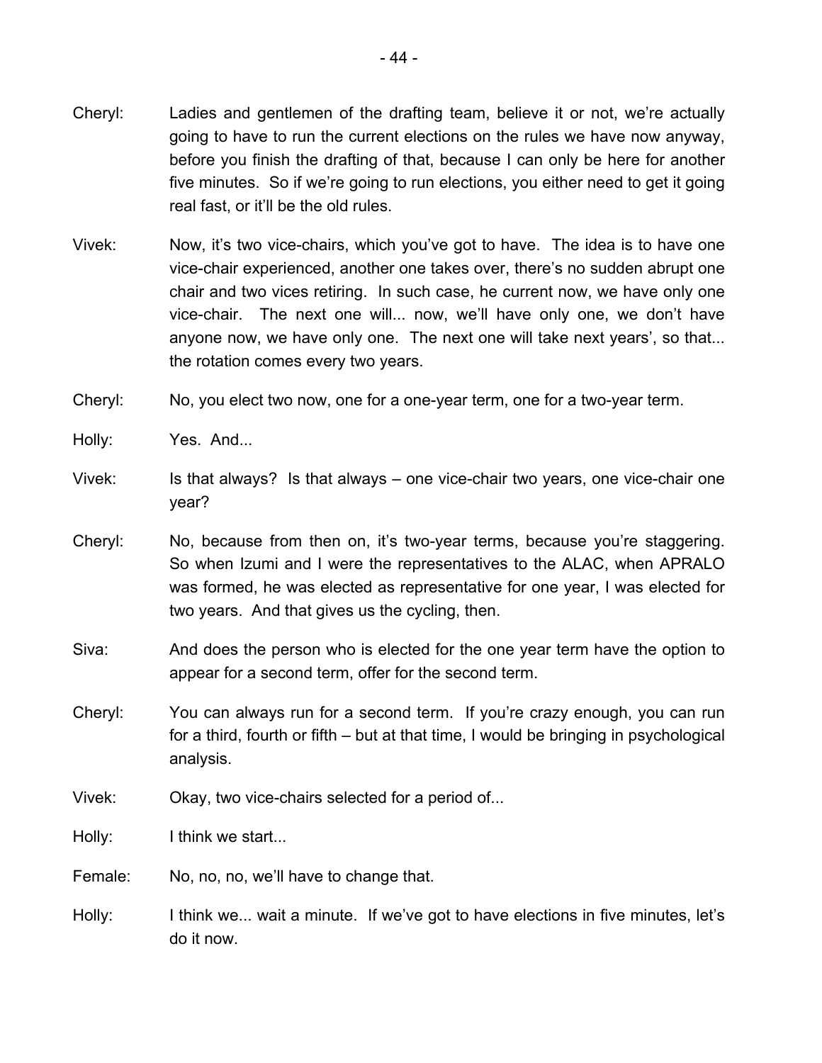Cheryl: Ladies and gentlemen of the drafting team, believe it or not, we're actually going to have to run the current elections on the rules we have now anyway, before you finish the drafting of that, because I can only be here for another five minutes. So if we're going to run elections, you either need to get it going real fast, or it'll be the old rules.

Vivek: Now, it's two vice-chairs, which you've got to have. The idea is to have one vice-chair experienced, another one takes over, there's no sudden abrupt one chair and two vices retiring. In such case, he current now, we have only one vice-chair. The next one will... now, we'll have only one, we don't have anyone now, we have only one. The next one will take next years', so that... the rotation comes every two years.

Cheryl: No, you elect two now, one for a one-year term, one for a two-year term.

Holly: Yes. And...

Vivek: Is that always? Is that always – one vice-chair two years, one vice-chair one year?

Cheryl: No, because from then on, it's two-year terms, because you're staggering. So when Izumi and I were the representatives to the ALAC, when APRALO was formed, he was elected as representative for one year, I was elected for two years. And that gives us the cycling, then.

Siva: And does the person who is elected for the one year term have the option to appear for a second term, offer for the second term.

Cheryl: You can always run for a second term. If you're crazy enough, you can run for a third, fourth or fifth – but at that time, I would be bringing in psychological analysis.

Vivek: Okay, two vice-chairs selected for a period of...

Holly: I think we start...

Female: No, no, no, we'll have to change that.

Holly: I think we... wait a minute. If we've got to have elections in five minutes, let's do it now.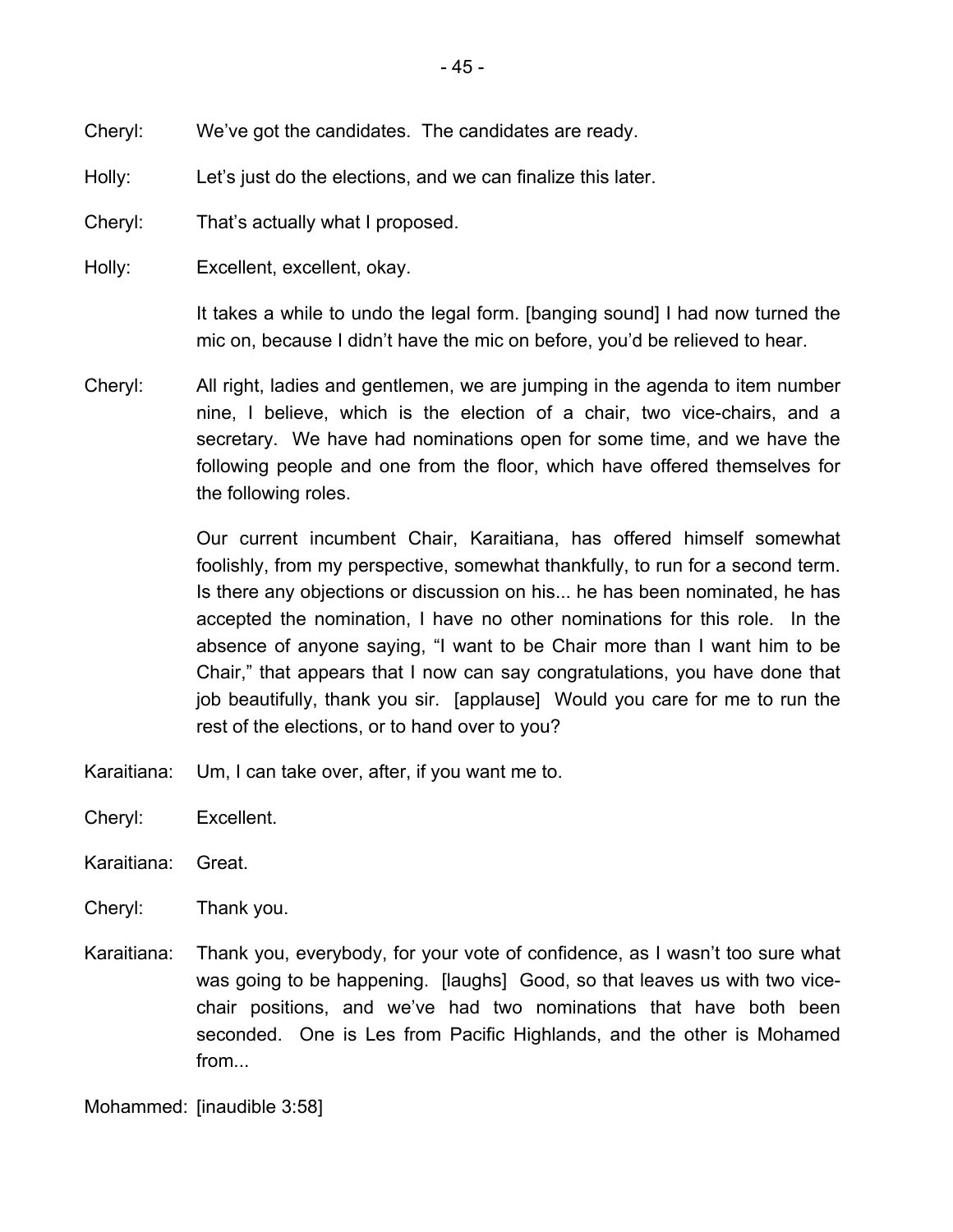Cheryl: We've got the candidates. The candidates are ready.

Holly: Let's just do the elections, and we can finalize this later.

Cheryl: That's actually what I proposed.

Holly: Excellent, excellent, okay.

It takes a while to undo the legal form. [banging sound] I had now turned the mic on, because I didn't have the mic on before, you'd be relieved to hear.

Cheryl: All right, ladies and gentlemen, we are jumping in the agenda to item number nine, I believe, which is the election of a chair, two vice-chairs, and a secretary. We have had nominations open for some time, and we have the following people and one from the floor, which have offered themselves for the following roles.

Our current incumbent Chair, Karaitiana, has offered himself somewhat foolishly, from my perspective, somewhat thankfully, to run for a second term. Is there any objections or discussion on his... he has been nominated, he has accepted the nomination, I have no other nominations for this role. In the absence of anyone saying, "I want to be Chair more than I want him to be Chair," that appears that I now can say congratulations, you have done that job beautifully, thank you sir. [applause] Would you care for me to run the rest of the elections, or to hand over to you?

Karaitiana: Um, I can take over, after, if you want me to.

Cheryl: Excellent.

Karaitiana: Great.

Cheryl: Thank you.

Karaitiana: Thank you, everybody, for your vote of confidence, as I wasn't too sure what was going to be happening. [laughs] Good, so that leaves us with two vice-chair positions, and we've had two nominations that have both been seconded. One is Les from Pacific Highlands, and the other is Mohamed from...

Mohammed: [inaudible 3:58]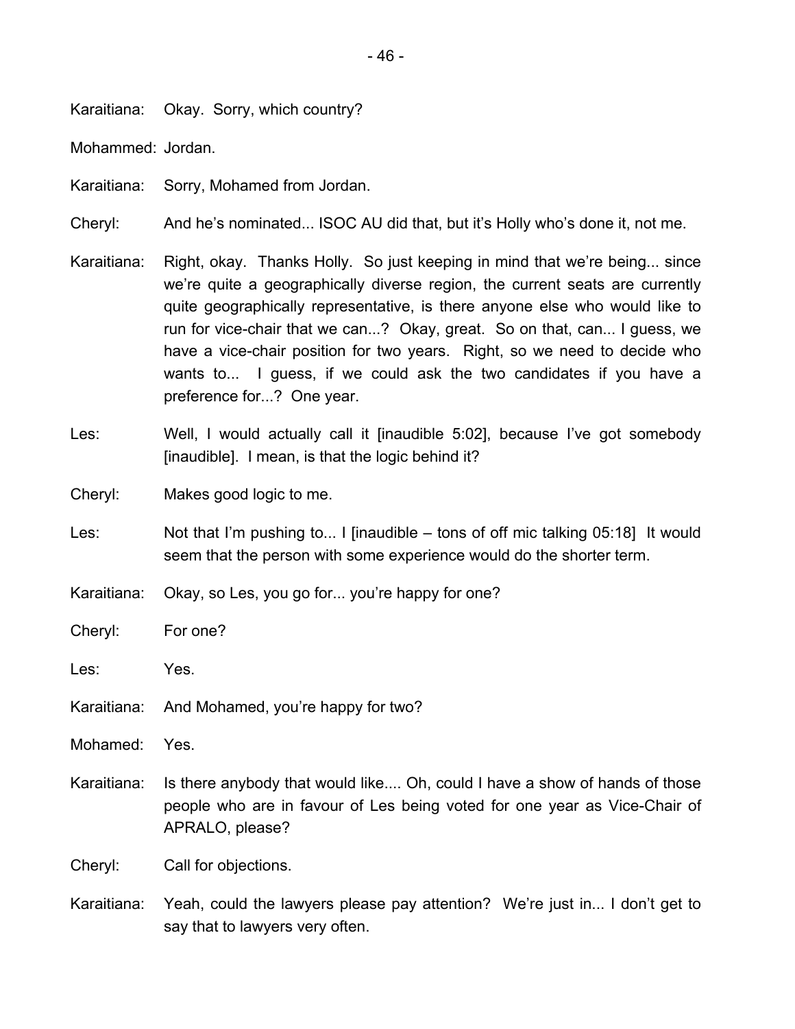Karaitiana: Okay. Sorry, which country?

Mohammed: Jordan.

Karaitiana: Sorry, Mohamed from Jordan.

Cheryl: And he's nominated... ISOC AU did that, but it's Holly who's done it, not me.

Karaitiana: Right, okay. Thanks Holly. So just keeping in mind that we're being... since we're quite a geographically diverse region, the current seats are currently quite geographically representative, is there anyone else who would like to run for vice-chair that we can...? Okay, great. So on that, can... I guess, we have a vice-chair position for two years. Right, so we need to decide who wants to... I guess, if we could ask the two candidates if you have a preference for...? One year.

Les: Well, I would actually call it [inaudible 5:02], because I've got somebody [inaudible]. I mean, is that the logic behind it?

Cheryl: Makes good logic to me.

Les: Not that I'm pushing to... I [inaudible – tons of off mic talking 05:18] It would seem that the person with some experience would do the shorter term.

Karaitiana: Okay, so Les, you go for... you're happy for one?

Cheryl: For one?

Les: Yes.

Karaitiana: And Mohamed, you're happy for two?

Mohamed: Yes.

Karaitiana: Is there anybody that would like.... Oh, could I have a show of hands of those people who are in favour of Les being voted for one year as Vice-Chair of APRALO, please?

Cheryl: Call for objections.

Karaitiana: Yeah, could the lawyers please pay attention? We're just in... I don't get to say that to lawyers very often.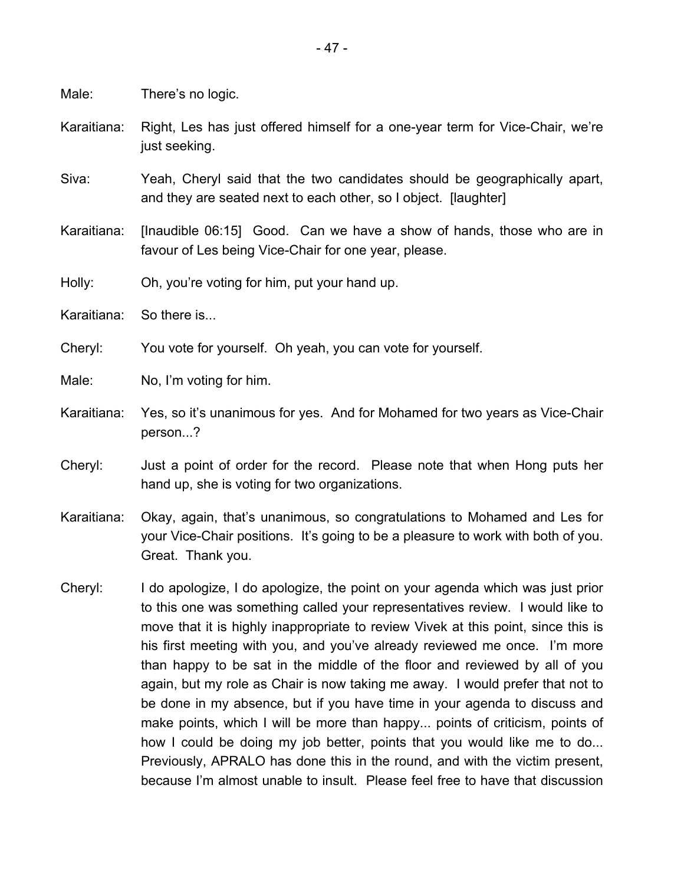Male: There's no logic.

Karaitiana: Right, Les has just offered himself for a one-year term for Vice-Chair, we're just seeking.

Siva: Yeah, Cheryl said that the two candidates should be geographically apart, and they are seated next to each other, so I object. [laughter]

Karaitiana: [Inaudible 06:15] Good. Can we have a show of hands, those who are in favour of Les being Vice-Chair for one year, please.

Holly: Oh, you're voting for him, put your hand up.

Karaitiana: So there is...

Cheryl: You vote for yourself. Oh yeah, you can vote for yourself.

Male: No, I'm voting for him.

Karaitiana: Yes, so it's unanimous for yes. And for Mohamed for two years as Vice-Chair person...?

Cheryl: Just a point of order for the record. Please note that when Hong puts her hand up, she is voting for two organizations.

Karaitiana: Okay, again, that's unanimous, so congratulations to Mohamed and Les for your Vice-Chair positions. It's going to be a pleasure to work with both of you. Great. Thank you.

Cheryl: I do apologize, I do apologize, the point on your agenda which was just prior to this one was something called your representatives review. I would like to move that it is highly inappropriate to review Vivek at this point, since this is his first meeting with you, and you've already reviewed me once. I'm more than happy to be sat in the middle of the floor and reviewed by all of you again, but my role as Chair is now taking me away. I would prefer that not to be done in my absence, but if you have time in your agenda to discuss and make points, which I will be more than happy... points of criticism, points of how I could be doing my job better, points that you would like me to do... Previously, APRALO has done this in the round, and with the victim present, because I'm almost unable to insult. Please feel free to have that discussion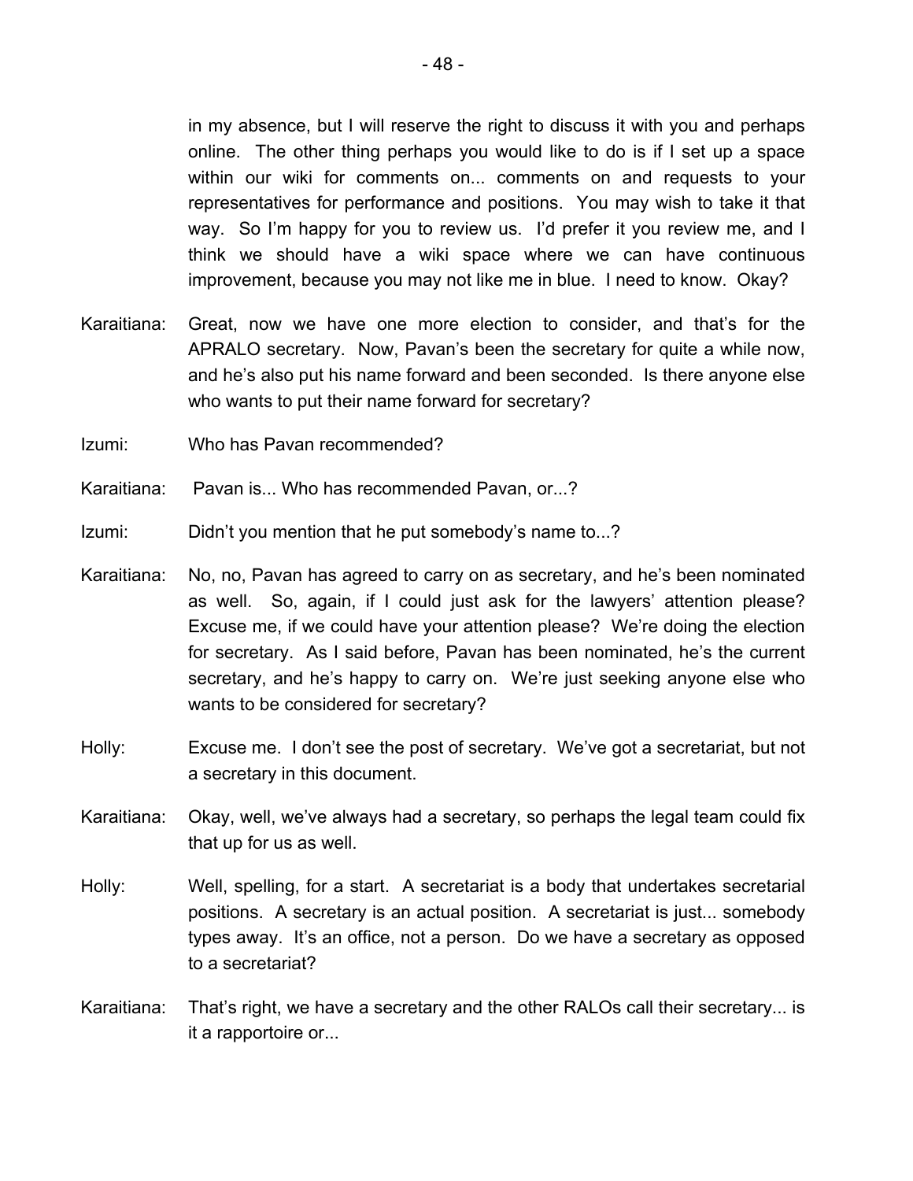in my absence, but I will reserve the right to discuss it with you and perhaps online. The other thing perhaps you would like to do is if I set up a space within our wiki for comments on... comments on and requests to your representatives for performance and positions. You may wish to take it that way. So I'm happy for you to review us. I'd prefer it you review me, and I think we should have a wiki space where we can have continuous improvement, because you may not like me in blue. I need to know. Okay?

Karaitiana: Great, now we have one more election to consider, and that's for the APRALO secretary. Now, Pavan's been the secretary for quite a while now, and he's also put his name forward and been seconded. Is there anyone else who wants to put their name forward for secretary?

Izumi: Who has Pavan recommended?

Karaitiana: Pavan is... Who has recommended Pavan, or...?

Izumi: Didn't you mention that he put somebody's name to...?

Karaitiana: No, no, Pavan has agreed to carry on as secretary, and he's been nominated as well. So, again, if I could just ask for the lawyers' attention please? Excuse me, if we could have your attention please? We're doing the election for secretary. As I said before, Pavan has been nominated, he's the current secretary, and he's happy to carry on. We're just seeking anyone else who wants to be considered for secretary?

Holly: Excuse me. I don't see the post of secretary. We've got a secretariat, but not a secretary in this document.

Karaitiana: Okay, well, we've always had a secretary, so perhaps the legal team could fix that up for us as well.

Holly: Well, spelling, for a start. A secretariat is a body that undertakes secretarial positions. A secretary is an actual position. A secretariat is just... somebody types away. It's an office, not a person. Do we have a secretary as opposed to a secretariat?

Karaitiana: That's right, we have a secretary and the other RALOs call their secretary... is it a rapportoire or...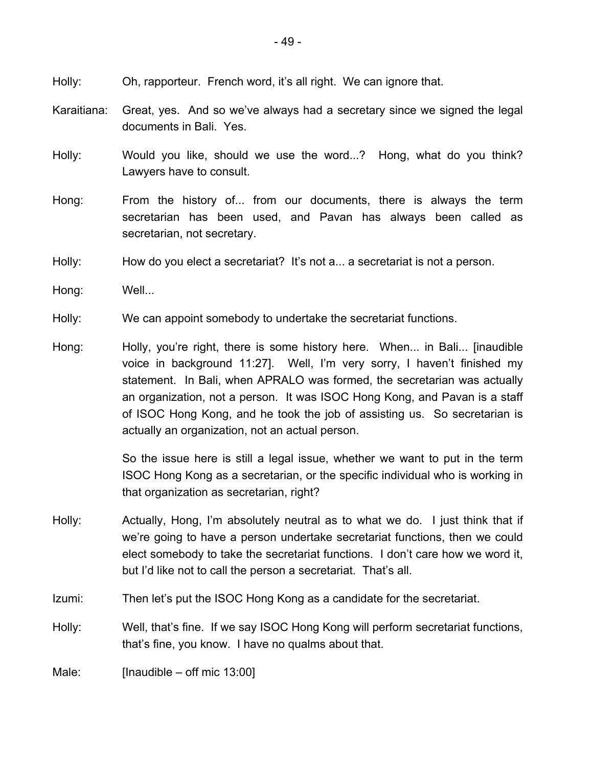Holly: Oh, rapporteur. French word, it's all right. We can ignore that.

Karaitiana: Great, yes. And so we've always had a secretary since we signed the legal documents in Bali. Yes.

Holly: Would you like, should we use the word...? Hong, what do you think? Lawyers have to consult.

Hong: From the history of... from our documents, there is always the term secretarian has been used, and Pavan has always been called as secretarian, not secretary.

Holly: How do you elect a secretariat? It's not a... a secretariat is not a person.

Hong: Well...

Holly: We can appoint somebody to undertake the secretariat functions.

Hong: Holly, you're right, there is some history here. When... in Bali... [inaudible voice in background 11:27]. Well, I'm very sorry, I haven't finished my statement. In Bali, when APRALO was formed, the secretarian was actually an organization, not a person. It was ISOC Hong Kong, and Pavan is a staff of ISOC Hong Kong, and he took the job of assisting us. So secretarian is actually an organization, not an actual person.

So the issue here is still a legal issue, whether we want to put in the term ISOC Hong Kong as a secretarian, or the specific individual who is working in that organization as secretarian, right?

Holly: Actually, Hong, I'm absolutely neutral as to what we do. I just think that if we're going to have a person undertake secretariat functions, then we could elect somebody to take the secretariat functions. I don't care how we word it, but I'd like not to call the person a secretariat. That's all.

Izumi: Then let's put the ISOC Hong Kong as a candidate for the secretariat.

Holly: Well, that's fine. If we say ISOC Hong Kong will perform secretariat functions, that's fine, you know. I have no qualms about that.

Male: [Inaudible – off mic 13:00]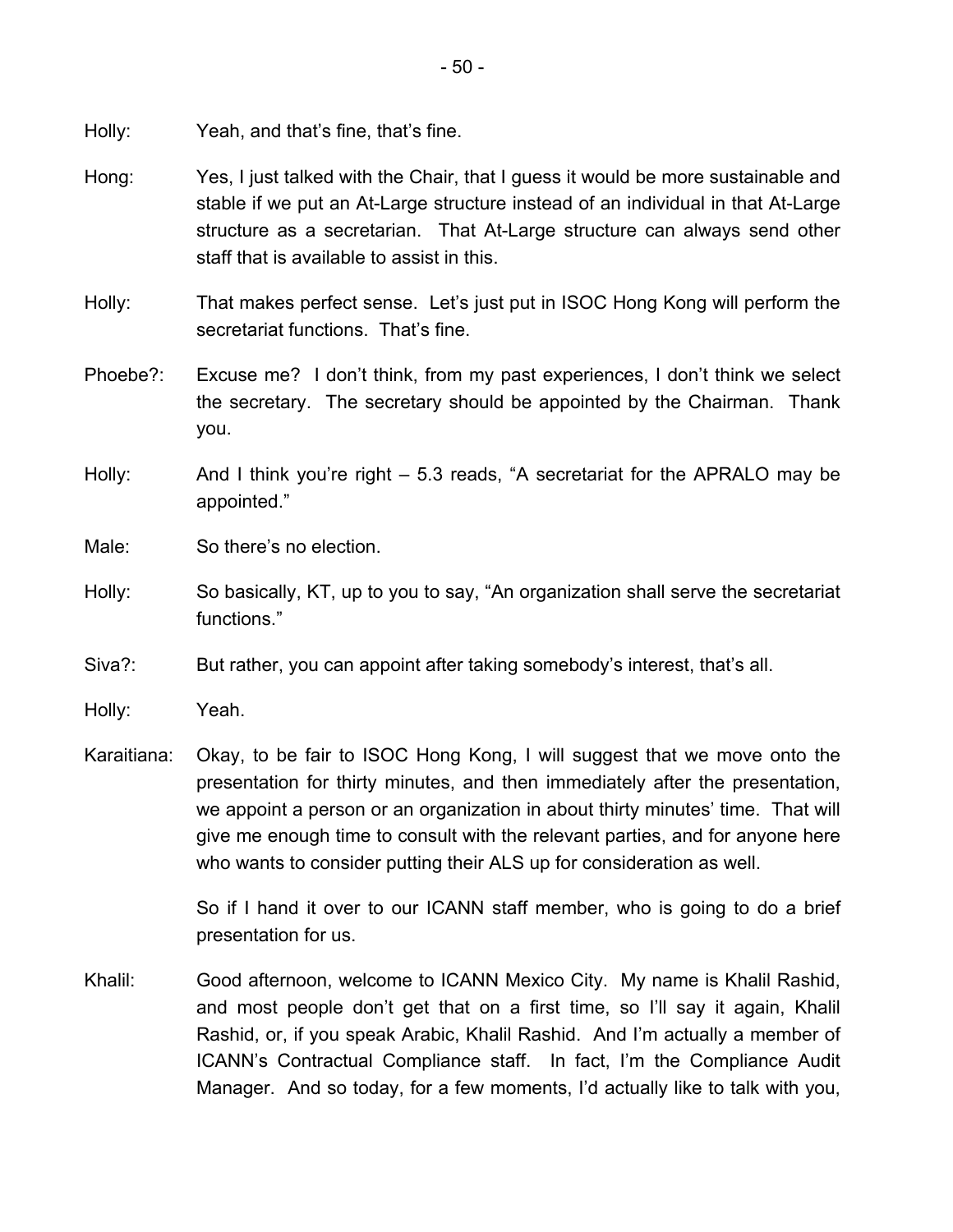Holly: Yeah, and that's fine, that's fine.

Hong: Yes, I just talked with the Chair, that I guess it would be more sustainable and stable if we put an At-Large structure instead of an individual in that At-Large structure as a secretarian. That At-Large structure can always send other staff that is available to assist in this.

Holly: That makes perfect sense. Let's just put in ISOC Hong Kong will perform the secretariat functions. That's fine.

Phoebe?: Excuse me? I don't think, from my past experiences, I don't think we select the secretary. The secretary should be appointed by the Chairman. Thank you.

Holly: And I think you're right – 5.3 reads, "A secretariat for the APRALO may be appointed."

Male: So there's no election.

Holly: So basically, KT, up to you to say, "An organization shall serve the secretariat functions."

Siva?: But rather, you can appoint after taking somebody's interest, that's all.

Holly: Yeah.

Karaitiana: Okay, to be fair to ISOC Hong Kong, I will suggest that we move onto the presentation for thirty minutes, and then immediately after the presentation, we appoint a person or an organization in about thirty minutes' time. That will give me enough time to consult with the relevant parties, and for anyone here who wants to consider putting their ALS up for consideration as well.

So if I hand it over to our ICANN staff member, who is going to do a brief presentation for us.

Khalil: Good afternoon, welcome to ICANN Mexico City. My name is Khalil Rashid, and most people don't get that on a first time, so I'll say it again, Khalil Rashid, or, if you speak Arabic, Khalil Rashid. And I'm actually a member of ICANN's Contractual Compliance staff. In fact, I'm the Compliance Audit Manager. And so today, for a few moments, I'd actually like to talk with you,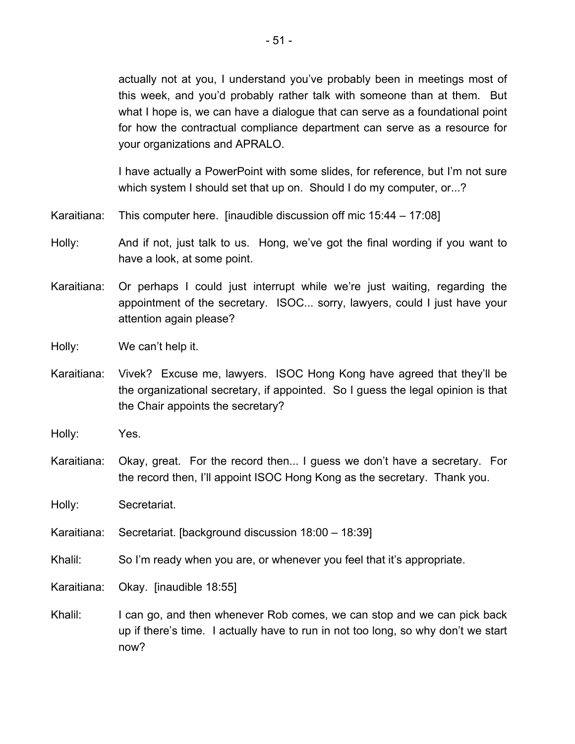actually not at you, I understand you've probably been in meetings most of this week, and you'd probably rather talk with someone than at them. But what I hope is, we can have a dialogue that can serve as a foundational point for how the contractual compliance department can serve as a resource for your organizations and APRALO.

I have actually a PowerPoint with some slides, for reference, but I'm not sure which system I should set that up on. Should I do my computer, or...?

Karaitiana: This computer here. [inaudible discussion off mic 15:44 – 17:08]

Holly: And if not, just talk to us. Hong, we've got the final wording if you want to have a look, at some point.

Karaitiana: Or perhaps I could just interrupt while we're just waiting, regarding the appointment of the secretary. ISOC... sorry, lawyers, could I just have your attention again please?

Holly: We can't help it.

Karaitiana: Vivek? Excuse me, lawyers. ISOC Hong Kong have agreed that they'll be the organizational secretary, if appointed. So I guess the legal opinion is that the Chair appoints the secretary?

Holly: Yes.

Karaitiana: Okay, great. For the record then... I guess we don't have a secretary. For the record then, I'll appoint ISOC Hong Kong as the secretary. Thank you.

Holly: Secretariat.

Karaitiana: Secretariat. [background discussion 18:00 – 18:39]

Khalil: So I'm ready when you are, or whenever you feel that it's appropriate.

Karaitiana: Okay. [inaudible 18:55]

Khalil: I can go, and then whenever Rob comes, we can stop and we can pick back up if there's time. I actually have to run in not too long, so why don't we start now?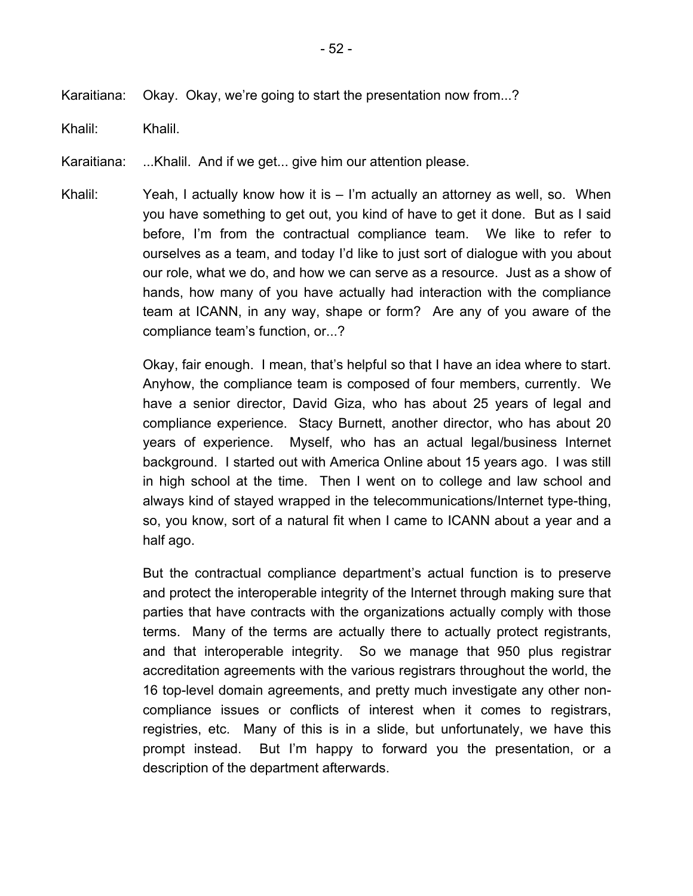Karaitiana: Okay. Okay, we're going to start the presentation now from...?

Khalil: Khalil.

Karaitiana: ...Khalil. And if we get... give him our attention please.

Khalil: Yeah, I actually know how it is – I'm actually an attorney as well, so. When you have something to get out, you kind of have to get it done. But as I said before, I'm from the contractual compliance team. We like to refer to ourselves as a team, and today I'd like to just sort of dialogue with you about our role, what we do, and how we can serve as a resource. Just as a show of hands, how many of you have actually had interaction with the compliance team at ICANN, in any way, shape or form? Are any of you aware of the compliance team's function, or...?

Okay, fair enough. I mean, that's helpful so that I have an idea where to start. Anyhow, the compliance team is composed of four members, currently. We have a senior director, David Giza, who has about 25 years of legal and compliance experience. Stacy Burnett, another director, who has about 20 years of experience. Myself, who has an actual legal/business Internet background. I started out with America Online about 15 years ago. I was still in high school at the time. Then I went on to college and law school and always kind of stayed wrapped in the telecommunications/Internet type-thing, so, you know, sort of a natural fit when I came to ICANN about a year and a half ago.

But the contractual compliance department's actual function is to preserve and protect the interoperable integrity of the Internet through making sure that parties that have contracts with the organizations actually comply with those terms. Many of the terms are actually there to actually protect registrants, and that interoperable integrity. So we manage that 950 plus registrar accreditation agreements with the various registrars throughout the world, the 16 top-level domain agreements, and pretty much investigate any other non-compliance issues or conflicts of interest when it comes to registrars, registries, etc. Many of this is in a slide, but unfortunately, we have this prompt instead. But I'm happy to forward you the presentation, or a description of the department afterwards.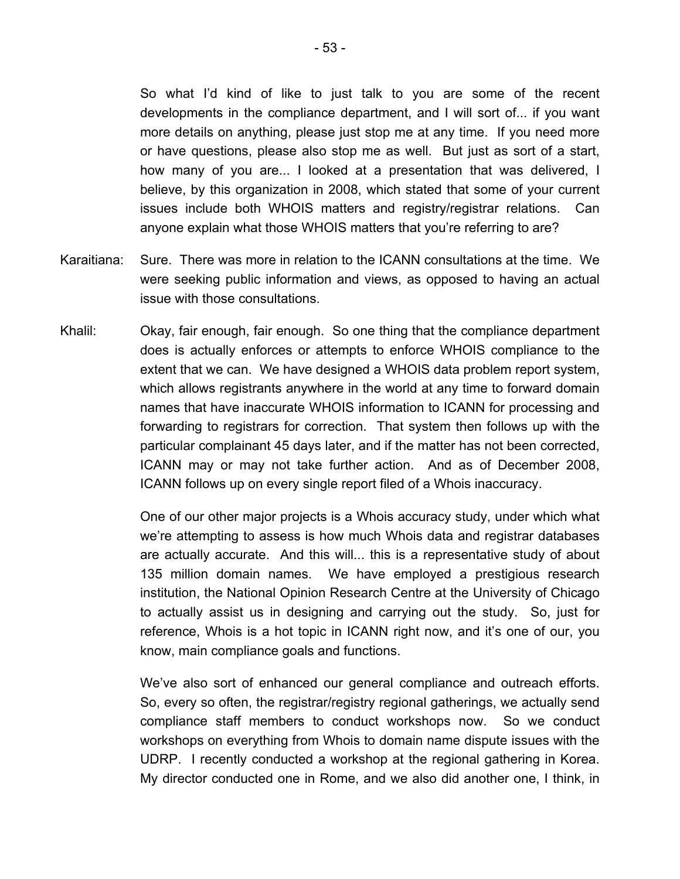So what I'd kind of like to just talk to you are some of the recent developments in the compliance department, and I will sort of... if you want more details on anything, please just stop me at any time. If you need more or have questions, please also stop me as well. But just as sort of a start, how many of you are... I looked at a presentation that was delivered, I believe, by this organization in 2008, which stated that some of your current issues include both WHOIS matters and registry/registrar relations. Can anyone explain what those WHOIS matters that you're referring to are?

Karaitiana: Sure. There was more in relation to the ICANN consultations at the time. We were seeking public information and views, as opposed to having an actual issue with those consultations.

Khalil: Okay, fair enough, fair enough. So one thing that the compliance department does is actually enforces or attempts to enforce WHOIS compliance to the extent that we can. We have designed a WHOIS data problem report system, which allows registrants anywhere in the world at any time to forward domain names that have inaccurate WHOIS information to ICANN for processing and forwarding to registrars for correction. That system then follows up with the particular complainant 45 days later, and if the matter has not been corrected, ICANN may or may not take further action. And as of December 2008, ICANN follows up on every single report filed of a Whois inaccuracy.

One of our other major projects is a Whois accuracy study, under which what we're attempting to assess is how much Whois data and registrar databases are actually accurate. And this will... this is a representative study of about 135 million domain names. We have employed a prestigious research institution, the National Opinion Research Centre at the University of Chicago to actually assist us in designing and carrying out the study. So, just for reference, Whois is a hot topic in ICANN right now, and it's one of our, you know, main compliance goals and functions.

We've also sort of enhanced our general compliance and outreach efforts. So, every so often, the registrar/registry regional gatherings, we actually send compliance staff members to conduct workshops now. So we conduct workshops on everything from Whois to domain name dispute issues with the UDRP. I recently conducted a workshop at the regional gathering in Korea. My director conducted one in Rome, and we also did another one, I think, in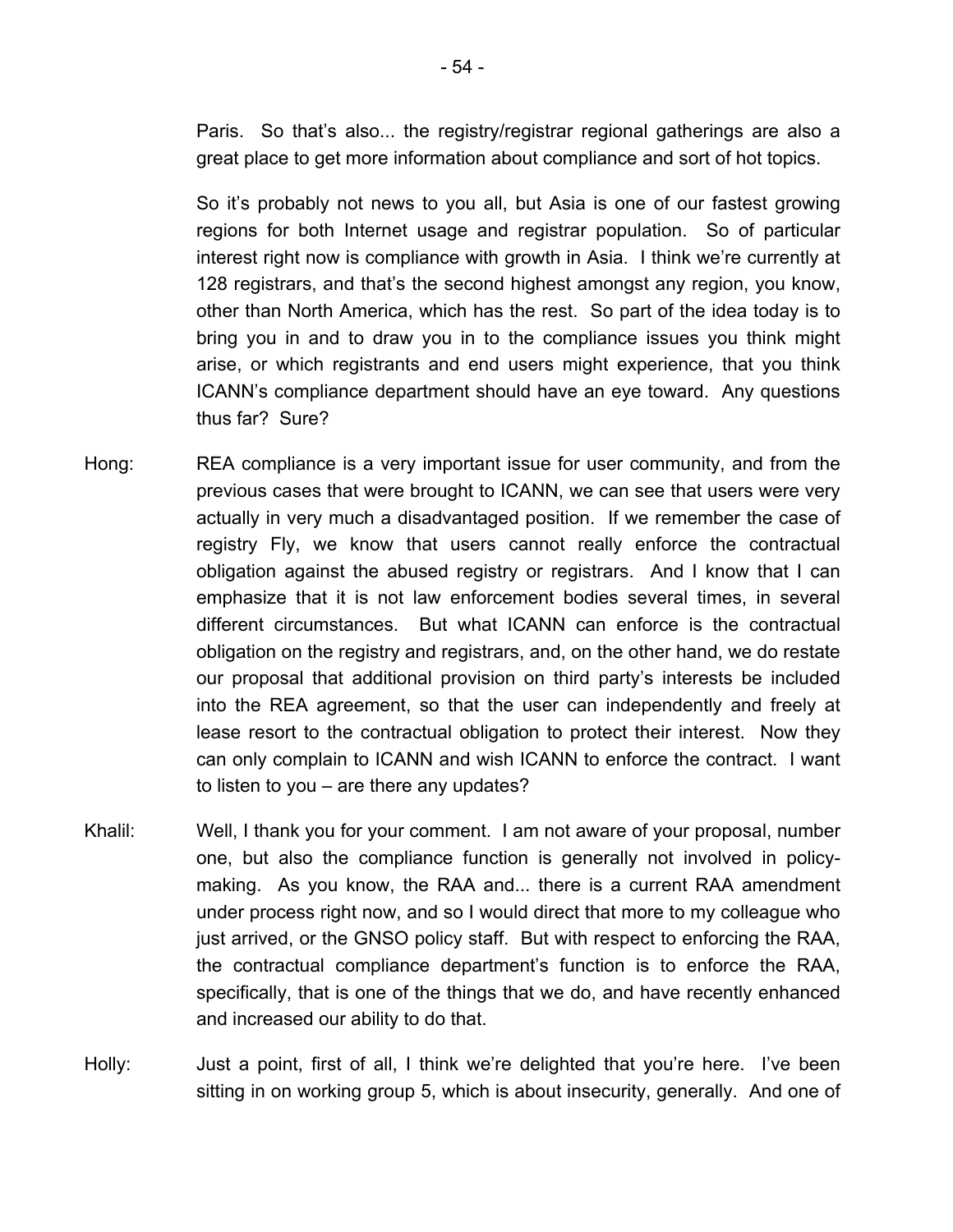Paris. So that's also... the registry/registrar regional gatherings are also a great place to get more information about compliance and sort of hot topics.

So it's probably not news to you all, but Asia is one of our fastest growing regions for both Internet usage and registrar population. So of particular interest right now is compliance with growth in Asia. I think we're currently at 128 registrars, and that's the second highest amongst any region, you know, other than North America, which has the rest. So part of the idea today is to bring you in and to draw you in to the compliance issues you think might arise, or which registrants and end users might experience, that you think ICANN's compliance department should have an eye toward. Any questions thus far? Sure?

Hong: REA compliance is a very important issue for user community, and from the previous cases that were brought to ICANN, we can see that users were very actually in very much a disadvantaged position. If we remember the case of registry Fly, we know that users cannot really enforce the contractual obligation against the abused registry or registrars. And I know that I can emphasize that it is not law enforcement bodies several times, in several different circumstances. But what ICANN can enforce is the contractual obligation on the registry and registrars, and, on the other hand, we do restate our proposal that additional provision on third party's interests be included into the REA agreement, so that the user can independently and freely at lease resort to the contractual obligation to protect their interest. Now they can only complain to ICANN and wish ICANN to enforce the contract. I want to listen to you – are there any updates?

Khalil: Well, I thank you for your comment. I am not aware of your proposal, number one, but also the compliance function is generally not involved in policy-making. As you know, the RAA and... there is a current RAA amendment under process right now, and so I would direct that more to my colleague who just arrived, or the GNSO policy staff. But with respect to enforcing the RAA, the contractual compliance department's function is to enforce the RAA, specifically, that is one of the things that we do, and have recently enhanced and increased our ability to do that.

Holly: Just a point, first of all, I think we're delighted that you're here. I've been sitting in on working group 5, which is about insecurity, generally. And one of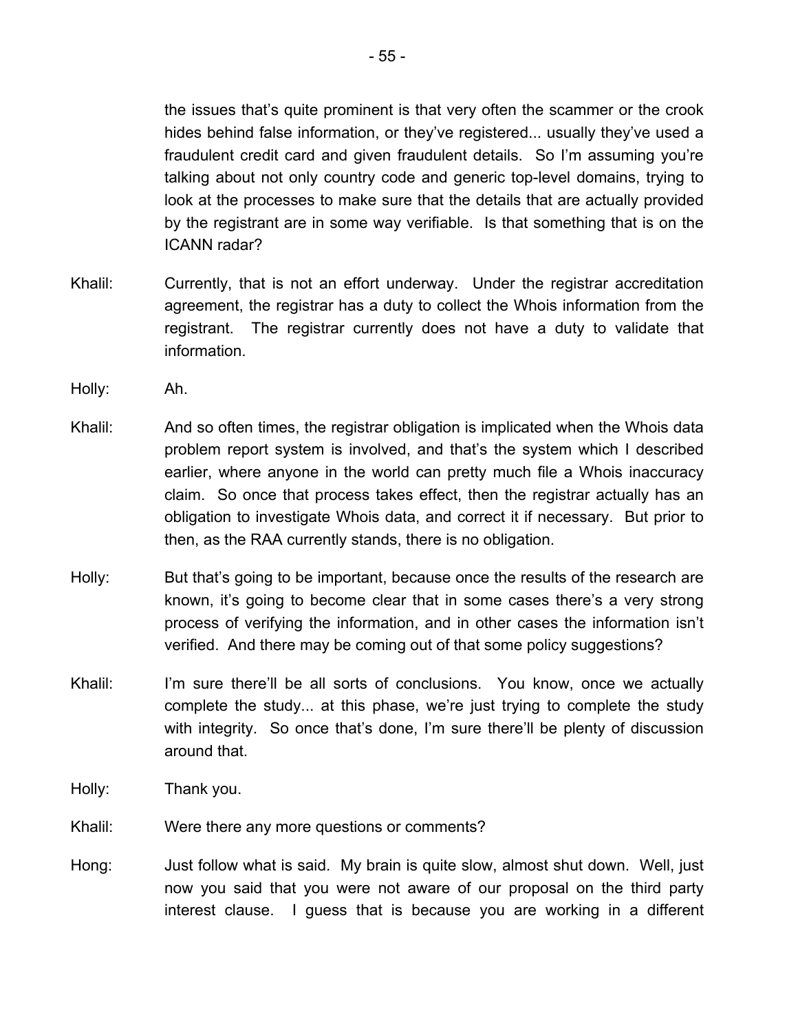the issues that's quite prominent is that very often the scammer or the crook hides behind false information, or they've registered... usually they've used a fraudulent credit card and given fraudulent details. So I'm assuming you're talking about not only country code and generic top-level domains, trying to look at the processes to make sure that the details that are actually provided by the registrant are in some way verifiable. Is that something that is on the ICANN radar?

Khalil: Currently, that is not an effort underway. Under the registrar accreditation agreement, the registrar has a duty to collect the Whois information from the registrant. The registrar currently does not have a duty to validate that information.

Holly: Ah.

Khalil: And so often times, the registrar obligation is implicated when the Whois data problem report system is involved, and that's the system which I described earlier, where anyone in the world can pretty much file a Whois inaccuracy claim. So once that process takes effect, then the registrar actually has an obligation to investigate Whois data, and correct it if necessary. But prior to then, as the RAA currently stands, there is no obligation.

Holly: But that's going to be important, because once the results of the research are known, it's going to become clear that in some cases there's a very strong process of verifying the information, and in other cases the information isn't verified. And there may be coming out of that some policy suggestions?

Khalil: I'm sure there'll be all sorts of conclusions. You know, once we actually complete the study... at this phase, we're just trying to complete the study with integrity. So once that's done, I'm sure there'll be plenty of discussion around that.

Holly: Thank you.

Khalil: Were there any more questions or comments?

Hong: Just follow what is said. My brain is quite slow, almost shut down. Well, just now you said that you were not aware of our proposal on the third party interest clause. I guess that is because you are working in a different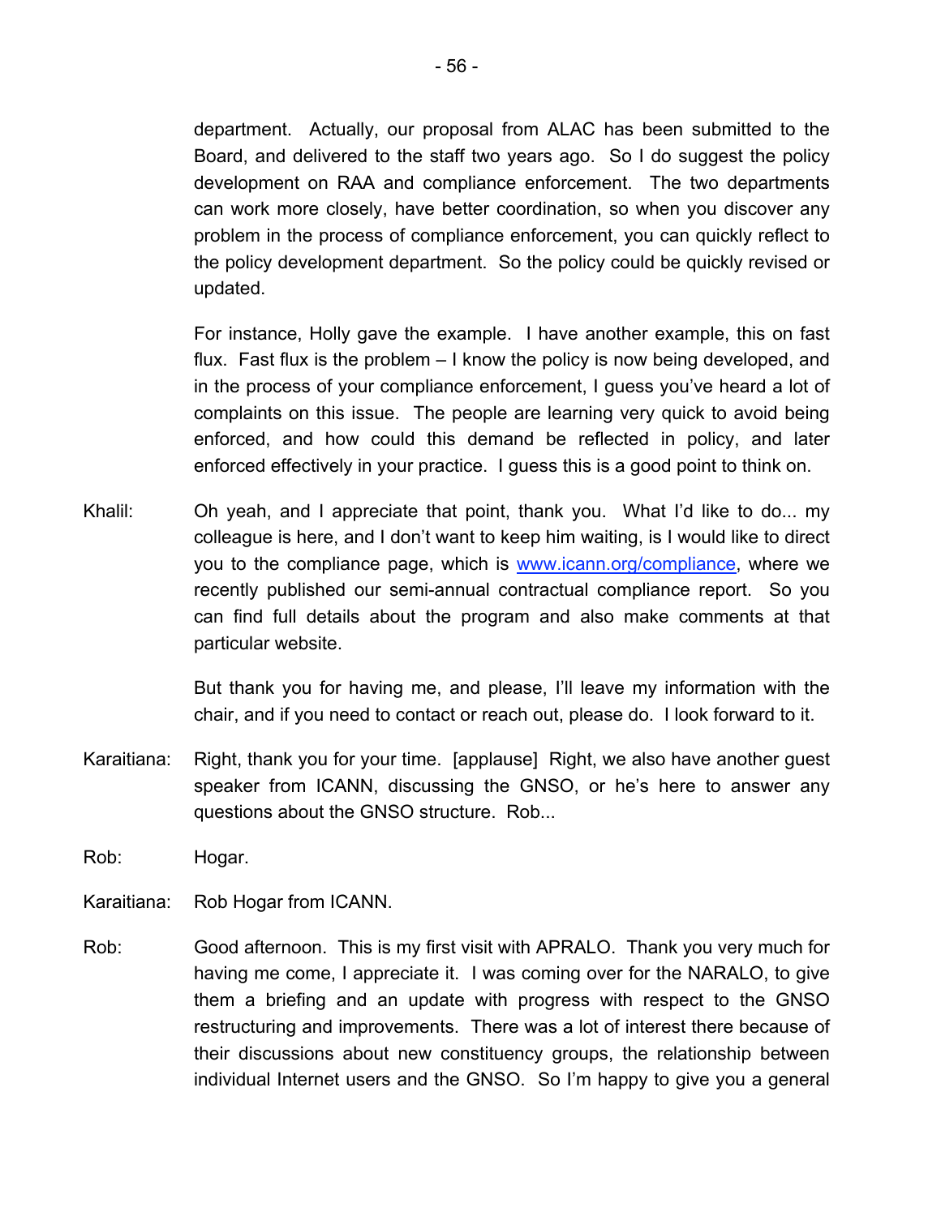department. Actually, our proposal from ALAC has been submitted to the Board, and delivered to the staff two years ago. So I do suggest the policy development on RAA and compliance enforcement. The two departments can work more closely, have better coordination, so when you discover any problem in the process of compliance enforcement, you can quickly reflect to the policy development department. So the policy could be quickly revised or updated.

For instance, Holly gave the example. I have another example, this on fast flux. Fast flux is the problem – I know the policy is now being developed, and in the process of your compliance enforcement, I guess you've heard a lot of complaints on this issue. The people are learning very quick to avoid being enforced, and how could this demand be reflected in policy, and later enforced effectively in your practice. I guess this is a good point to think on.

Khalil: Oh yeah, and I appreciate that point, thank you. What I'd like to do... my colleague is here, and I don't want to keep him waiting, is I would like to direct you to the compliance page, which is [www.icann.org/compliance](http://www.icann.org/compliance), where we recently published our semi-annual contractual compliance report. So you can find full details about the program and also make comments at that particular website.

But thank you for having me, and please, I'll leave my information with the chair, and if you need to contact or reach out, please do. I look forward to it.

Karaitiana: Right, thank you for your time. [applause] Right, we also have another guest speaker from ICANN, discussing the GNSO, or he's here to answer any questions about the GNSO structure. Rob...

Rob: Hogar.

Karaitiana: Rob Hogar from ICANN.

Rob: Good afternoon. This is my first visit with APRALO. Thank you very much for having me come, I appreciate it. I was coming over for the NARALO, to give them a briefing and an update with progress with respect to the GNSO restructuring and improvements. There was a lot of interest there because of their discussions about new constituency groups, the relationship between individual Internet users and the GNSO. So I'm happy to give you a general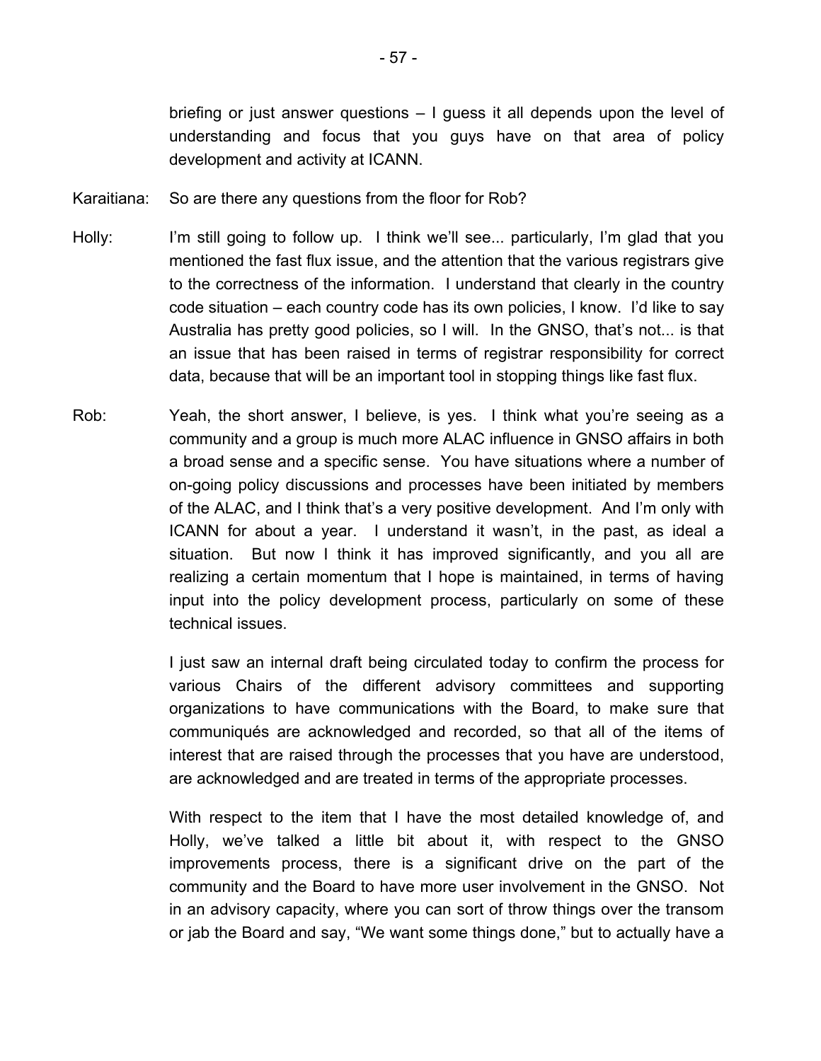briefing or just answer questions – I guess it all depends upon the level of understanding and focus that you guys have on that area of policy development and activity at ICANN.

Karaitiana: So are there any questions from the floor for Rob?

Holly: I'm still going to follow up. I think we'll see... particularly, I'm glad that you mentioned the fast flux issue, and the attention that the various registrars give to the correctness of the information. I understand that clearly in the country code situation – each country code has its own policies, I know. I'd like to say Australia has pretty good policies, so I will. In the GNSO, that's not... is that an issue that has been raised in terms of registrar responsibility for correct data, because that will be an important tool in stopping things like fast flux.

Rob: Yeah, the short answer, I believe, is yes. I think what you're seeing as a community and a group is much more ALAC influence in GNSO affairs in both a broad sense and a specific sense. You have situations where a number of on-going policy discussions and processes have been initiated by members of the ALAC, and I think that's a very positive development. And I'm only with ICANN for about a year. I understand it wasn't, in the past, as ideal a situation. But now I think it has improved significantly, and you all are realizing a certain momentum that I hope is maintained, in terms of having input into the policy development process, particularly on some of these technical issues.

I just saw an internal draft being circulated today to confirm the process for various Chairs of the different advisory committees and supporting organizations to have communications with the Board, to make sure that communiqués are acknowledged and recorded, so that all of the items of interest that are raised through the processes that you have are understood, are acknowledged and are treated in terms of the appropriate processes.

With respect to the item that I have the most detailed knowledge of, and Holly, we've talked a little bit about it, with respect to the GNSO improvements process, there is a significant drive on the part of the community and the Board to have more user involvement in the GNSO. Not in an advisory capacity, where you can sort of throw things over the transom or jab the Board and say, "We want some things done," but to actually have a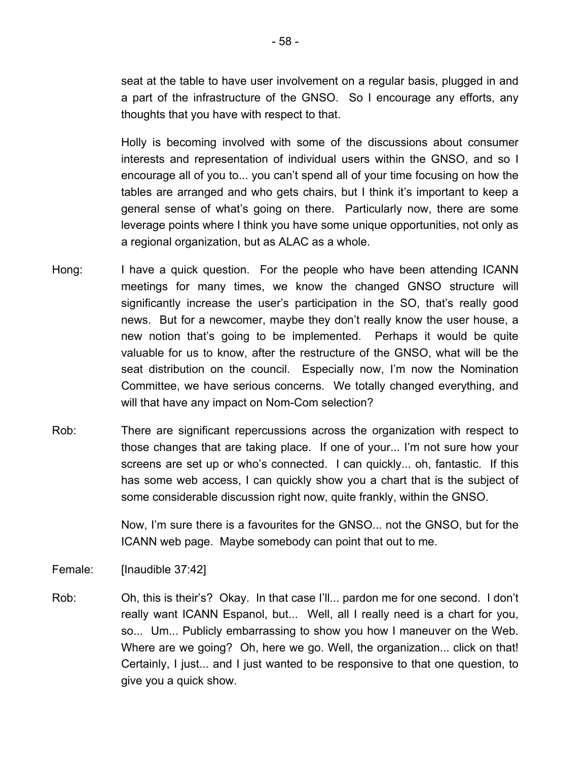seat at the table to have user involvement on a regular basis, plugged in and a part of the infrastructure of the GNSO. So I encourage any efforts, any thoughts that you have with respect to that.

Holly is becoming involved with some of the discussions about consumer interests and representation of individual users within the GNSO, and so I encourage all of you to... you can't spend all of your time focusing on how the tables are arranged and who gets chairs, but I think it's important to keep a general sense of what's going on there. Particularly now, there are some leverage points where I think you have some unique opportunities, not only as a regional organization, but as ALAC as a whole.

Hong: I have a quick question. For the people who have been attending ICANN meetings for many times, we know the changed GNSO structure will significantly increase the user's participation in the SO, that's really good news. But for a newcomer, maybe they don't really know the user house, a new notion that's going to be implemented. Perhaps it would be quite valuable for us to know, after the restructure of the GNSO, what will be the seat distribution on the council. Especially now, I'm now the Nomination Committee, we have serious concerns. We totally changed everything, and will that have any impact on Nom-Com selection?

Rob: There are significant repercussions across the organization with respect to those changes that are taking place. If one of your... I'm not sure how your screens are set up or who's connected. I can quickly... oh, fantastic. If this has some web access, I can quickly show you a chart that is the subject of some considerable discussion right now, quite frankly, within the GNSO.

Now, I'm sure there is a favourites for the GNSO... not the GNSO, but for the ICANN web page. Maybe somebody can point that out to me.

Female: [Inaudible 37:42]

Rob: Oh, this is their's? Okay. In that case I'll... pardon me for one second. I don't really want ICANN Espanol, but... Well, all I really need is a chart for you, so... Um... Publicly embarrassing to show you how I maneuver on the Web. Where are we going? Oh, here we go. Well, the organization... click on that! Certainly, I just... and I just wanted to be responsive to that one question, to give you a quick show.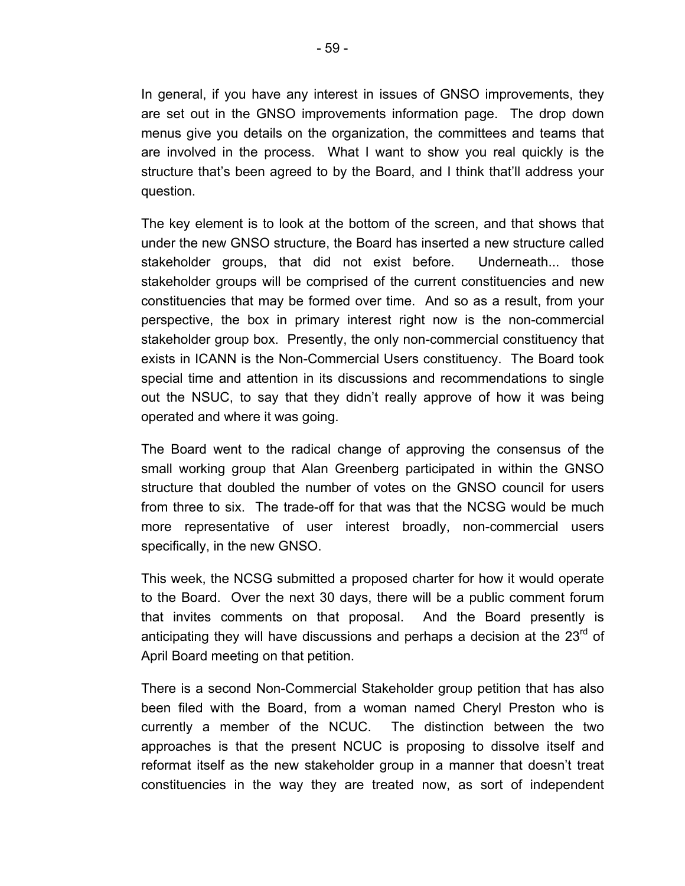In general, if you have any interest in issues of GNSO improvements, they are set out in the GNSO improvements information page. The drop down menus give you details on the organization, the committees and teams that are involved in the process. What I want to show you real quickly is the structure that's been agreed to by the Board, and I think that'll address your question.

The key element is to look at the bottom of the screen, and that shows that under the new GNSO structure, the Board has inserted a new structure called stakeholder groups, that did not exist before. Underneath... those stakeholder groups will be comprised of the current constituencies and new constituencies that may be formed over time. And so as a result, from your perspective, the box in primary interest right now is the non-commercial stakeholder group box. Presently, the only non-commercial constituency that exists in ICANN is the Non-Commercial Users constituency. The Board took special time and attention in its discussions and recommendations to single out the NSUC, to say that they didn't really approve of how it was being operated and where it was going.

The Board went to the radical change of approving the consensus of the small working group that Alan Greenberg participated in within the GNSO structure that doubled the number of votes on the GNSO council for users from three to six. The trade-off for that was that the NCSG would be much more representative of user interest broadly, non-commercial users specifically, in the new GNSO.

This week, the NCSG submitted a proposed charter for how it would operate to the Board. Over the next 30 days, there will be a public comment forum that invites comments on that proposal. And the Board presently is anticipating they will have discussions and perhaps a decision at the 23rd of April Board meeting on that petition.

There is a second Non-Commercial Stakeholder group petition that has also been filed with the Board, from a woman named Cheryl Preston who is currently a member of the NCUC. The distinction between the two approaches is that the present NCUC is proposing to dissolve itself and reformat itself as the new stakeholder group in a manner that doesn't treat constituencies in the way they are treated now, as sort of independent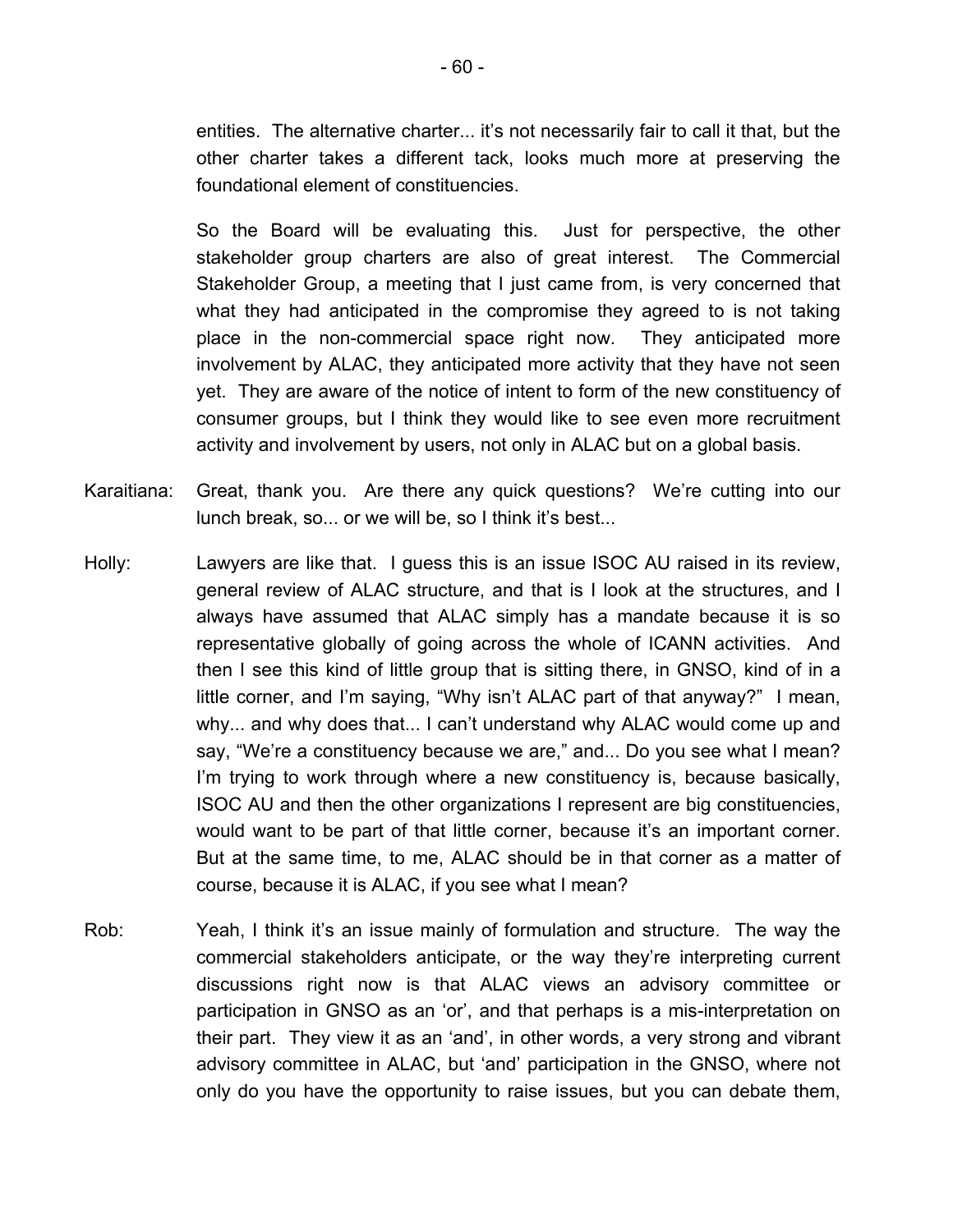entities. The alternative charter... it's not necessarily fair to call it that, but the other charter takes a different tack, looks much more at preserving the foundational element of constituencies.

So the Board will be evaluating this. Just for perspective, the other stakeholder group charters are also of great interest. The Commercial Stakeholder Group, a meeting that I just came from, is very concerned that what they had anticipated in the compromise they agreed to is not taking place in the non-commercial space right now. They anticipated more involvement by ALAC, they anticipated more activity that they have not seen yet. They are aware of the notice of intent to form of the new constituency of consumer groups, but I think they would like to see even more recruitment activity and involvement by users, not only in ALAC but on a global basis.

Karaitiana: Great, thank you. Are there any quick questions? We're cutting into our lunch break, so... or we will be, so I think it's best...

Holly: Lawyers are like that. I guess this is an issue ISOC AU raised in its review, general review of ALAC structure, and that is I look at the structures, and I always have assumed that ALAC simply has a mandate because it is so representative globally of going across the whole of ICANN activities. And then I see this kind of little group that is sitting there, in GNSO, kind of in a little corner, and I'm saying, "Why isn't ALAC part of that anyway?" I mean, why... and why does that... I can't understand why ALAC would come up and say, "We're a constituency because we are," and... Do you see what I mean? I'm trying to work through where a new constituency is, because basically, ISOC AU and then the other organizations I represent are big constituencies, would want to be part of that little corner, because it's an important corner. But at the same time, to me, ALAC should be in that corner as a matter of course, because it is ALAC, if you see what I mean?

Rob: Yeah, I think it's an issue mainly of formulation and structure. The way the commercial stakeholders anticipate, or the way they're interpreting current discussions right now is that ALAC views an advisory committee or participation in GNSO as an 'or', and that perhaps is a mis-interpretation on their part. They view it as an 'and', in other words, a very strong and vibrant advisory committee in ALAC, but 'and' participation in the GNSO, where not only do you have the opportunity to raise issues, but you can debate them,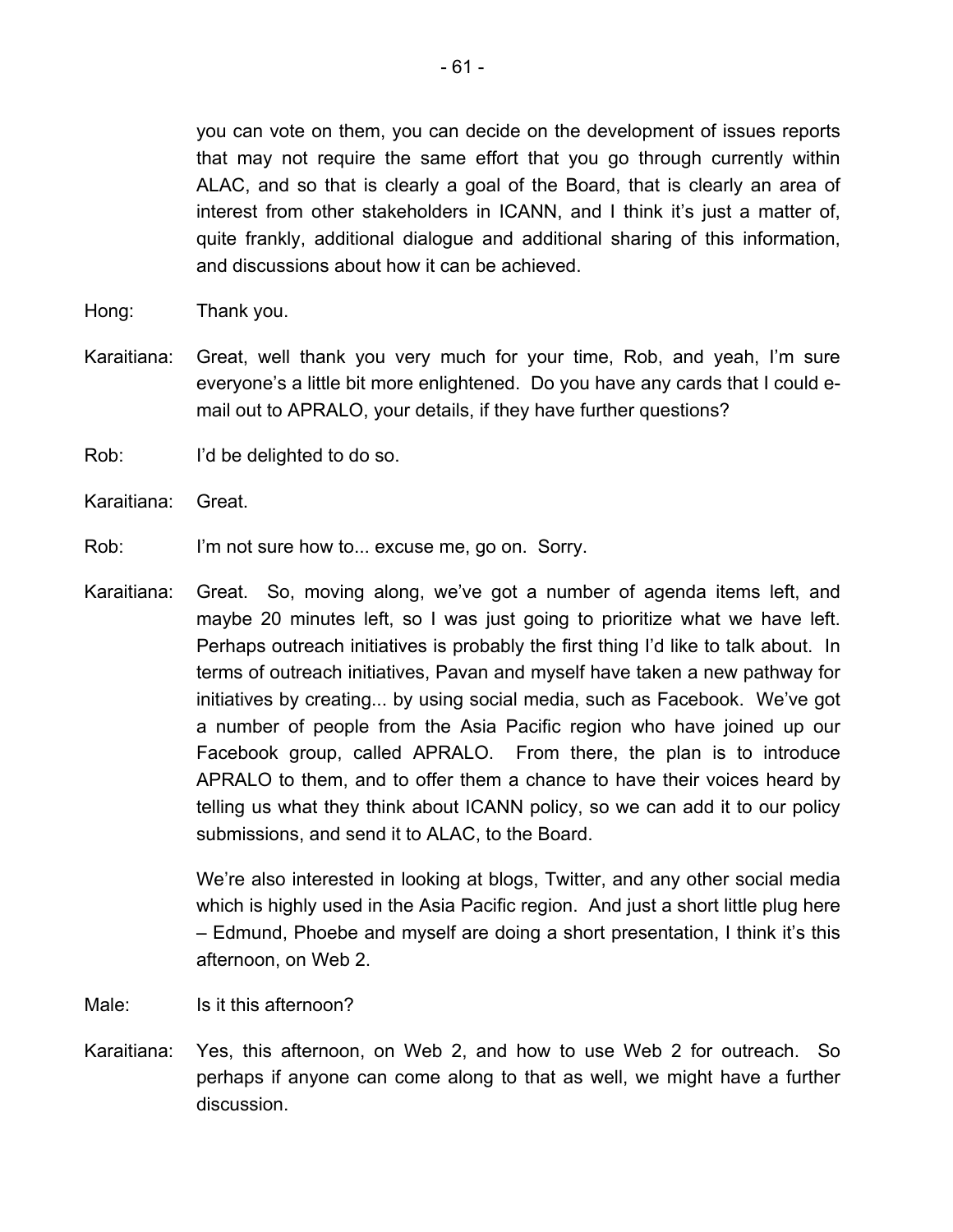you can vote on them, you can decide on the development of issues reports that may not require the same effort that you go through currently within ALAC, and so that is clearly a goal of the Board, that is clearly an area of interest from other stakeholders in ICANN, and I think it's just a matter of, quite frankly, additional dialogue and additional sharing of this information, and discussions about how it can be achieved.

Hong: Thank you.

Karaitiana: Great, well thank you very much for your time, Rob, and yeah, I'm sure everyone's a little bit more enlightened. Do you have any cards that I could e-mail out to APRALO, your details, if they have further questions?

Rob: I'd be delighted to do so.

Karaitiana: Great.

Rob: I'm not sure how to... excuse me, go on. Sorry.

Karaitiana: Great. So, moving along, we've got a number of agenda items left, and maybe 20 minutes left, so I was just going to prioritize what we have left. Perhaps outreach initiatives is probably the first thing I'd like to talk about. In terms of outreach initiatives, Pavan and myself have taken a new pathway for initiatives by creating... by using social media, such as Facebook. We've got a number of people from the Asia Pacific region who have joined up our Facebook group, called APRALO. From there, the plan is to introduce APRALO to them, and to offer them a chance to have their voices heard by telling us what they think about ICANN policy, so we can add it to our policy submissions, and send it to ALAC, to the Board.

We're also interested in looking at blogs, Twitter, and any other social media which is highly used in the Asia Pacific region. And just a short little plug here – Edmund, Phoebe and myself are doing a short presentation, I think it's this afternoon, on Web 2.

Male: Is it this afternoon?

Karaitiana: Yes, this afternoon, on Web 2, and how to use Web 2 for outreach. So perhaps if anyone can come along to that as well, we might have a further discussion.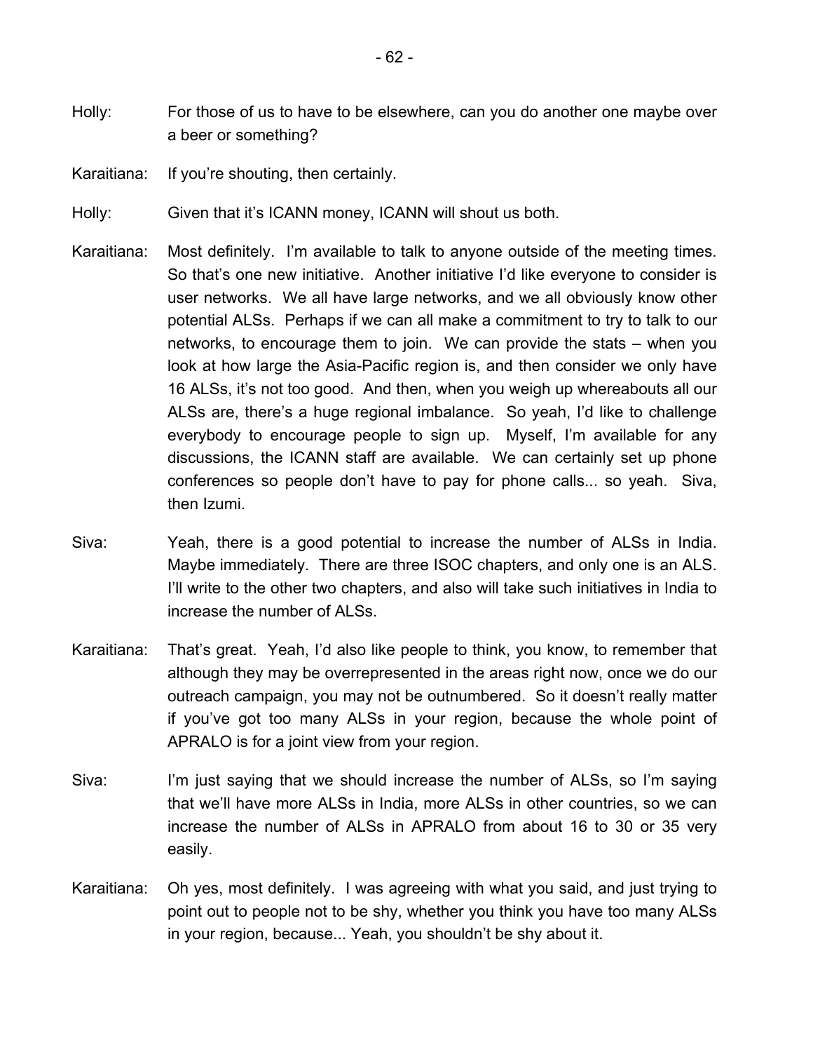Holly: For those of us to have to be elsewhere, can you do another one maybe over a beer or something?

Karaitiana: If you're shouting, then certainly.

Holly: Given that it's ICANN money, ICANN will shout us both.

Karaitiana: Most definitely. I'm available to talk to anyone outside of the meeting times. So that's one new initiative. Another initiative I'd like everyone to consider is user networks. We all have large networks, and we all obviously know other potential ALSs. Perhaps if we can all make a commitment to try to talk to our networks, to encourage them to join. We can provide the stats – when you look at how large the Asia-Pacific region is, and then consider we only have 16 ALSs, it's not too good. And then, when you weigh up whereabouts all our ALSs are, there's a huge regional imbalance. So yeah, I'd like to challenge everybody to encourage people to sign up. Myself, I'm available for any discussions, the ICANN staff are available. We can certainly set up phone conferences so people don't have to pay for phone calls... so yeah. Siva, then Izumi.

Siva: Yeah, there is a good potential to increase the number of ALSs in India. Maybe immediately. There are three ISOC chapters, and only one is an ALS. I'll write to the other two chapters, and also will take such initiatives in India to increase the number of ALSs.

Karaitiana: That's great. Yeah, I'd also like people to think, you know, to remember that although they may be overrepresented in the areas right now, once we do our outreach campaign, you may not be outnumbered. So it doesn't really matter if you've got too many ALSs in your region, because the whole point of APRALO is for a joint view from your region.

Siva: I'm just saying that we should increase the number of ALSs, so I'm saying that we'll have more ALSs in India, more ALSs in other countries, so we can increase the number of ALSs in APRALO from about 16 to 30 or 35 very easily.

Karaitiana: Oh yes, most definitely. I was agreeing with what you said, and just trying to point out to people not to be shy, whether you think you have too many ALSs in your region, because... Yeah, you shouldn't be shy about it.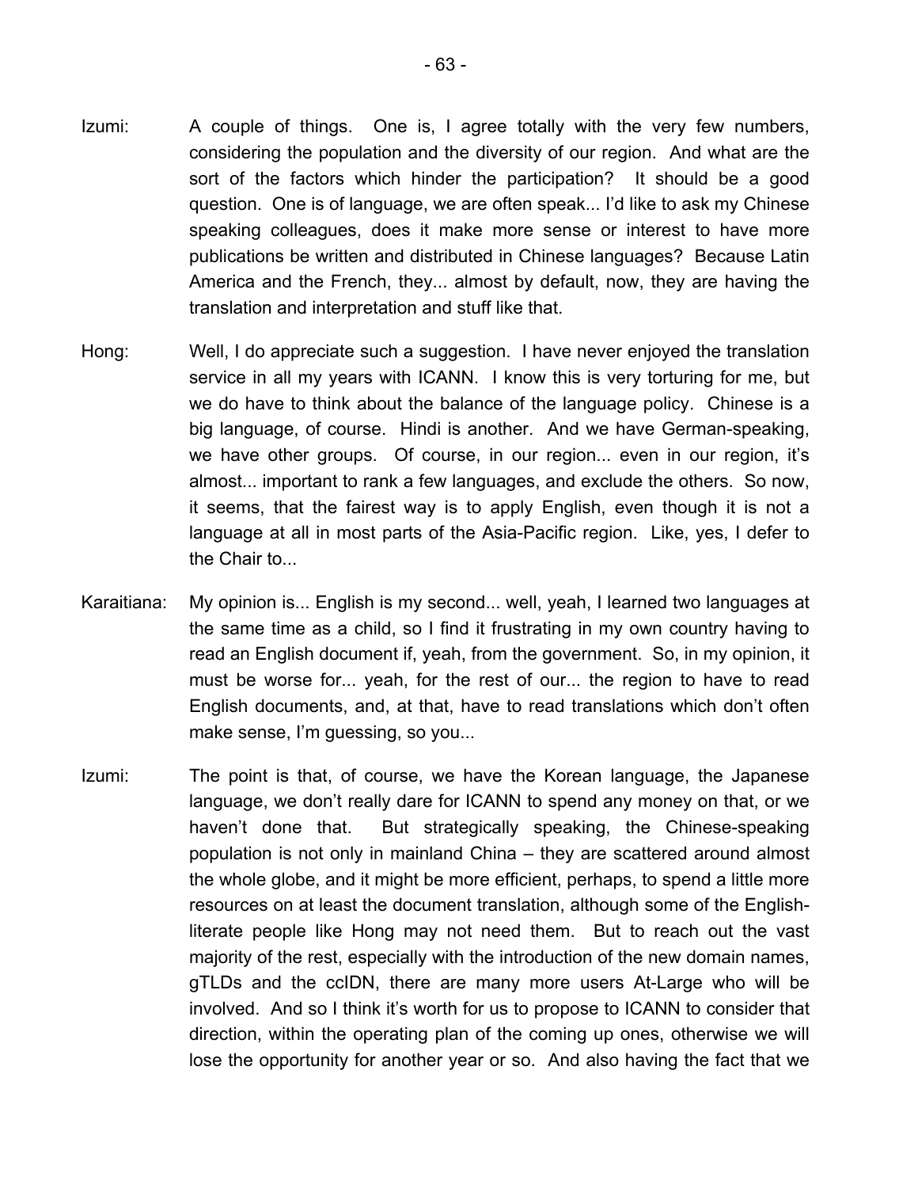Izumi: A couple of things. One is, I agree totally with the very few numbers, considering the population and the diversity of our region. And what are the sort of the factors which hinder the participation? It should be a good question. One is of language, we are often speak... I'd like to ask my Chinese speaking colleagues, does it make more sense or interest to have more publications be written and distributed in Chinese languages? Because Latin America and the French, they... almost by default, now, they are having the translation and interpretation and stuff like that.

Hong: Well, I do appreciate such a suggestion. I have never enjoyed the translation service in all my years with ICANN. I know this is very torturing for me, but we do have to think about the balance of the language policy. Chinese is a big language, of course. Hindi is another. And we have German-speaking, we have other groups. Of course, in our region... even in our region, it's almost... important to rank a few languages, and exclude the others. So now, it seems, that the fairest way is to apply English, even though it is not a language at all in most parts of the Asia-Pacific region. Like, yes, I defer to the Chair to...

Karaitiana: My opinion is... English is my second... well, yeah, I learned two languages at the same time as a child, so I find it frustrating in my own country having to read an English document if, yeah, from the government. So, in my opinion, it must be worse for... yeah, for the rest of our... the region to have to read English documents, and, at that, have to read translations which don't often make sense, I'm guessing, so you...

Izumi: The point is that, of course, we have the Korean language, the Japanese language, we don't really dare for ICANN to spend any money on that, or we haven't done that. But strategically speaking, the Chinese-speaking population is not only in mainland China – they are scattered around almost the whole globe, and it might be more efficient, perhaps, to spend a little more resources on at least the document translation, although some of the English-literate people like Hong may not need them. But to reach out the vast majority of the rest, especially with the introduction of the new domain names, gTLDs and the ccIDN, there are many more users At-Large who will be involved. And so I think it's worth for us to propose to ICANN to consider that direction, within the operating plan of the coming up ones, otherwise we will lose the opportunity for another year or so. And also having the fact that we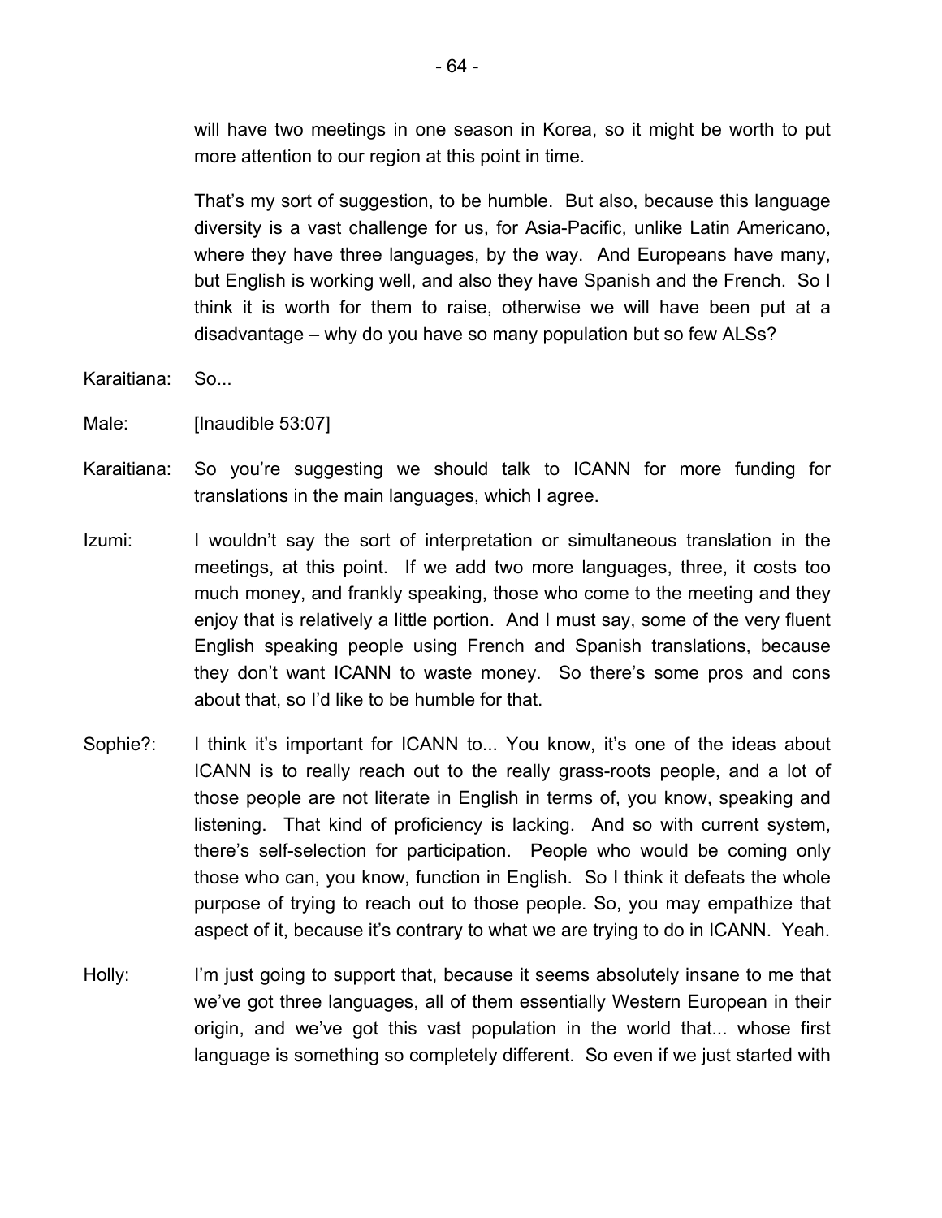will have two meetings in one season in Korea, so it might be worth to put more attention to our region at this point in time.

That's my sort of suggestion, to be humble. But also, because this language diversity is a vast challenge for us, for Asia-Pacific, unlike Latin Americano, where they have three languages, by the way. And Europeans have many, but English is working well, and also they have Spanish and the French. So I think it is worth for them to raise, otherwise we will have been put at a disadvantage – why do you have so many population but so few ALSs?

Karaitiana: So...

Male: [Inaudible 53:07]

Karaitiana: So you're suggesting we should talk to ICANN for more funding for translations in the main languages, which I agree.

Izumi: I wouldn't say the sort of interpretation or simultaneous translation in the meetings, at this point. If we add two more languages, three, it costs too much money, and frankly speaking, those who come to the meeting and they enjoy that is relatively a little portion. And I must say, some of the very fluent English speaking people using French and Spanish translations, because they don't want ICANN to waste money. So there's some pros and cons about that, so I'd like to be humble for that.

Sophie?: I think it's important for ICANN to... You know, it's one of the ideas about ICANN is to really reach out to the really grass-roots people, and a lot of those people are not literate in English in terms of, you know, speaking and listening. That kind of proficiency is lacking. And so with current system, there's self-selection for participation. People who would be coming only those who can, you know, function in English. So I think it defeats the whole purpose of trying to reach out to those people. So, you may empathize that aspect of it, because it's contrary to what we are trying to do in ICANN. Yeah.

Holly: I'm just going to support that, because it seems absolutely insane to me that we've got three languages, all of them essentially Western European in their origin, and we've got this vast population in the world that... whose first language is something so completely different. So even if we just started with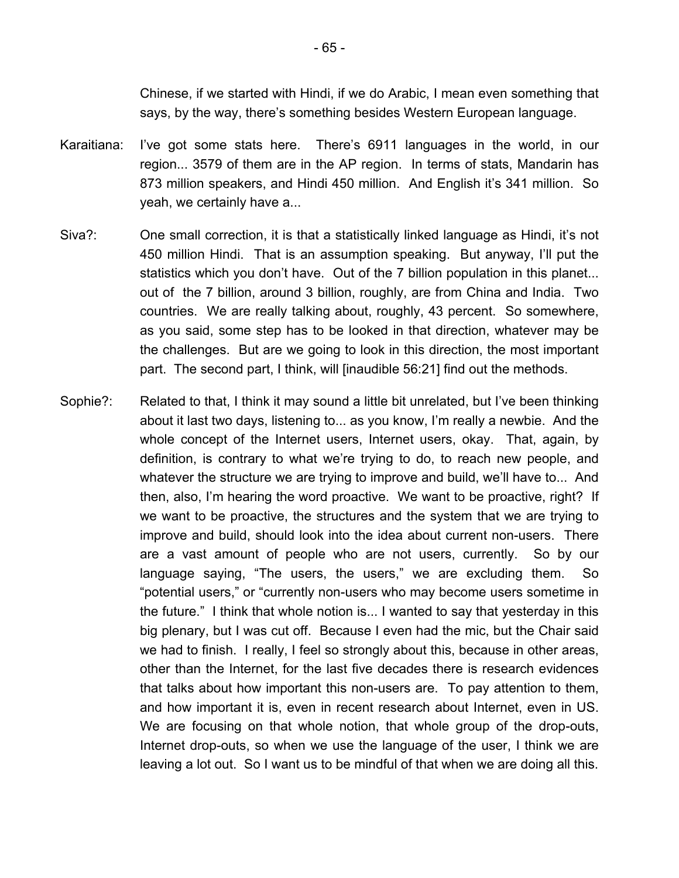Chinese, if we started with Hindi, if we do Arabic, I mean even something that says, by the way, there's something besides Western European language.

Karaitiana: I've got some stats here. There's 6911 languages in the world, in our region... 3579 of them are in the AP region. In terms of stats, Mandarin has 873 million speakers, and Hindi 450 million. And English it's 341 million. So yeah, we certainly have a...

Siva?: One small correction, it is that a statistically linked language as Hindi, it's not 450 million Hindi. That is an assumption speaking. But anyway, I'll put the statistics which you don't have. Out of the 7 billion population in this planet... out of the 7 billion, around 3 billion, roughly, are from China and India. Two countries. We are really talking about, roughly, 43 percent. So somewhere, as you said, some step has to be looked in that direction, whatever may be the challenges. But are we going to look in this direction, the most important part. The second part, I think, will [inaudible 56:21] find out the methods.

Sophie?: Related to that, I think it may sound a little bit unrelated, but I've been thinking about it last two days, listening to... as you know, I'm really a newbie. And the whole concept of the Internet users, Internet users, okay. That, again, by definition, is contrary to what we're trying to do, to reach new people, and whatever the structure we are trying to improve and build, we'll have to... And then, also, I'm hearing the word proactive. We want to be proactive, right? If we want to be proactive, the structures and the system that we are trying to improve and build, should look into the idea about current non-users. There are a vast amount of people who are not users, currently. So by our language saying, "The users, the users," we are excluding them. So "potential users," or "currently non-users who may become users sometime in the future." I think that whole notion is... I wanted to say that yesterday in this big plenary, but I was cut off. Because I even had the mic, but the Chair said we had to finish. I really, I feel so strongly about this, because in other areas, other than the Internet, for the last five decades there is research evidences that talks about how important this non-users are. To pay attention to them, and how important it is, even in recent research about Internet, even in US. We are focusing on that whole notion, that whole group of the drop-outs, Internet drop-outs, so when we use the language of the user, I think we are leaving a lot out. So I want us to be mindful of that when we are doing all this.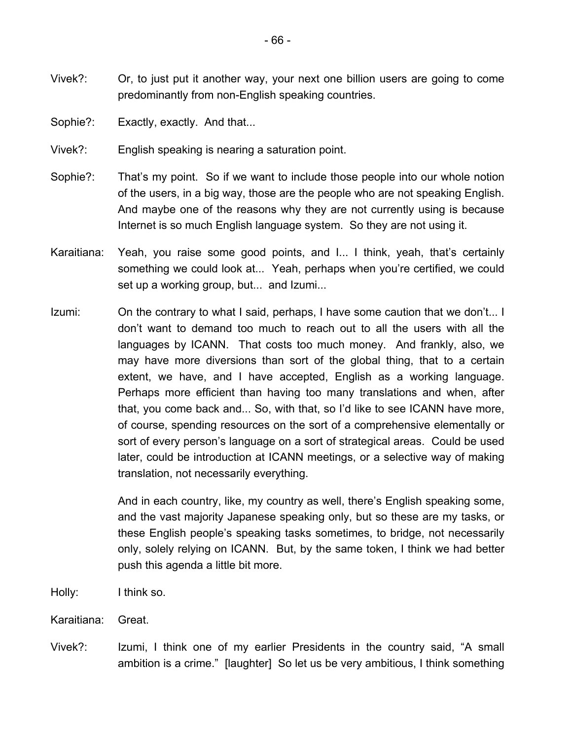Vivek?: Or, to just put it another way, your next one billion users are going to come predominantly from non-English speaking countries.

Sophie?: Exactly, exactly. And that...

Vivek?: English speaking is nearing a saturation point.

Sophie?: That's my point. So if we want to include those people into our whole notion of the users, in a big way, those are the people who are not speaking English. And maybe one of the reasons why they are not currently using is because Internet is so much English language system. So they are not using it.

Karaitiana: Yeah, you raise some good points, and I... I think, yeah, that's certainly something we could look at... Yeah, perhaps when you're certified, we could set up a working group, but... and Izumi...

Izumi: On the contrary to what I said, perhaps, I have some caution that we don't... I don't want to demand too much to reach out to all the users with all the languages by ICANN. That costs too much money. And frankly, also, we may have more diversions than sort of the global thing, that to a certain extent, we have, and I have accepted, English as a working language. Perhaps more efficient than having too many translations and when, after that, you come back and... So, with that, so I'd like to see ICANN have more, of course, spending resources on the sort of a comprehensive elementally or sort of every person's language on a sort of strategical areas. Could be used later, could be introduction at ICANN meetings, or a selective way of making translation, not necessarily everything.

And in each country, like, my country as well, there's English speaking some, and the vast majority Japanese speaking only, but so these are my tasks, or these English people's speaking tasks sometimes, to bridge, not necessarily only, solely relying on ICANN. But, by the same token, I think we had better push this agenda a little bit more.

Holly: I think so.

Karaitiana: Great.

Vivek?: Izumi, I think one of my earlier Presidents in the country said, "A small ambition is a crime." [laughter] So let us be very ambitious, I think something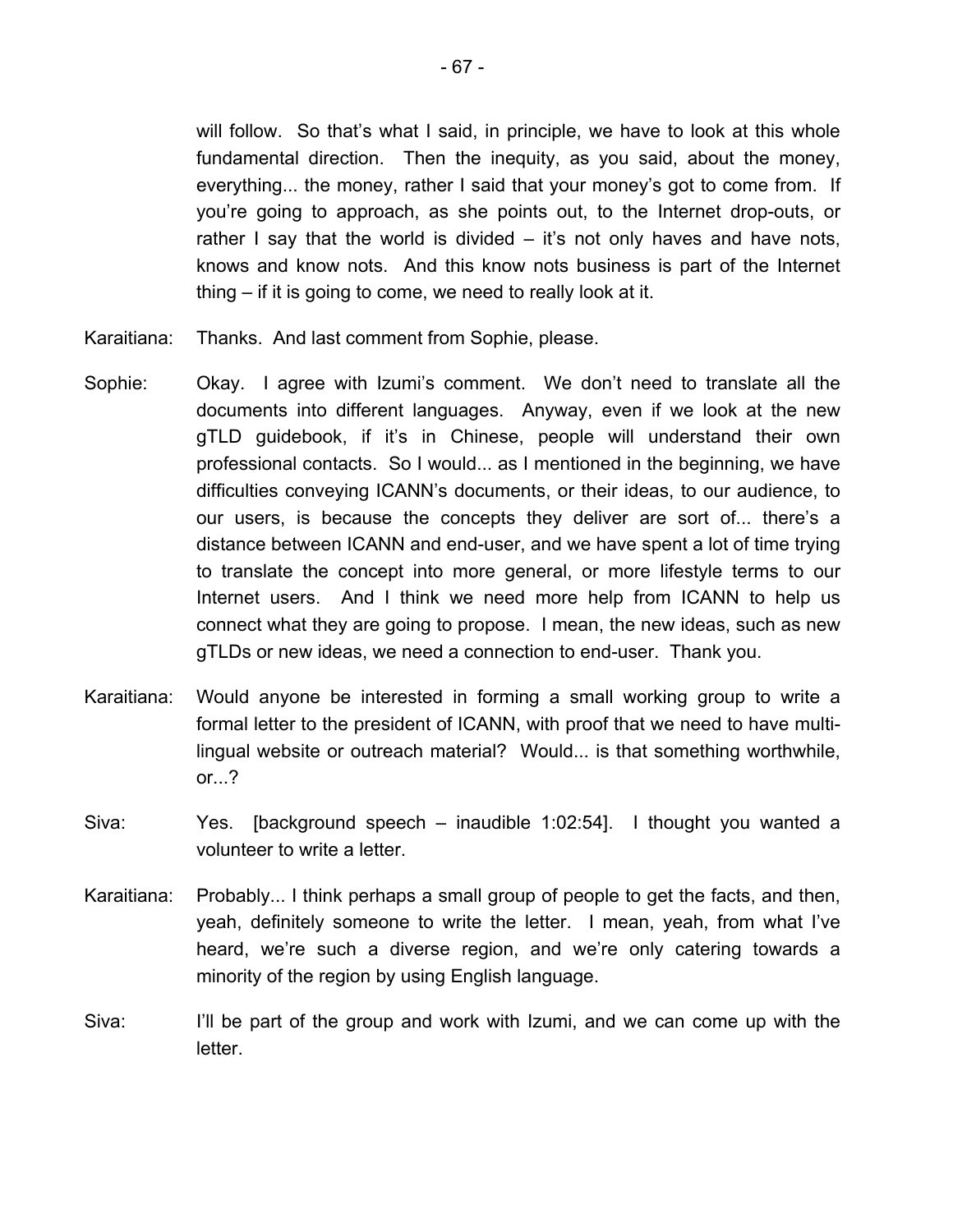will follow. So that's what I said, in principle, we have to look at this whole fundamental direction. Then the inequity, as you said, about the money, everything... the money, rather I said that your money's got to come from. If you're going to approach, as she points out, to the Internet drop-outs, or rather I say that the world is divided – it's not only haves and have nots, knows and know nots. And this know nots business is part of the Internet thing – if it is going to come, we need to really look at it.

Karaitiana: Thanks. And last comment from Sophie, please.

Sophie: Okay. I agree with Izumi's comment. We don't need to translate all the documents into different languages. Anyway, even if we look at the new gTLD guidebook, if it's in Chinese, people will understand their own professional contacts. So I would... as I mentioned in the beginning, we have difficulties conveying ICANN's documents, or their ideas, to our audience, to our users, is because the concepts they deliver are sort of... there's a distance between ICANN and end-user, and we have spent a lot of time trying to translate the concept into more general, or more lifestyle terms to our Internet users. And I think we need more help from ICANN to help us connect what they are going to propose. I mean, the new ideas, such as new gTLDs or new ideas, we need a connection to end-user. Thank you.

Karaitiana: Would anyone be interested in forming a small working group to write a formal letter to the president of ICANN, with proof that we need to have multi-lingual website or outreach material? Would... is that something worthwhile, or...?

Siva: Yes. [background speech – inaudible 1:02:54]. I thought you wanted a volunteer to write a letter.

Karaitiana: Probably... I think perhaps a small group of people to get the facts, and then, yeah, definitely someone to write the letter. I mean, yeah, from what I've heard, we're such a diverse region, and we're only catering towards a minority of the region by using English language.

Siva: I'll be part of the group and work with Izumi, and we can come up with the letter.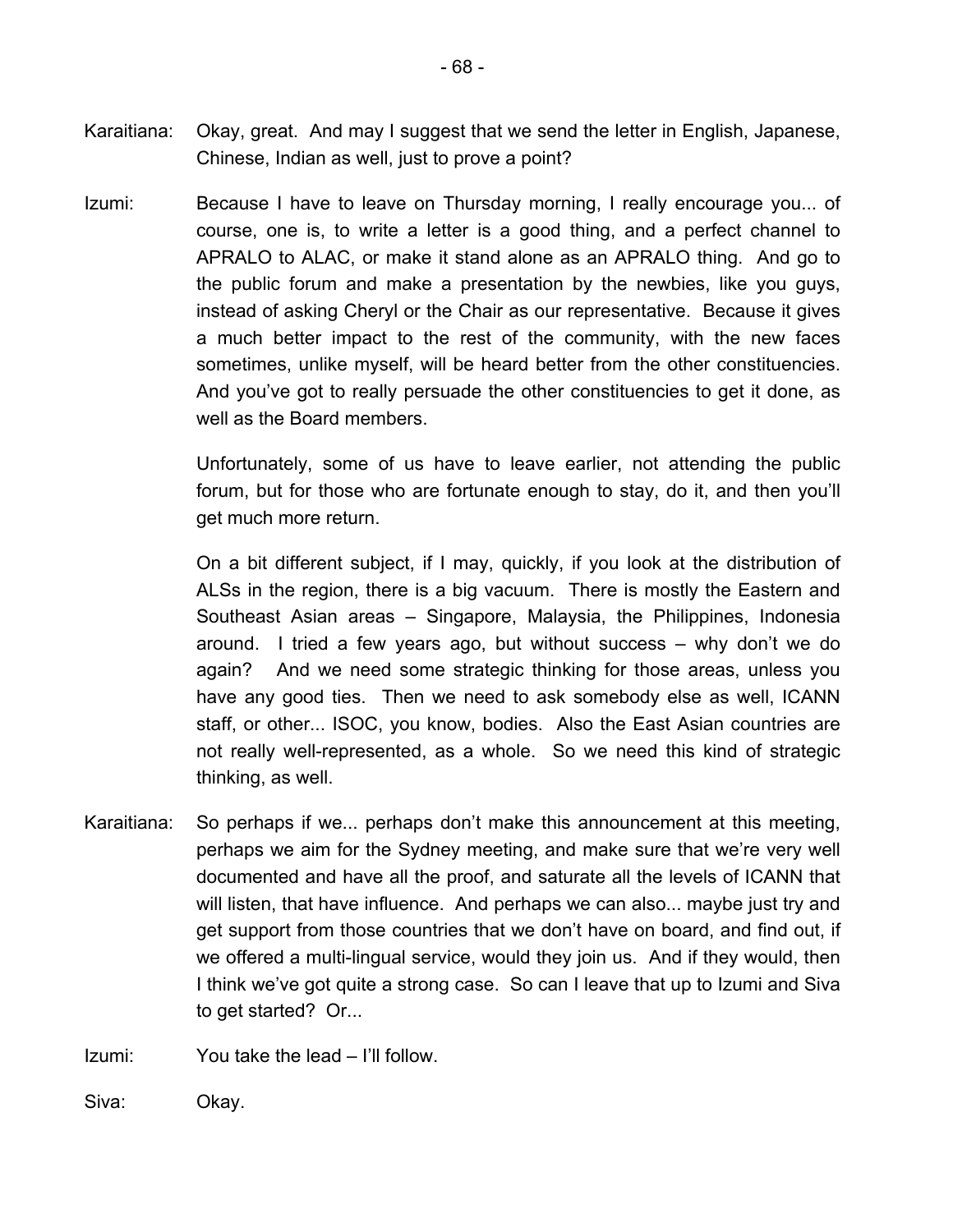Karaitiana: Okay, great. And may I suggest that we send the letter in English, Japanese, Chinese, Indian as well, just to prove a point?

Izumi: Because I have to leave on Thursday morning, I really encourage you... of course, one is, to write a letter is a good thing, and a perfect channel to APRALO to ALAC, or make it stand alone as an APRALO thing. And go to the public forum and make a presentation by the newbies, like you guys, instead of asking Cheryl or the Chair as our representative. Because it gives a much better impact to the rest of the community, with the new faces sometimes, unlike myself, will be heard better from the other constituencies. And you've got to really persuade the other constituencies to get it done, as well as the Board members.

Unfortunately, some of us have to leave earlier, not attending the public forum, but for those who are fortunate enough to stay, do it, and then you'll get much more return.

On a bit different subject, if I may, quickly, if you look at the distribution of ALSs in the region, there is a big vacuum. There is mostly the Eastern and Southeast Asian areas – Singapore, Malaysia, the Philippines, Indonesia around. I tried a few years ago, but without success – why don't we do again? And we need some strategic thinking for those areas, unless you have any good ties. Then we need to ask somebody else as well, ICANN staff, or other... ISOC, you know, bodies. Also the East Asian countries are not really well-represented, as a whole. So we need this kind of strategic thinking, as well.

Karaitiana: So perhaps if we... perhaps don't make this announcement at this meeting, perhaps we aim for the Sydney meeting, and make sure that we're very well documented and have all the proof, and saturate all the levels of ICANN that will listen, that have influence. And perhaps we can also... maybe just try and get support from those countries that we don't have on board, and find out, if we offered a multi-lingual service, would they join us. And if they would, then I think we've got quite a strong case. So can I leave that up to Izumi and Siva to get started? Or...

Izumi: You take the lead – I'll follow.

Siva: Okay.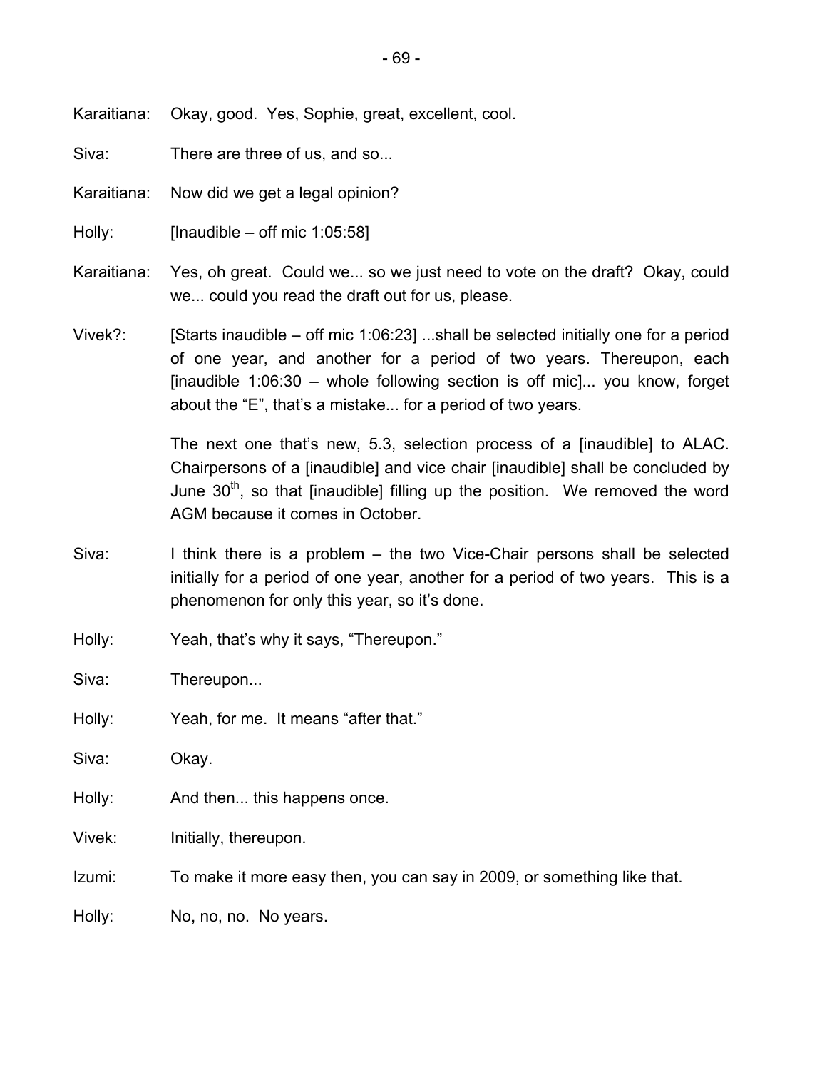Karaitiana: Okay, good. Yes, Sophie, great, excellent, cool.

Siva: There are three of us, and so...

Karaitiana: Now did we get a legal opinion?

Holly: [Inaudible – off mic 1:05:58]

Karaitiana: Yes, oh great. Could we... so we just need to vote on the draft? Okay, could we... could you read the draft out for us, please.

Vivek?: [Starts inaudible – off mic 1:06:23] ...shall be selected initially one for a period of one year, and another for a period of two years. Thereupon, each [inaudible 1:06:30 – whole following section is off mic]... you know, forget about the "E", that's a mistake... for a period of two years.

The next one that's new, 5.3, selection process of a [inaudible] to ALAC. Chairpersons of a [inaudible] and vice chair [inaudible] shall be concluded by June 30th, so that [inaudible] filling up the position. We removed the word AGM because it comes in October.

Siva: I think there is a problem – the two Vice-Chair persons shall be selected initially for a period of one year, another for a period of two years. This is a phenomenon for only this year, so it's done.

Holly: Yeah, that's why it says, "Thereupon."

Siva: Thereupon...

Holly: Yeah, for me. It means "after that."

Siva: Okay.

Holly: And then... this happens once.

Vivek: Initially, thereupon.

Izumi: To make it more easy then, you can say in 2009, or something like that.

Holly: No, no, no. No years.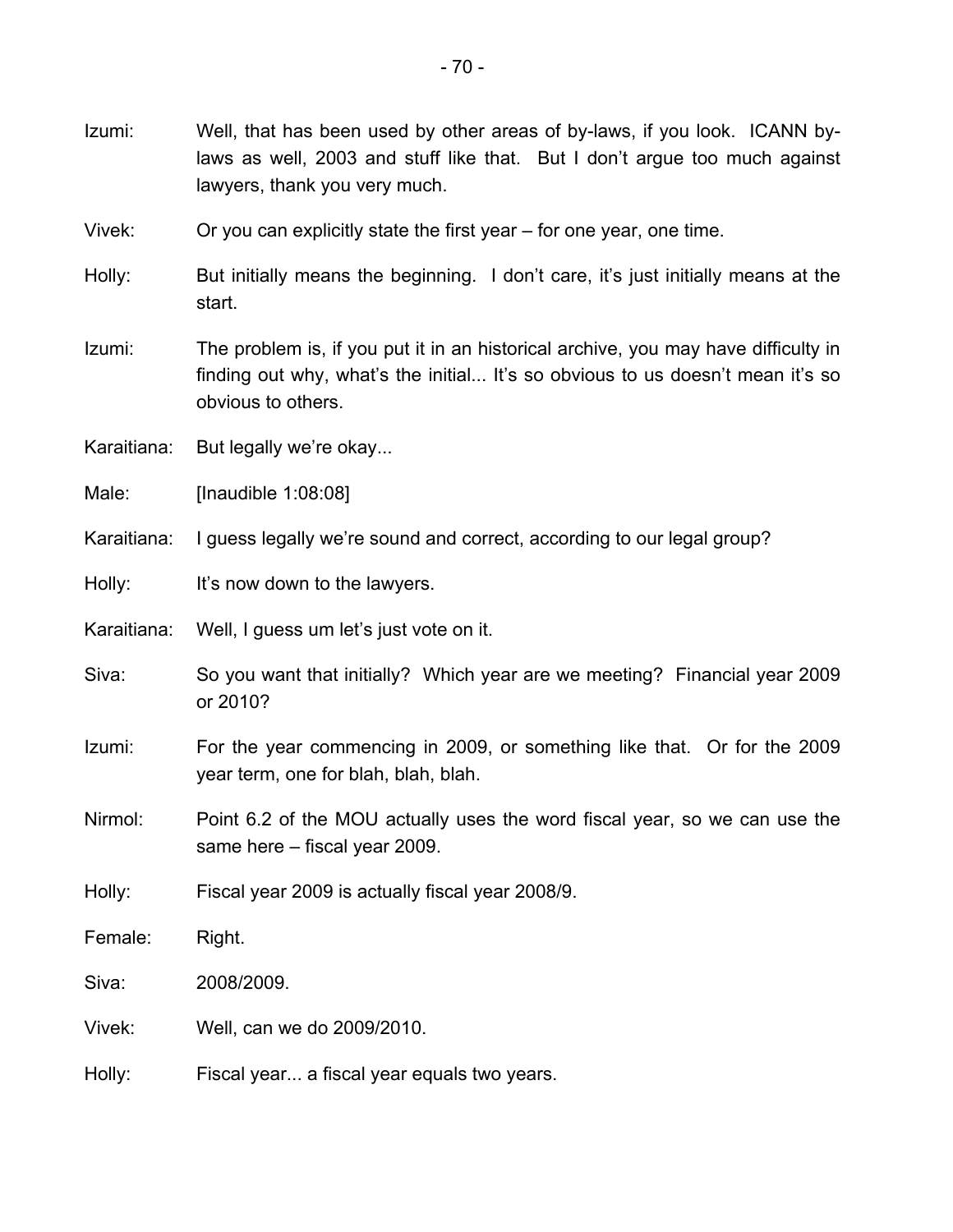Izumi: Well, that has been used by other areas of by-laws, if you look. ICANN by-laws as well, 2003 and stuff like that. But I don't argue too much against lawyers, thank you very much.

Vivek: Or you can explicitly state the first year – for one year, one time.

Holly: But initially means the beginning. I don't care, it's just initially means at the start.

Izumi: The problem is, if you put it in an historical archive, you may have difficulty in finding out why, what's the initial... It's so obvious to us doesn't mean it's so obvious to others.

Karaitiana: But legally we're okay...

Male: [Inaudible 1:08:08]

Karaitiana: I guess legally we're sound and correct, according to our legal group?

Holly: It's now down to the lawyers.

Karaitiana: Well, I guess um let's just vote on it.

Siva: So you want that initially? Which year are we meeting? Financial year 2009 or 2010?

Izumi: For the year commencing in 2009, or something like that. Or for the 2009 year term, one for blah, blah, blah.

Nirmol: Point 6.2 of the MOU actually uses the word fiscal year, so we can use the same here – fiscal year 2009.

Holly: Fiscal year 2009 is actually fiscal year 2008/9.

Female: Right.

Siva: 2008/2009.

Vivek: Well, can we do 2009/2010.

Holly: Fiscal year... a fiscal year equals two years.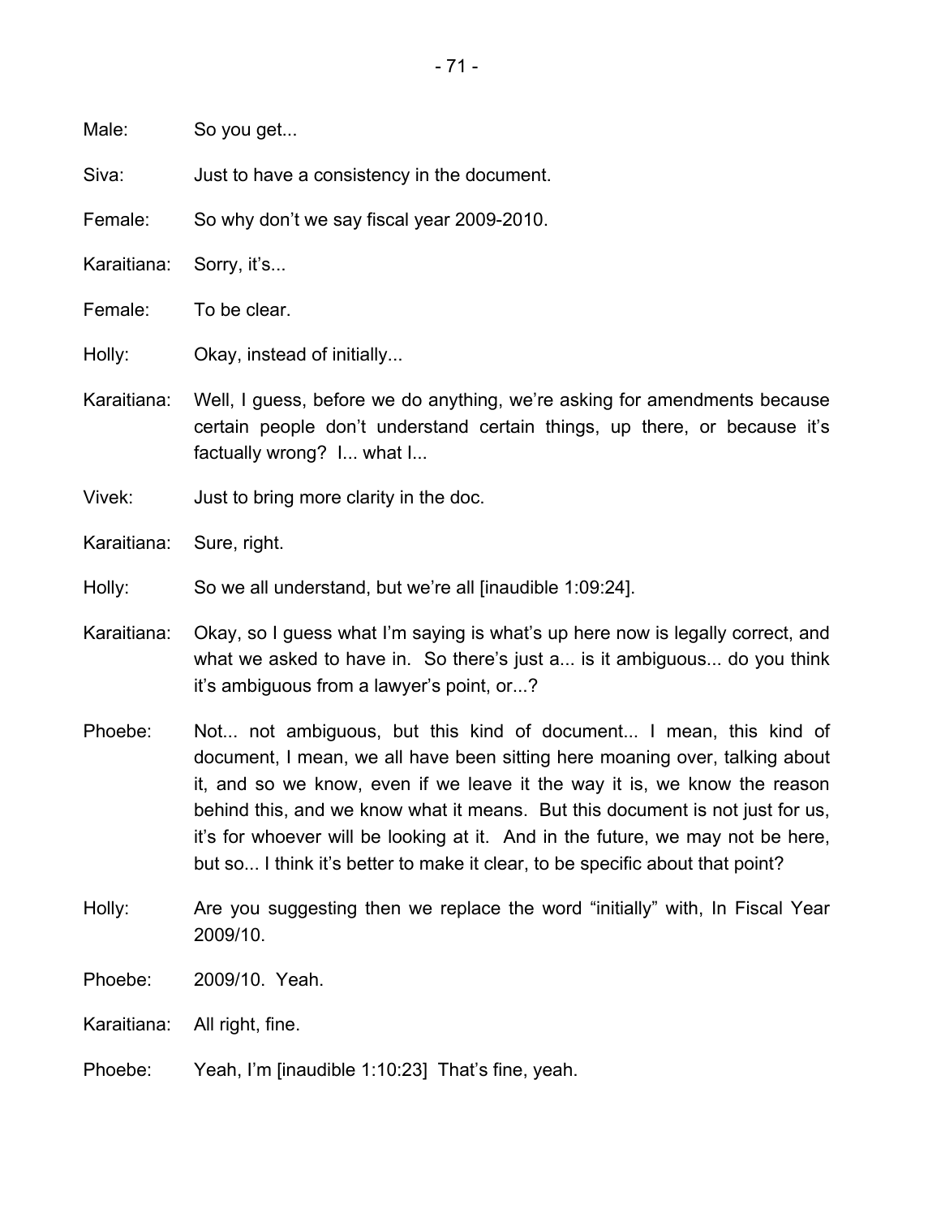Male: So you get...

Siva: Just to have a consistency in the document.

Female: So why don't we say fiscal year 2009-2010.

Karaitiana: Sorry, it's...

Female: To be clear.

Holly: Okay, instead of initially...

Karaitiana: Well, I guess, before we do anything, we're asking for amendments because certain people don't understand certain things, up there, or because it's factually wrong? I... what I...

Vivek: Just to bring more clarity in the doc.

Karaitiana: Sure, right.

Holly: So we all understand, but we're all [inaudible 1:09:24].

Karaitiana: Okay, so I guess what I'm saying is what's up here now is legally correct, and what we asked to have in. So there's just a... is it ambiguous... do you think it's ambiguous from a lawyer's point, or...?

Phoebe: Not... not ambiguous, but this kind of document... I mean, this kind of document, I mean, we all have been sitting here moaning over, talking about it, and so we know, even if we leave it the way it is, we know the reason behind this, and we know what it means. But this document is not just for us, it's for whoever will be looking at it. And in the future, we may not be here, but so... I think it's better to make it clear, to be specific about that point?

Holly: Are you suggesting then we replace the word "initially" with, In Fiscal Year 2009/10.

Phoebe: 2009/10. Yeah.

Karaitiana: All right, fine.

Phoebe: Yeah, I'm [inaudible 1:10:23] That's fine, yeah.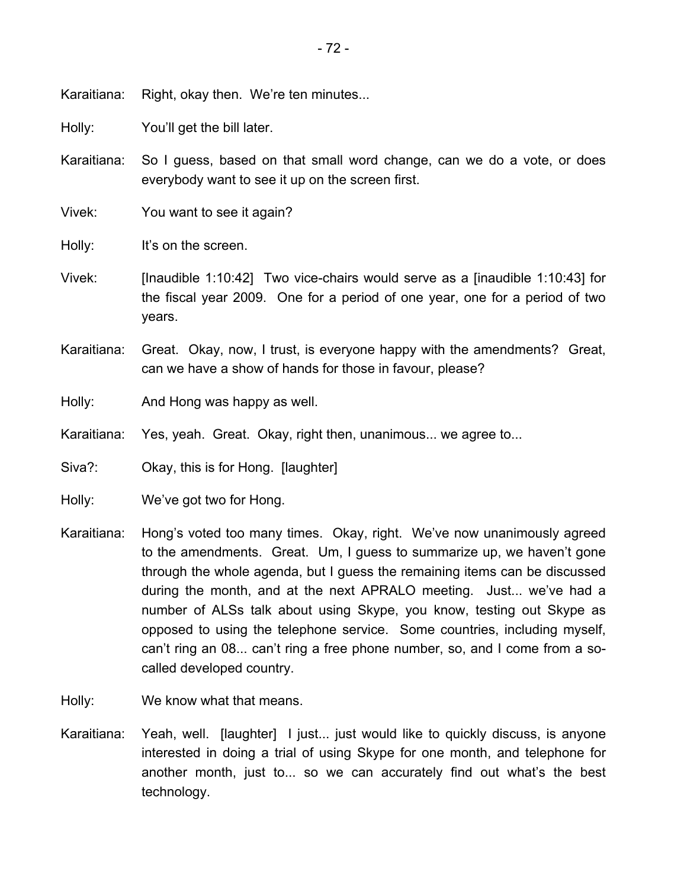Karaitiana: Right, okay then. We're ten minutes...

Holly: You'll get the bill later.

Karaitiana: So I guess, based on that small word change, can we do a vote, or does everybody want to see it up on the screen first.

Vivek: You want to see it again?

Holly: It's on the screen.

Vivek: [Inaudible 1:10:42] Two vice-chairs would serve as a [inaudible 1:10:43] for the fiscal year 2009. One for a period of one year, one for a period of two years.

Karaitiana: Great. Okay, now, I trust, is everyone happy with the amendments? Great, can we have a show of hands for those in favour, please?

Holly: And Hong was happy as well.

Karaitiana: Yes, yeah. Great. Okay, right then, unanimous... we agree to...

Siva?: Okay, this is for Hong. [laughter]

Holly: We've got two for Hong.

Karaitiana: Hong's voted too many times. Okay, right. We've now unanimously agreed to the amendments. Great. Um, I guess to summarize up, we haven't gone through the whole agenda, but I guess the remaining items can be discussed during the month, and at the next APRALO meeting. Just... we've had a number of ALSs talk about using Skype, you know, testing out Skype as opposed to using the telephone service. Some countries, including myself, can't ring an 08... can't ring a free phone number, so, and I come from a so-called developed country.

Holly: We know what that means.

Karaitiana: Yeah, well. [laughter] I just... just would like to quickly discuss, is anyone interested in doing a trial of using Skype for one month, and telephone for another month, just to... so we can accurately find out what's the best technology.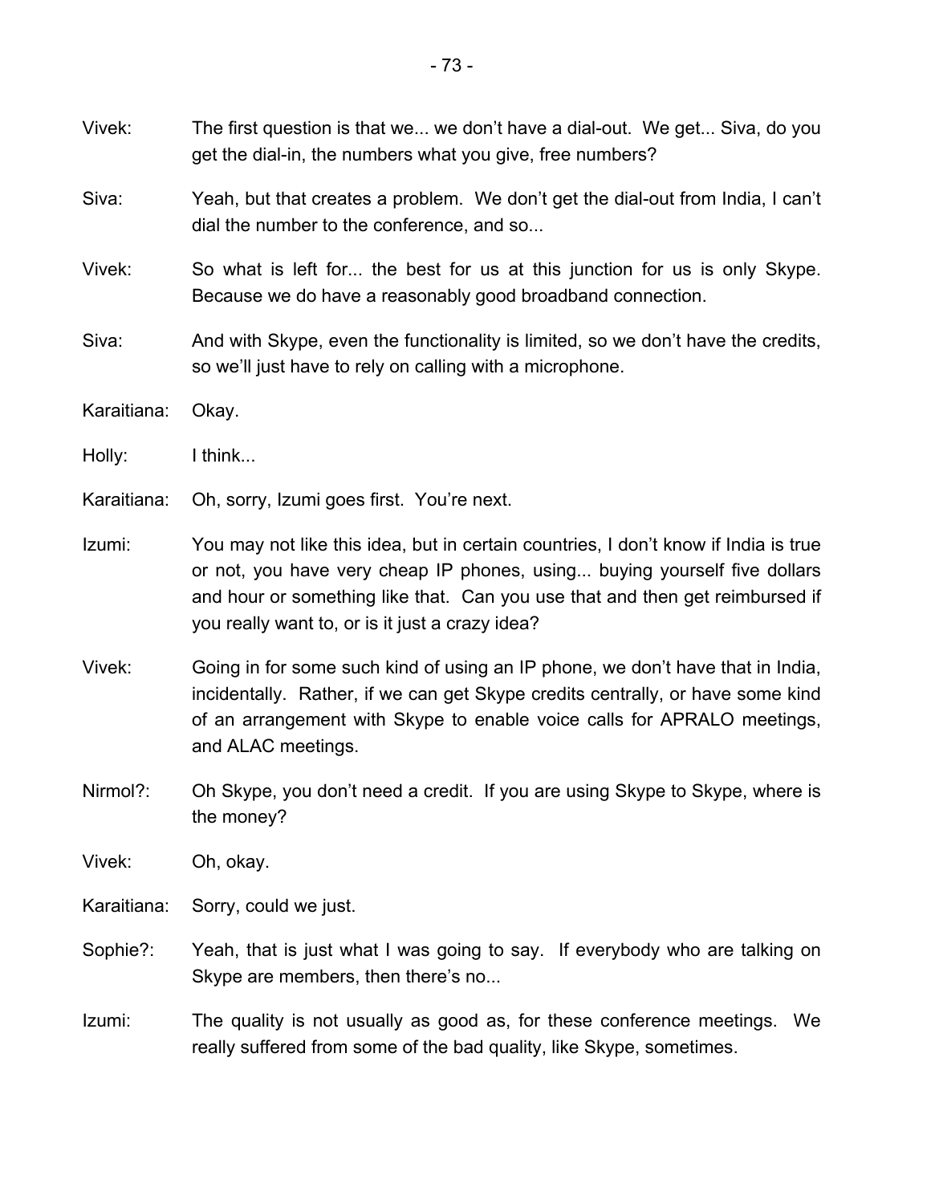Vivek: The first question is that we... we don't have a dial-out. We get... Siva, do you get the dial-in, the numbers what you give, free numbers?

Siva: Yeah, but that creates a problem. We don't get the dial-out from India, I can't dial the number to the conference, and so...

Vivek: So what is left for... the best for us at this junction for us is only Skype. Because we do have a reasonably good broadband connection.

Siva: And with Skype, even the functionality is limited, so we don't have the credits, so we'll just have to rely on calling with a microphone.

Karaitiana: Okay.

Holly: I think...

Karaitiana: Oh, sorry, Izumi goes first. You're next.

Izumi: You may not like this idea, but in certain countries, I don't know if India is true or not, you have very cheap IP phones, using... buying yourself five dollars and hour or something like that. Can you use that and then get reimbursed if you really want to, or is it just a crazy idea?

Vivek: Going in for some such kind of using an IP phone, we don't have that in India, incidentally. Rather, if we can get Skype credits centrally, or have some kind of an arrangement with Skype to enable voice calls for APRALO meetings, and ALAC meetings.

Nirmol?: Oh Skype, you don't need a credit. If you are using Skype to Skype, where is the money?

Vivek: Oh, okay.

Karaitiana: Sorry, could we just.

Sophie?: Yeah, that is just what I was going to say. If everybody who are talking on Skype are members, then there's no...

Izumi: The quality is not usually as good as, for these conference meetings. We really suffered from some of the bad quality, like Skype, sometimes.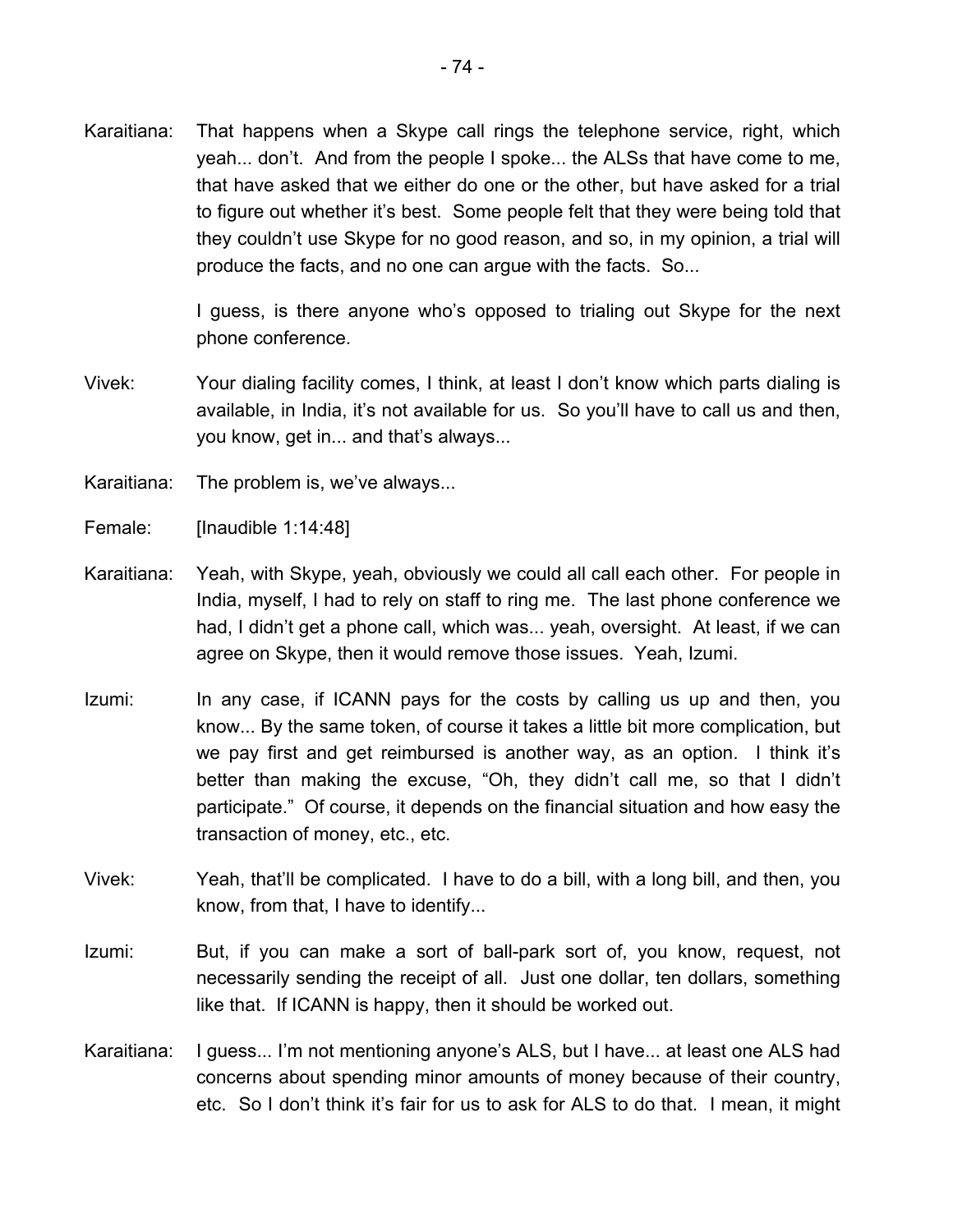Karaitiana: That happens when a Skype call rings the telephone service, right, which yeah... don't. And from the people I spoke... the ALSs that have come to me, that have asked that we either do one or the other, but have asked for a trial to figure out whether it's best. Some people felt that they were being told that they couldn't use Skype for no good reason, and so, in my opinion, a trial will produce the facts, and no one can argue with the facts. So...

I guess, is there anyone who's opposed to trialing out Skype for the next phone conference.

Vivek: Your dialing facility comes, I think, at least I don't know which parts dialing is available, in India, it's not available for us. So you'll have to call us and then, you know, get in... and that's always...

Karaitiana: The problem is, we've always...

Female: [Inaudible 1:14:48]

Karaitiana: Yeah, with Skype, yeah, obviously we could all call each other. For people in India, myself, I had to rely on staff to ring me. The last phone conference we had, I didn't get a phone call, which was... yeah, oversight. At least, if we can agree on Skype, then it would remove those issues. Yeah, Izumi.

Izumi: In any case, if ICANN pays for the costs by calling us up and then, you know... By the same token, of course it takes a little bit more complication, but we pay first and get reimbursed is another way, as an option. I think it's better than making the excuse, "Oh, they didn't call me, so that I didn't participate." Of course, it depends on the financial situation and how easy the transaction of money, etc., etc.

Vivek: Yeah, that'll be complicated. I have to do a bill, with a long bill, and then, you know, from that, I have to identify...

Izumi: But, if you can make a sort of ball-park sort of, you know, request, not necessarily sending the receipt of all. Just one dollar, ten dollars, something like that. If ICANN is happy, then it should be worked out.

Karaitiana: I guess... I'm not mentioning anyone's ALS, but I have... at least one ALS had concerns about spending minor amounts of money because of their country, etc. So I don't think it's fair for us to ask for ALS to do that. I mean, it might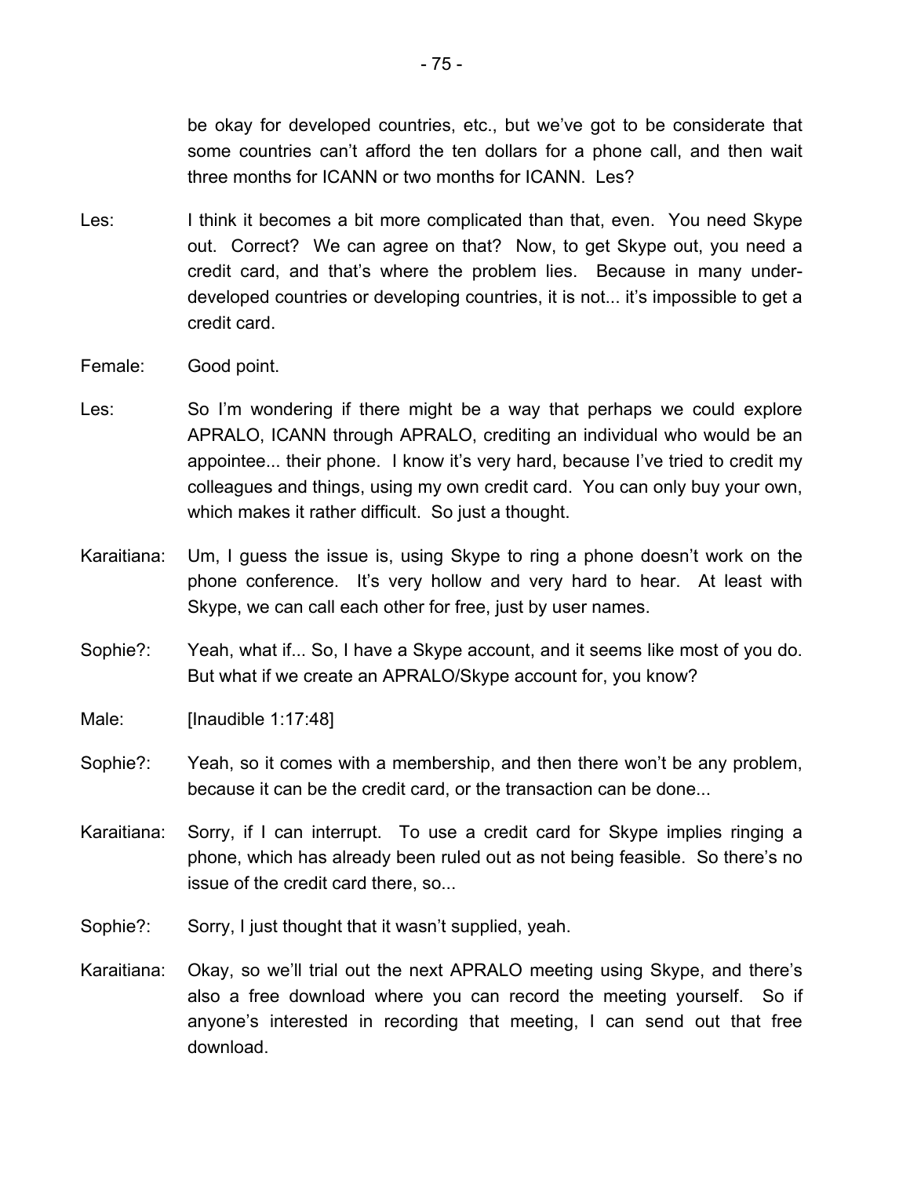be okay for developed countries, etc., but we've got to be considerate that some countries can't afford the ten dollars for a phone call, and then wait three months for ICANN or two months for ICANN. Les?

Les: I think it becomes a bit more complicated than that, even. You need Skype out. Correct? We can agree on that? Now, to get Skype out, you need a credit card, and that's where the problem lies. Because in many under-developed countries or developing countries, it is not... it's impossible to get a credit card.

Female: Good point.

Les: So I'm wondering if there might be a way that perhaps we could explore APRALO, ICANN through APRALO, crediting an individual who would be an appointee... their phone. I know it's very hard, because I've tried to credit my colleagues and things, using my own credit card. You can only buy your own, which makes it rather difficult. So just a thought.

Karaitiana: Um, I guess the issue is, using Skype to ring a phone doesn't work on the phone conference. It's very hollow and very hard to hear. At least with Skype, we can call each other for free, just by user names.

Sophie?: Yeah, what if... So, I have a Skype account, and it seems like most of you do. But what if we create an APRALO/Skype account for, you know?

Male: [Inaudible 1:17:48]

Sophie?: Yeah, so it comes with a membership, and then there won't be any problem, because it can be the credit card, or the transaction can be done...

Karaitiana: Sorry, if I can interrupt. To use a credit card for Skype implies ringing a phone, which has already been ruled out as not being feasible. So there's no issue of the credit card there, so...

Sophie?: Sorry, I just thought that it wasn't supplied, yeah.

Karaitiana: Okay, so we'll trial out the next APRALO meeting using Skype, and there's also a free download where you can record the meeting yourself. So if anyone's interested in recording that meeting, I can send out that free download.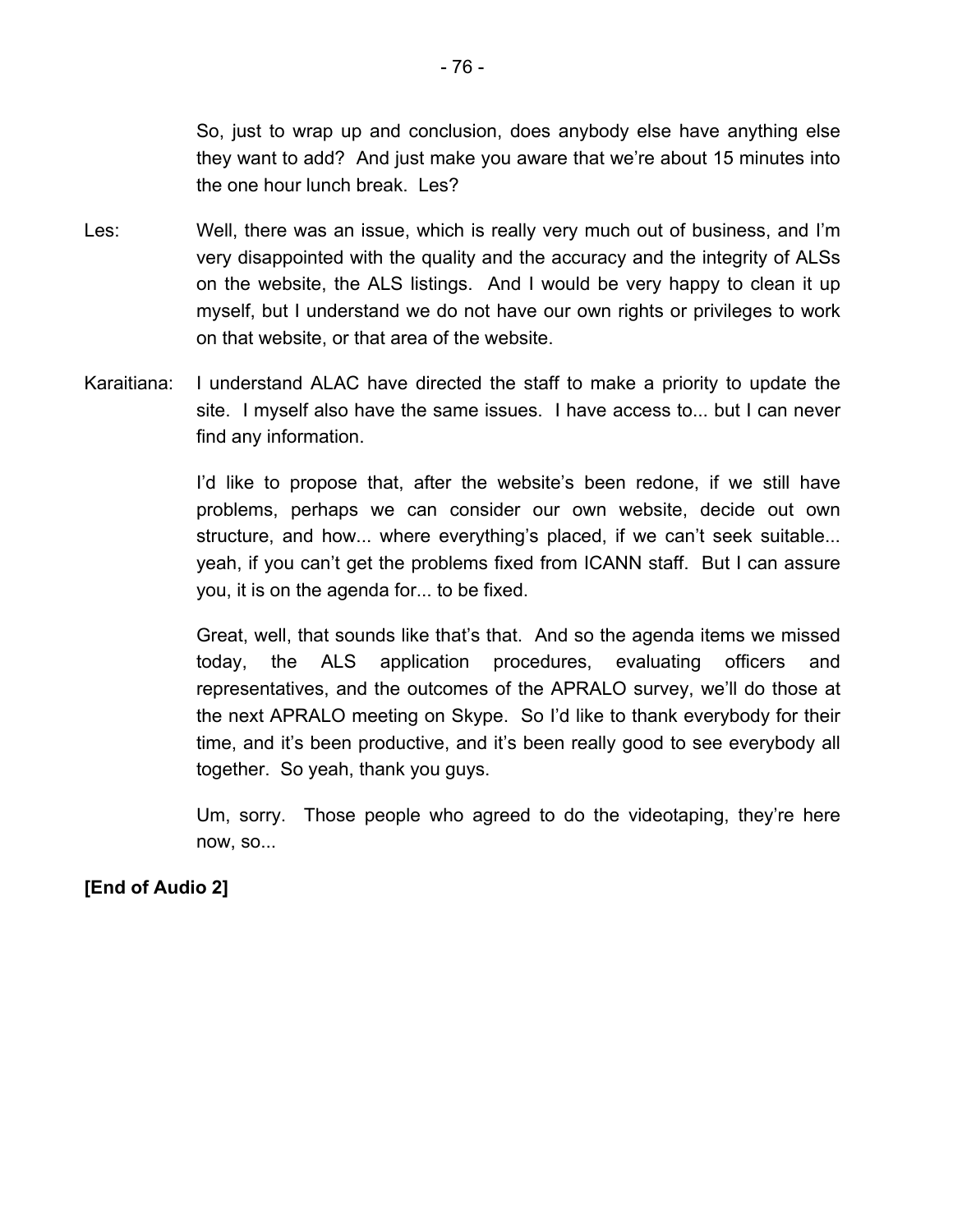So, just to wrap up and conclusion, does anybody else have anything else they want to add? And just make you aware that we're about 15 minutes into the one hour lunch break. Les?

Les: Well, there was an issue, which is really very much out of business, and I'm very disappointed with the quality and the accuracy and the integrity of ALSs on the website, the ALS listings. And I would be very happy to clean it up myself, but I understand we do not have our own rights or privileges to work on that website, or that area of the website.

Karaitiana: I understand ALAC have directed the staff to make a priority to update the site. I myself also have the same issues. I have access to... but I can never find any information.

I'd like to propose that, after the website's been redone, if we still have problems, perhaps we can consider our own website, decide out own structure, and how... where everything's placed, if we can't seek suitable... yeah, if you can't get the problems fixed from ICANN staff. But I can assure you, it is on the agenda for... to be fixed.

Great, well, that sounds like that's that. And so the agenda items we missed today, the ALS application procedures, evaluating officers and representatives, and the outcomes of the APRALO survey, we'll do those at the next APRALO meeting on Skype. So I'd like to thank everybody for their time, and it's been productive, and it's been really good to see everybody all together. So yeah, thank you guys.

Um, sorry. Those people who agreed to do the videotaping, they're here now, so...

**[End of Audio 2]**